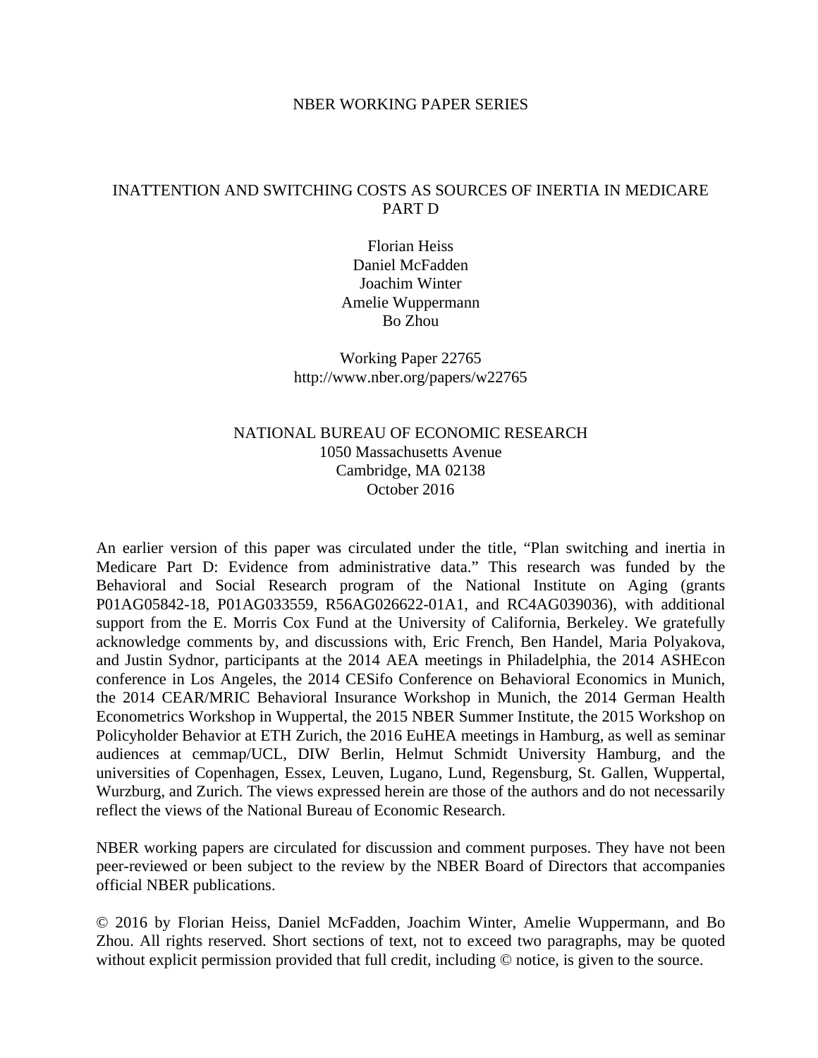NBER WORKING PAPER SERIES

# INATTENTION AND SWITCHING COSTS AS SOURCES OF INERTIA IN MEDICARE PART D

Florian Heiss
Daniel McFadden
Joachim Winter
Amelie Wuppermann
Bo Zhou

Working Paper 22765
http://www.nber.org/papers/w22765

NATIONAL BUREAU OF ECONOMIC RESEARCH
1050 Massachusetts Avenue
Cambridge, MA 02138
October 2016

An earlier version of this paper was circulated under the title, "Plan switching and inertia in Medicare Part D: Evidence from administrative data." This research was funded by the Behavioral and Social Research program of the National Institute on Aging (grants P01AG05842-18, P01AG033559, R56AG026622-01A1, and RC4AG039036), with additional support from the E. Morris Cox Fund at the University of California, Berkeley. We gratefully acknowledge comments by, and discussions with, Eric French, Ben Handel, Maria Polyakova, and Justin Sydnor, participants at the 2014 AEA meetings in Philadelphia, the 2014 ASHEcon conference in Los Angeles, the 2014 CESifo Conference on Behavioral Economics in Munich, the 2014 CEAR/MRIC Behavioral Insurance Workshop in Munich, the 2014 German Health Econometrics Workshop in Wuppertal, the 2015 NBER Summer Institute, the 2015 Workshop on Policyholder Behavior at ETH Zurich, the 2016 EuHEA meetings in Hamburg, as well as seminar audiences at cemmap/UCL, DIW Berlin, Helmut Schmidt University Hamburg, and the universities of Copenhagen, Essex, Leuven, Lugano, Lund, Regensburg, St. Gallen, Wuppertal, Wurzburg, and Zurich. The views expressed herein are those of the authors and do not necessarily reflect the views of the National Bureau of Economic Research.

NBER working papers are circulated for discussion and comment purposes. They have not been peer-reviewed or been subject to the review by the NBER Board of Directors that accompanies official NBER publications.

© 2016 by Florian Heiss, Daniel McFadden, Joachim Winter, Amelie Wuppermann, and Bo Zhou. All rights reserved. Short sections of text, not to exceed two paragraphs, may be quoted without explicit permission provided that full credit, including © notice, is given to the source.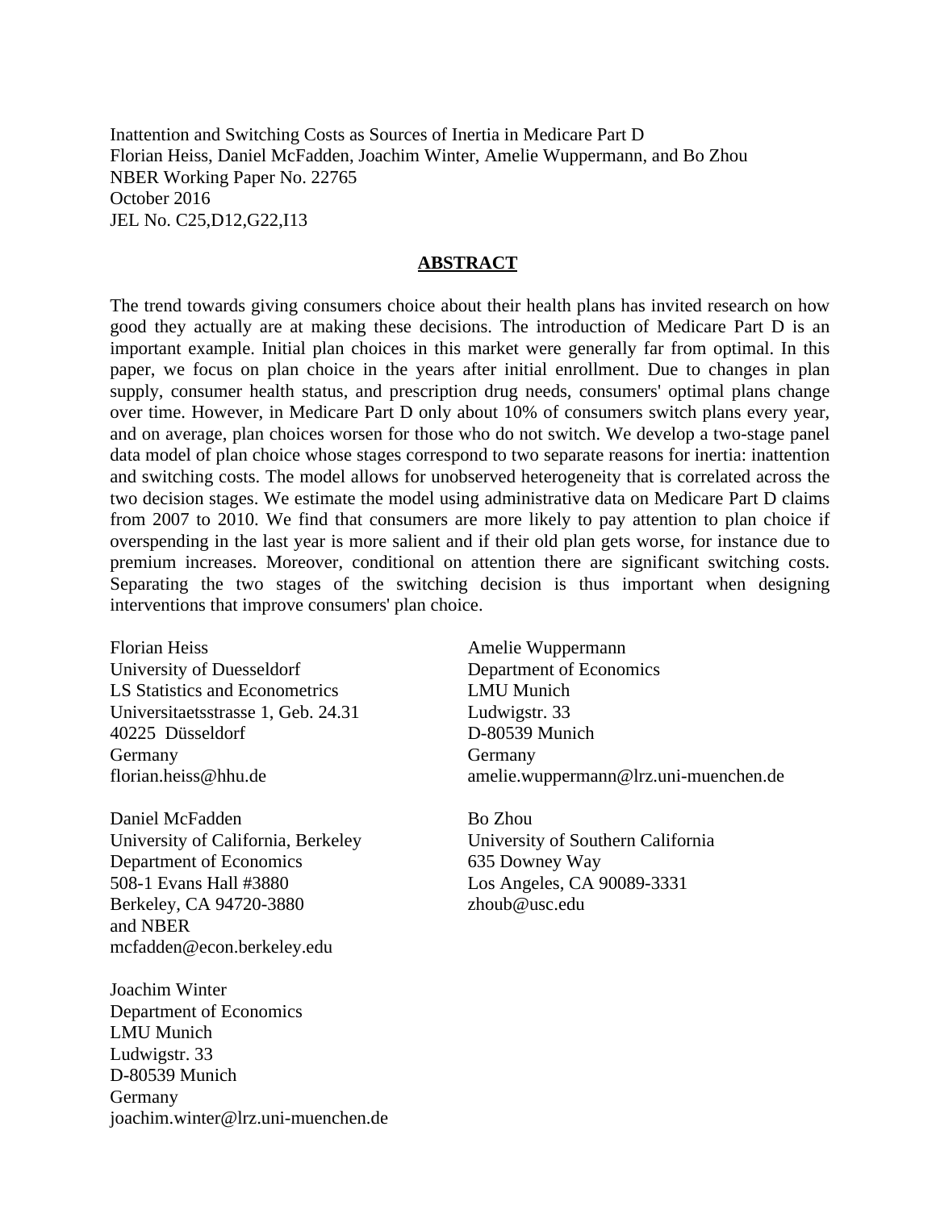Inattention and Switching Costs as Sources of Inertia in Medicare Part D
Florian Heiss, Daniel McFadden, Joachim Winter, Amelie Wuppermann, and Bo Zhou
NBER Working Paper No. 22765
October 2016
JEL No. C25,D12,G22,I13

## ABSTRACT

The trend towards giving consumers choice about their health plans has invited research on how good they actually are at making these decisions. The introduction of Medicare Part D is an important example. Initial plan choices in this market were generally far from optimal. In this paper, we focus on plan choice in the years after initial enrollment. Due to changes in plan supply, consumer health status, and prescription drug needs, consumers' optimal plans change over time. However, in Medicare Part D only about 10% of consumers switch plans every year, and on average, plan choices worsen for those who do not switch. We develop a two-stage panel data model of plan choice whose stages correspond to two separate reasons for inertia: inattention and switching costs. The model allows for unobserved heterogeneity that is correlated across the two decision stages. We estimate the model using administrative data on Medicare Part D claims from 2007 to 2010. We find that consumers are more likely to pay attention to plan choice if overspending in the last year is more salient and if their old plan gets worse, for instance due to premium increases. Moreover, conditional on attention there are significant switching costs. Separating the two stages of the switching decision is thus important when designing interventions that improve consumers' plan choice.

Florian Heiss
University of Duesseldorf
LS Statistics and Econometrics
Universitaetsstrasse 1, Geb. 24.31
40225 Düsseldorf
Germany
florian.heiss@hhu.de

Daniel McFadden
University of California, Berkeley
Department of Economics
508-1 Evans Hall #3880
Berkeley, CA 94720-3880
and NBER
mcfadden@econ.berkeley.edu

Joachim Winter
Department of Economics
LMU Munich
Ludwigstr. 33
D-80539 Munich
Germany
joachim.winter@lrz.uni-muenchen.de

Amelie Wuppermann
Department of Economics
LMU Munich
Ludwigstr. 33
D-80539 Munich
Germany
amelie.wuppermann@lrz.uni-muenchen.de

Bo Zhou
University of Southern California
635 Downey Way
Los Angeles, CA 90089-3331
zhoub@usc.edu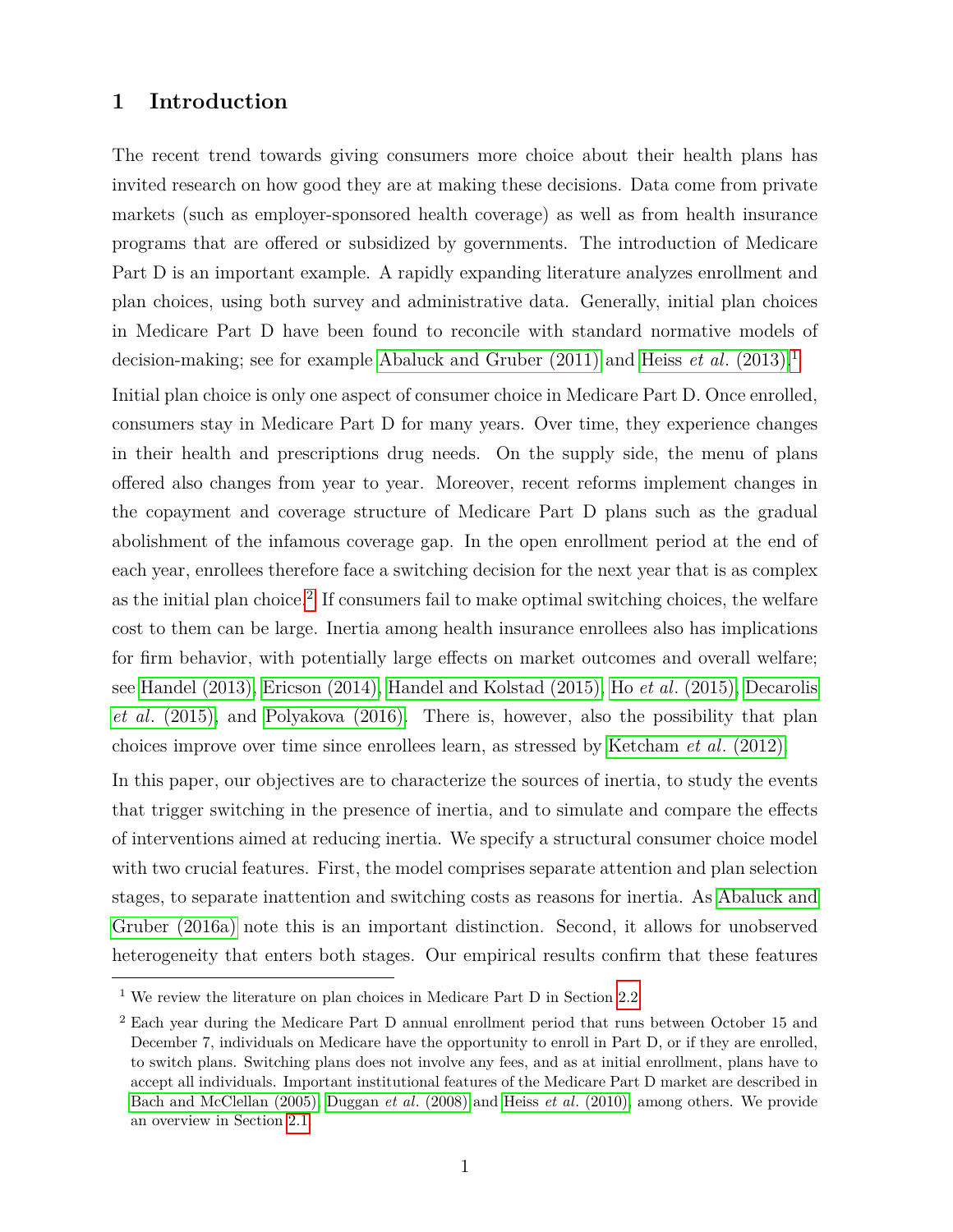# 1 Introduction

The recent trend towards giving consumers more choice about their health plans has invited research on how good they are at making these decisions. Data come from private markets (such as employer-sponsored health coverage) as well as from health insurance programs that are offered or subsidized by governments. The introduction of Medicare Part D is an important example. A rapidly expanding literature analyzes enrollment and plan choices, using both survey and administrative data. Generally, initial plan choices in Medicare Part D have been found to reconcile with standard normative models of decision-making; see for example Abaluck and Gruber (2011) and Heiss *et al.* (2013).[1]

Initial plan choice is only one aspect of consumer choice in Medicare Part D. Once enrolled, consumers stay in Medicare Part D for many years. Over time, they experience changes in their health and prescriptions drug needs. On the supply side, the menu of plans offered also changes from year to year. Moreover, recent reforms implement changes in the copayment and coverage structure of Medicare Part D plans such as the gradual abolishment of the infamous coverage gap. In the open enrollment period at the end of each year, enrollees therefore face a switching decision for the next year that is as complex as the initial plan choice.[2] If consumers fail to make optimal switching choices, the welfare cost to them can be large. Inertia among health insurance enrollees also has implications for firm behavior, with potentially large effects on market outcomes and overall welfare; see Handel (2013), Ericson (2014), Handel and Kolstad (2015), Ho *et al.* (2015), Decarolis *et al.* (2015), and Polyakova (2016). There is, however, also the possibility that plan choices improve over time since enrollees learn, as stressed by Ketcham *et al.* (2012).

In this paper, our objectives are to characterize the sources of inertia, to study the events that trigger switching in the presence of inertia, and to simulate and compare the effects of interventions aimed at reducing inertia. We specify a structural consumer choice model with two crucial features. First, the model comprises separate attention and plan selection stages, to separate inattention and switching costs as reasons for inertia. As Abaluck and Gruber (2016a) note this is an important distinction. Second, it allows for unobserved heterogeneity that enters both stages. Our empirical results confirm that these features

[1] We review the literature on plan choices in Medicare Part D in Section 2.2.

[2] Each year during the Medicare Part D annual enrollment period that runs between October 15 and December 7, individuals on Medicare have the opportunity to enroll in Part D, or if they are enrolled, to switch plans. Switching plans does not involve any fees, and as at initial enrollment, plans have to accept all individuals. Important institutional features of the Medicare Part D market are described in Bach and McClellan (2005), Duggan *et al.* (2008) and Heiss *et al.* (2010), among others. We provide an overview in Section 2.1.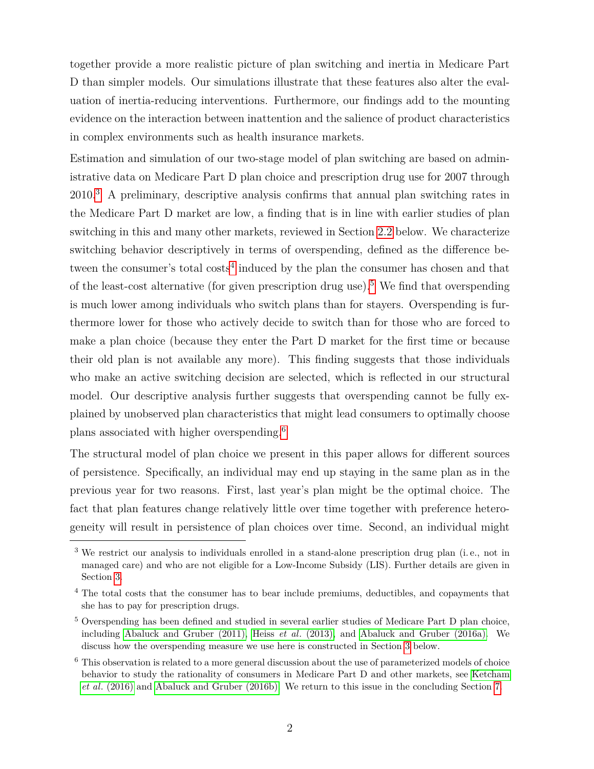together provide a more realistic picture of plan switching and inertia in Medicare Part D than simpler models. Our simulations illustrate that these features also alter the evaluation of inertia-reducing interventions. Furthermore, our findings add to the mounting evidence on the interaction between inattention and the salience of product characteristics in complex environments such as health insurance markets.

Estimation and simulation of our two-stage model of plan switching are based on administrative data on Medicare Part D plan choice and prescription drug use for 2007 through 2010.[3] A preliminary, descriptive analysis confirms that annual plan switching rates in the Medicare Part D market are low, a finding that is in line with earlier studies of plan switching in this and many other markets, reviewed in Section 2.2 below. We characterize switching behavior descriptively in terms of overspending, defined as the difference between the consumer's total costs[4] induced by the plan the consumer has chosen and that of the least-cost alternative (for given prescription drug use).[5] We find that overspending is much lower among individuals who switch plans than for stayers. Overspending is furthermore lower for those who actively decide to switch than for those who are forced to make a plan choice (because they enter the Part D market for the first time or because their old plan is not available any more). This finding suggests that those individuals who make an active switching decision are selected, which is reflected in our structural model. Our descriptive analysis further suggests that overspending cannot be fully explained by unobserved plan characteristics that might lead consumers to optimally choose plans associated with higher overspending.[6]

The structural model of plan choice we present in this paper allows for different sources of persistence. Specifically, an individual may end up staying in the same plan as in the previous year for two reasons. First, last year's plan might be the optimal choice. The fact that plan features change relatively little over time together with preference heterogeneity will result in persistence of plan choices over time. Second, an individual might

---

[3] We restrict our analysis to individuals enrolled in a stand-alone prescription drug plan (i. e., not in managed care) and who are not eligible for a Low-Income Subsidy (LIS). Further details are given in Section 3.

[4] The total costs that the consumer has to bear include premiums, deductibles, and copayments that she has to pay for prescription drugs.

[5] Overspending has been defined and studied in several earlier studies of Medicare Part D plan choice, including Abaluck and Gruber (2011), Heiss *et al.* (2013), and Abaluck and Gruber (2016a). We discuss how the overspending measure we use here is constructed in Section 3 below.

[6] This observation is related to a more general discussion about the use of parameterized models of choice behavior to study the rationality of consumers in Medicare Part D and other markets, see Ketcham *et al.* (2016) and Abaluck and Gruber (2016b). We return to this issue in the concluding Section 7.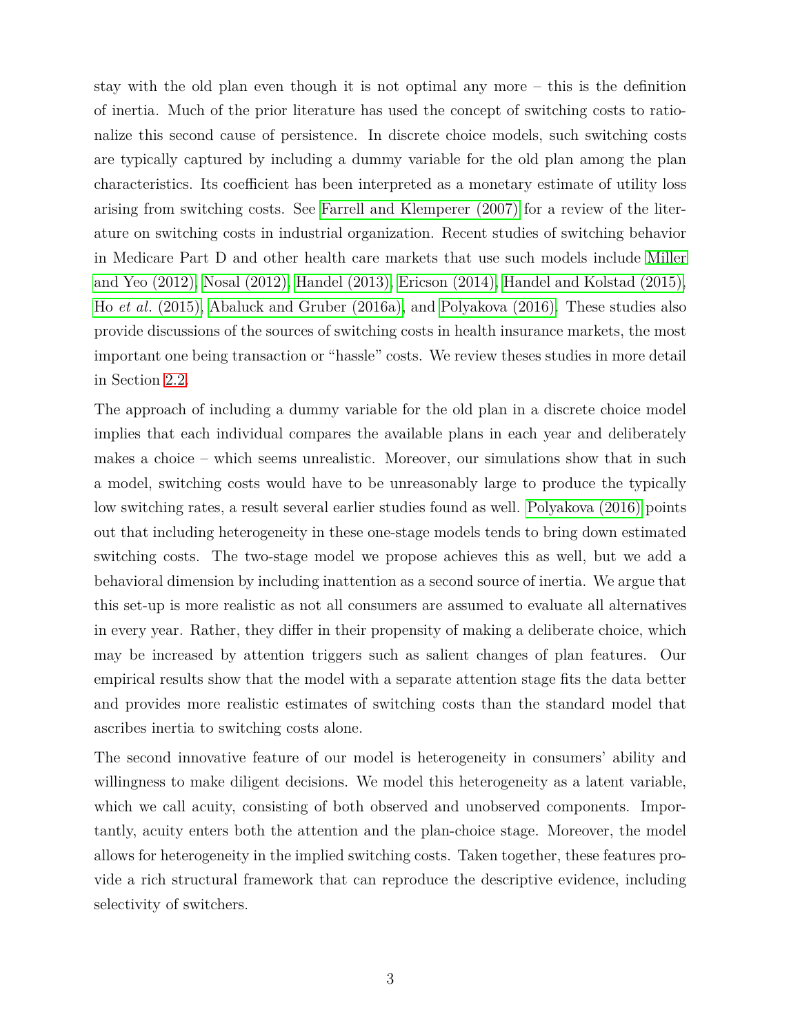stay with the old plan even though it is not optimal any more – this is the definition of inertia. Much of the prior literature has used the concept of switching costs to rationalize this second cause of persistence. In discrete choice models, such switching costs are typically captured by including a dummy variable for the old plan among the plan characteristics. Its coefficient has been interpreted as a monetary estimate of utility loss arising from switching costs. See Farrell and Klemperer (2007) for a review of the literature on switching costs in industrial organization. Recent studies of switching behavior in Medicare Part D and other health care markets that use such models include Miller and Yeo (2012), Nosal (2012), Handel (2013), Ericson (2014), Handel and Kolstad (2015), Ho *et al.* (2015), Abaluck and Gruber (2016a), and Polyakova (2016). These studies also provide discussions of the sources of switching costs in health insurance markets, the most important one being transaction or "hassle" costs. We review theses studies in more detail in Section 2.2.

The approach of including a dummy variable for the old plan in a discrete choice model implies that each individual compares the available plans in each year and deliberately makes a choice – which seems unrealistic. Moreover, our simulations show that in such a model, switching costs would have to be unreasonably large to produce the typically low switching rates, a result several earlier studies found as well. Polyakova (2016) points out that including heterogeneity in these one-stage models tends to bring down estimated switching costs. The two-stage model we propose achieves this as well, but we add a behavioral dimension by including inattention as a second source of inertia. We argue that this set-up is more realistic as not all consumers are assumed to evaluate all alternatives in every year. Rather, they differ in their propensity of making a deliberate choice, which may be increased by attention triggers such as salient changes of plan features. Our empirical results show that the model with a separate attention stage fits the data better and provides more realistic estimates of switching costs than the standard model that ascribes inertia to switching costs alone.

The second innovative feature of our model is heterogeneity in consumers' ability and willingness to make diligent decisions. We model this heterogeneity as a latent variable, which we call acuity, consisting of both observed and unobserved components. Importantly, acuity enters both the attention and the plan-choice stage. Moreover, the model allows for heterogeneity in the implied switching costs. Taken together, these features provide a rich structural framework that can reproduce the descriptive evidence, including selectivity of switchers.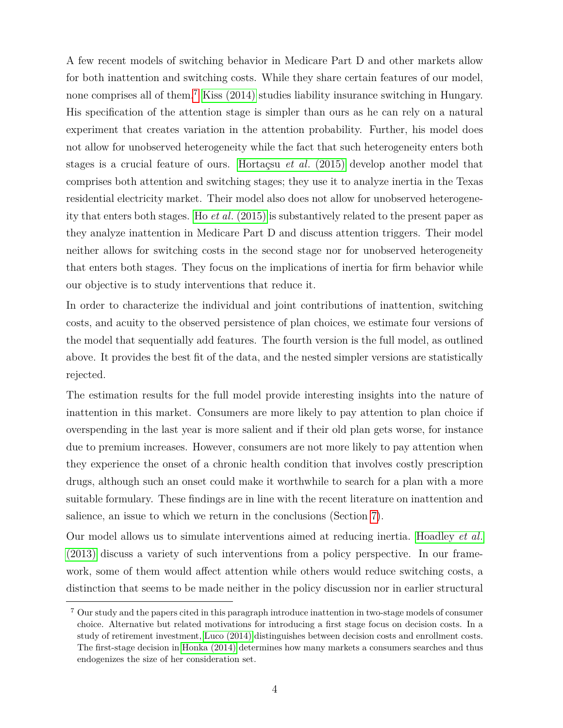A few recent models of switching behavior in Medicare Part D and other markets allow for both inattention and switching costs. While they share certain features of our model, none comprises all of them.[7] Kiss (2014) studies liability insurance switching in Hungary. His specification of the attention stage is simpler than ours as he can rely on a natural experiment that creates variation in the attention probability. Further, his model does not allow for unobserved heterogeneity while the fact that such heterogeneity enters both stages is a crucial feature of ours. Hortaçsu *et al.* (2015) develop another model that comprises both attention and switching stages; they use it to analyze inertia in the Texas residential electricity market. Their model also does not allow for unobserved heterogeneity that enters both stages. Ho *et al.* (2015) is substantively related to the present paper as they analyze inattention in Medicare Part D and discuss attention triggers. Their model neither allows for switching costs in the second stage nor for unobserved heterogeneity that enters both stages. They focus on the implications of inertia for firm behavior while our objective is to study interventions that reduce it.

In order to characterize the individual and joint contributions of inattention, switching costs, and acuity to the observed persistence of plan choices, we estimate four versions of the model that sequentially add features. The fourth version is the full model, as outlined above. It provides the best fit of the data, and the nested simpler versions are statistically rejected.

The estimation results for the full model provide interesting insights into the nature of inattention in this market. Consumers are more likely to pay attention to plan choice if overspending in the last year is more salient and if their old plan gets worse, for instance due to premium increases. However, consumers are not more likely to pay attention when they experience the onset of a chronic health condition that involves costly prescription drugs, although such an onset could make it worthwhile to search for a plan with a more suitable formulary. These findings are in line with the recent literature on inattention and salience, an issue to which we return in the conclusions (Section 7).

Our model allows us to simulate interventions aimed at reducing inertia. Hoadley *et al.* (2013) discuss a variety of such interventions from a policy perspective. In our framework, some of them would affect attention while others would reduce switching costs, a distinction that seems to be made neither in the policy discussion nor in earlier structural

[7] Our study and the papers cited in this paragraph introduce inattention in two-stage models of consumer choice. Alternative but related motivations for introducing a first stage focus on decision costs. In a study of retirement investment, Luco (2014) distinguishes between decision costs and enrollment costs. The first-stage decision in Honka (2014) determines how many markets a consumers searches and thus endogenizes the size of her consideration set.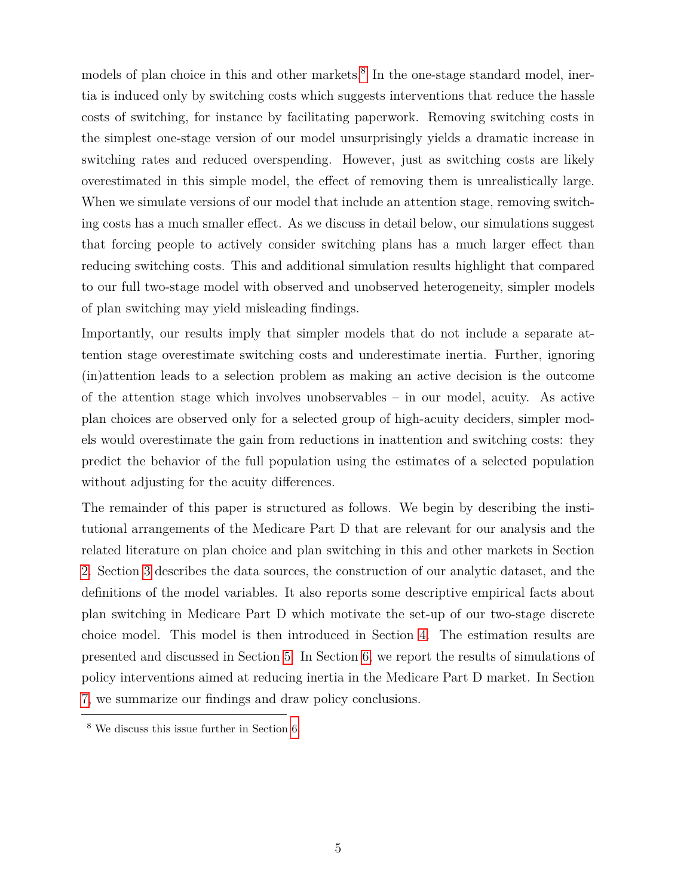models of plan choice in this and other markets.[8] In the one-stage standard model, inertia is induced only by switching costs which suggests interventions that reduce the hassle costs of switching, for instance by facilitating paperwork. Removing switching costs in the simplest one-stage version of our model unsurprisingly yields a dramatic increase in switching rates and reduced overspending. However, just as switching costs are likely overestimated in this simple model, the effect of removing them is unrealistically large. When we simulate versions of our model that include an attention stage, removing switching costs has a much smaller effect. As we discuss in detail below, our simulations suggest that forcing people to actively consider switching plans has a much larger effect than reducing switching costs. This and additional simulation results highlight that compared to our full two-stage model with observed and unobserved heterogeneity, simpler models of plan switching may yield misleading findings.

Importantly, our results imply that simpler models that do not include a separate attention stage overestimate switching costs and underestimate inertia. Further, ignoring (in)attention leads to a selection problem as making an active decision is the outcome of the attention stage which involves unobservables – in our model, acuity. As active plan choices are observed only for a selected group of high-acuity deciders, simpler models would overestimate the gain from reductions in inattention and switching costs: they predict the behavior of the full population using the estimates of a selected population without adjusting for the acuity differences.

The remainder of this paper is structured as follows. We begin by describing the institutional arrangements of the Medicare Part D that are relevant for our analysis and the related literature on plan choice and plan switching in this and other markets in Section 2. Section 3 describes the data sources, the construction of our analytic dataset, and the definitions of the model variables. It also reports some descriptive empirical facts about plan switching in Medicare Part D which motivate the set-up of our two-stage discrete choice model. This model is then introduced in Section 4. The estimation results are presented and discussed in Section 5. In Section 6, we report the results of simulations of policy interventions aimed at reducing inertia in the Medicare Part D market. In Section 7, we summarize our findings and draw policy conclusions.

[8] We discuss this issue further in Section 6.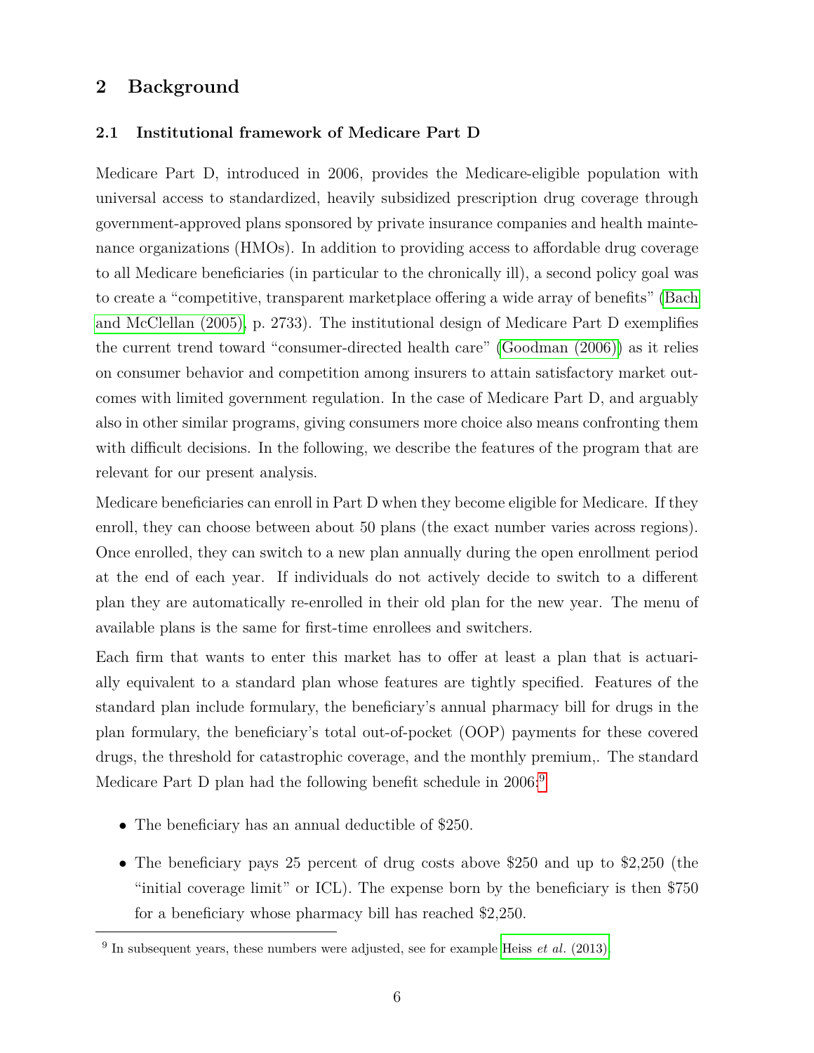## 2 Background

### 2.1 Institutional framework of Medicare Part D

Medicare Part D, introduced in 2006, provides the Medicare-eligible population with universal access to standardized, heavily subsidized prescription drug coverage through government-approved plans sponsored by private insurance companies and health maintenance organizations (HMOs). In addition to providing access to affordable drug coverage to all Medicare beneficiaries (in particular to the chronically ill), a second policy goal was to create a "competitive, transparent marketplace offering a wide array of benefits" (Bach and McClellan (2005), p. 2733). The institutional design of Medicare Part D exemplifies the current trend toward "consumer-directed health care" (Goodman (2006)) as it relies on consumer behavior and competition among insurers to attain satisfactory market outcomes with limited government regulation. In the case of Medicare Part D, and arguably also in other similar programs, giving consumers more choice also means confronting them with difficult decisions. In the following, we describe the features of the program that are relevant for our present analysis.

Medicare beneficiaries can enroll in Part D when they become eligible for Medicare. If they enroll, they can choose between about 50 plans (the exact number varies across regions). Once enrolled, they can switch to a new plan annually during the open enrollment period at the end of each year. If individuals do not actively decide to switch to a different plan they are automatically re-enrolled in their old plan for the new year. The menu of available plans is the same for first-time enrollees and switchers.

Each firm that wants to enter this market has to offer at least a plan that is actuarially equivalent to a standard plan whose features are tightly specified. Features of the standard plan include formulary, the beneficiary's annual pharmacy bill for drugs in the plan formulary, the beneficiary's total out-of-pocket (OOP) payments for these covered drugs, the threshold for catastrophic coverage, and the monthly premium,. The standard Medicare Part D plan had the following benefit schedule in 2006:[9]

- The beneficiary has an annual deductible of $250.
- The beneficiary pays 25 percent of drug costs above $250 and up to $2,250 (the "initial coverage limit" or ICL). The expense born by the beneficiary is then $750 for a beneficiary whose pharmacy bill has reached $2,250.

[9] In subsequent years, these numbers were adjusted, see for example Heiss *et al.* (2013).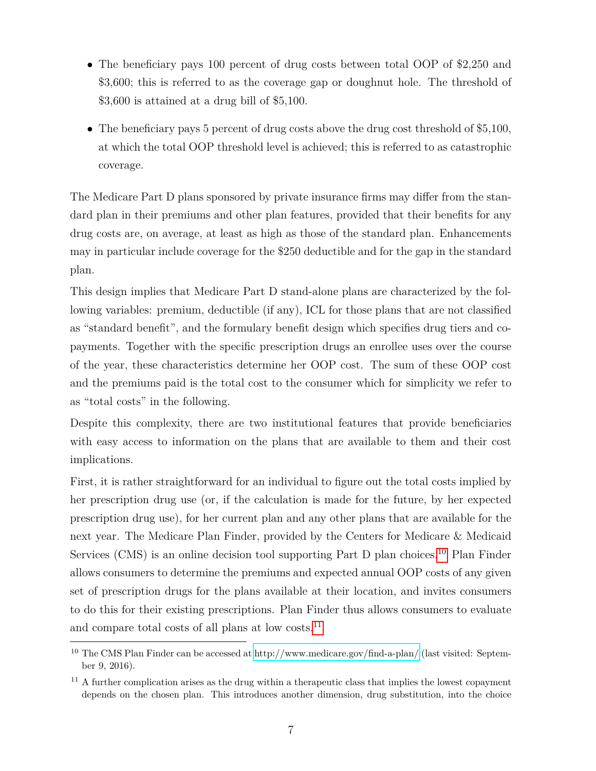- The beneficiary pays 100 percent of drug costs between total OOP of $2,250 and $3,600; this is referred to as the coverage gap or doughnut hole. The threshold of $3,600 is attained at a drug bill of $5,100.
- The beneficiary pays 5 percent of drug costs above the drug cost threshold of $5,100, at which the total OOP threshold level is achieved; this is referred to as catastrophic coverage.

The Medicare Part D plans sponsored by private insurance firms may differ from the standard plan in their premiums and other plan features, provided that their benefits for any drug costs are, on average, at least as high as those of the standard plan. Enhancements may in particular include coverage for the $250 deductible and for the gap in the standard plan.

This design implies that Medicare Part D stand-alone plans are characterized by the following variables: premium, deductible (if any), ICL for those plans that are not classified as "standard benefit", and the formulary benefit design which specifies drug tiers and copayments. Together with the specific prescription drugs an enrollee uses over the course of the year, these characteristics determine her OOP cost. The sum of these OOP cost and the premiums paid is the total cost to the consumer which for simplicity we refer to as "total costs" in the following.

Despite this complexity, there are two institutional features that provide beneficiaries with easy access to information on the plans that are available to them and their cost implications.

First, it is rather straightforward for an individual to figure out the total costs implied by her prescription drug use (or, if the calculation is made for the future, by her expected prescription drug use), for her current plan and any other plans that are available for the next year. The Medicare Plan Finder, provided by the Centers for Medicare & Medicaid Services (CMS) is an online decision tool supporting Part D plan choices.[10] Plan Finder allows consumers to determine the premiums and expected annual OOP costs of any given set of prescription drugs for the plans available at their location, and invites consumers to do this for their existing prescriptions. Plan Finder thus allows consumers to evaluate and compare total costs of all plans at low costs.[11]

---

[10] The CMS Plan Finder can be accessed at http://www.medicare.gov/find-a-plan/ (last visited: September 9, 2016).

[11] A further complication arises as the drug within a therapeutic class that implies the lowest copayment depends on the chosen plan. This introduces another dimension, drug substitution, into the choice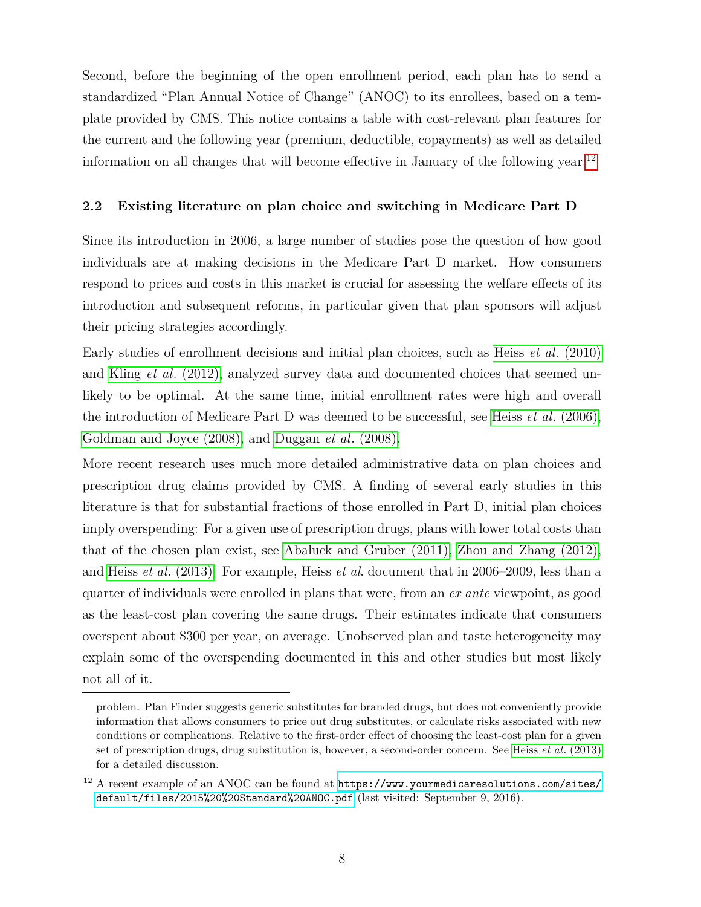Second, before the beginning of the open enrollment period, each plan has to send a standardized "Plan Annual Notice of Change" (ANOC) to its enrollees, based on a template provided by CMS. This notice contains a table with cost-relevant plan features for the current and the following year (premium, deductible, copayments) as well as detailed information on all changes that will become effective in January of the following year.[12]

### 2.2 Existing literature on plan choice and switching in Medicare Part D

Since its introduction in 2006, a large number of studies pose the question of how good individuals are at making decisions in the Medicare Part D market. How consumers respond to prices and costs in this market is crucial for assessing the welfare effects of its introduction and subsequent reforms, in particular given that plan sponsors will adjust their pricing strategies accordingly.

Early studies of enrollment decisions and initial plan choices, such as Heiss *et al.* (2010) and Kling *et al.* (2012), analyzed survey data and documented choices that seemed unlikely to be optimal. At the same time, initial enrollment rates were high and overall the introduction of Medicare Part D was deemed to be successful, see Heiss *et al.* (2006), Goldman and Joyce (2008), and Duggan *et al.* (2008).

More recent research uses much more detailed administrative data on plan choices and prescription drug claims provided by CMS. A finding of several early studies in this literature is that for substantial fractions of those enrolled in Part D, initial plan choices imply overspending: For a given use of prescription drugs, plans with lower total costs than that of the chosen plan exist, see Abaluck and Gruber (2011), Zhou and Zhang (2012), and Heiss *et al.* (2013). For example, Heiss *et al.* document that in 2006–2009, less than a quarter of individuals were enrolled in plans that were, from an *ex ante* viewpoint, as good as the least-cost plan covering the same drugs. Their estimates indicate that consumers overspent about $300 per year, on average. Unobserved plan and taste heterogeneity may explain some of the overspending documented in this and other studies but most likely not all of it.

---

problem. Plan Finder suggests generic substitutes for branded drugs, but does not conveniently provide information that allows consumers to price out drug substitutes, or calculate risks associated with new conditions or complications. Relative to the first-order effect of choosing the least-cost plan for a given set of prescription drugs, drug substitution is, however, a second-order concern. See Heiss *et al.* (2013) for a detailed discussion.

[12] A recent example of an ANOC can be found at https://www.yourmedicaresolutions.com/sites/default/files/2015%20%20Standard%20ANOC.pdf (last visited: September 9, 2016).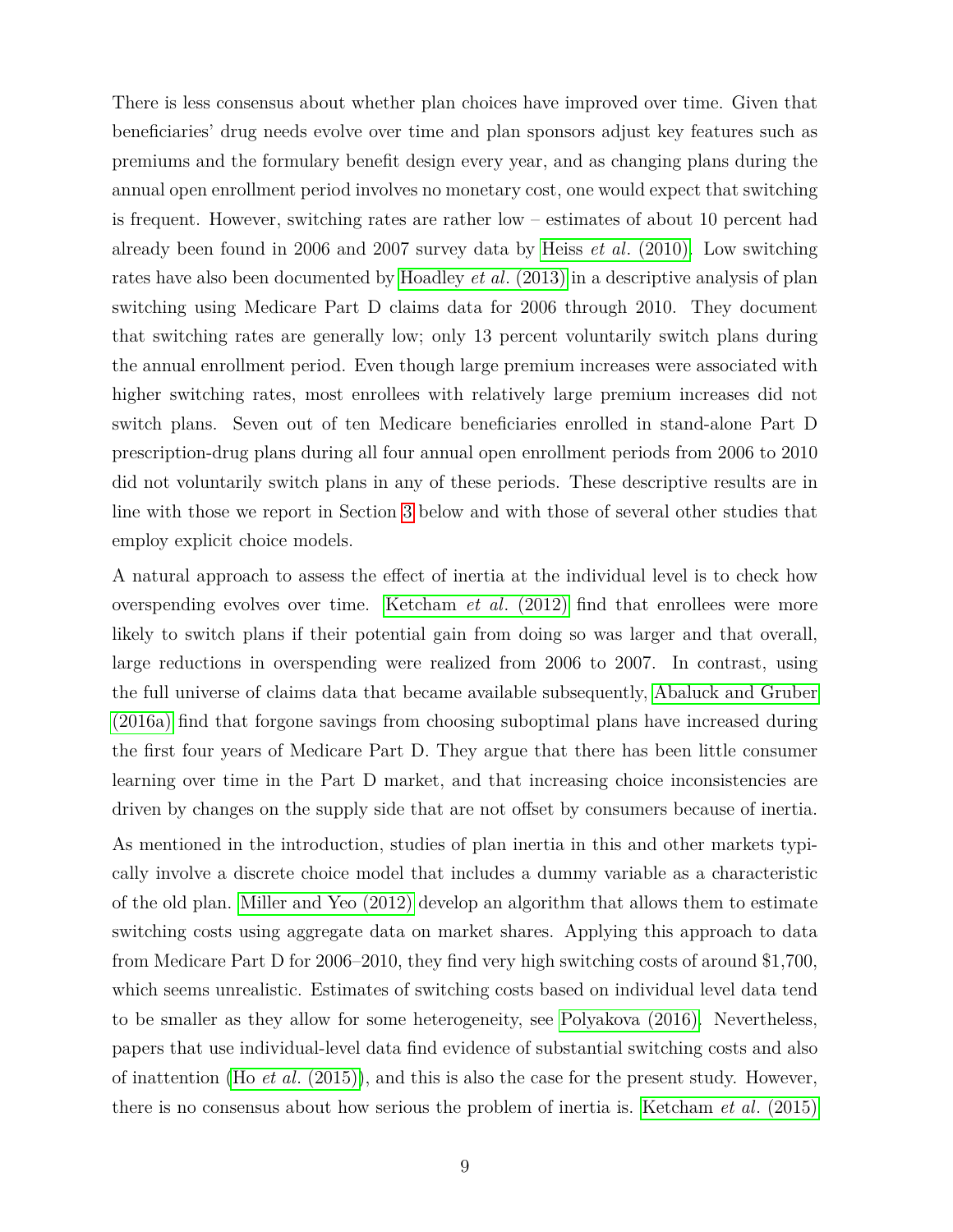There is less consensus about whether plan choices have improved over time. Given that beneficiaries' drug needs evolve over time and plan sponsors adjust key features such as premiums and the formulary benefit design every year, and as changing plans during the annual open enrollment period involves no monetary cost, one would expect that switching is frequent. However, switching rates are rather low – estimates of about 10 percent had already been found in 2006 and 2007 survey data by Heiss *et al.* (2010). Low switching rates have also been documented by Hoadley *et al.* (2013) in a descriptive analysis of plan switching using Medicare Part D claims data for 2006 through 2010. They document that switching rates are generally low; only 13 percent voluntarily switch plans during the annual enrollment period. Even though large premium increases were associated with higher switching rates, most enrollees with relatively large premium increases did not switch plans. Seven out of ten Medicare beneficiaries enrolled in stand-alone Part D prescription-drug plans during all four annual open enrollment periods from 2006 to 2010 did not voluntarily switch plans in any of these periods. These descriptive results are in line with those we report in Section 3 below and with those of several other studies that employ explicit choice models.

A natural approach to assess the effect of inertia at the individual level is to check how overspending evolves over time. Ketcham *et al.* (2012) find that enrollees were more likely to switch plans if their potential gain from doing so was larger and that overall, large reductions in overspending were realized from 2006 to 2007. In contrast, using the full universe of claims data that became available subsequently, Abaluck and Gruber (2016a) find that forgone savings from choosing suboptimal plans have increased during the first four years of Medicare Part D. They argue that there has been little consumer learning over time in the Part D market, and that increasing choice inconsistencies are driven by changes on the supply side that are not offset by consumers because of inertia.

As mentioned in the introduction, studies of plan inertia in this and other markets typically involve a discrete choice model that includes a dummy variable as a characteristic of the old plan. Miller and Yeo (2012) develop an algorithm that allows them to estimate switching costs using aggregate data on market shares. Applying this approach to data from Medicare Part D for 2006–2010, they find very high switching costs of around \$1,700, which seems unrealistic. Estimates of switching costs based on individual level data tend to be smaller as they allow for some heterogeneity, see Polyakova (2016). Nevertheless, papers that use individual-level data find evidence of substantial switching costs and also of inattention (Ho *et al.* (2015)), and this is also the case for the present study. However, there is no consensus about how serious the problem of inertia is. Ketcham *et al.* (2015)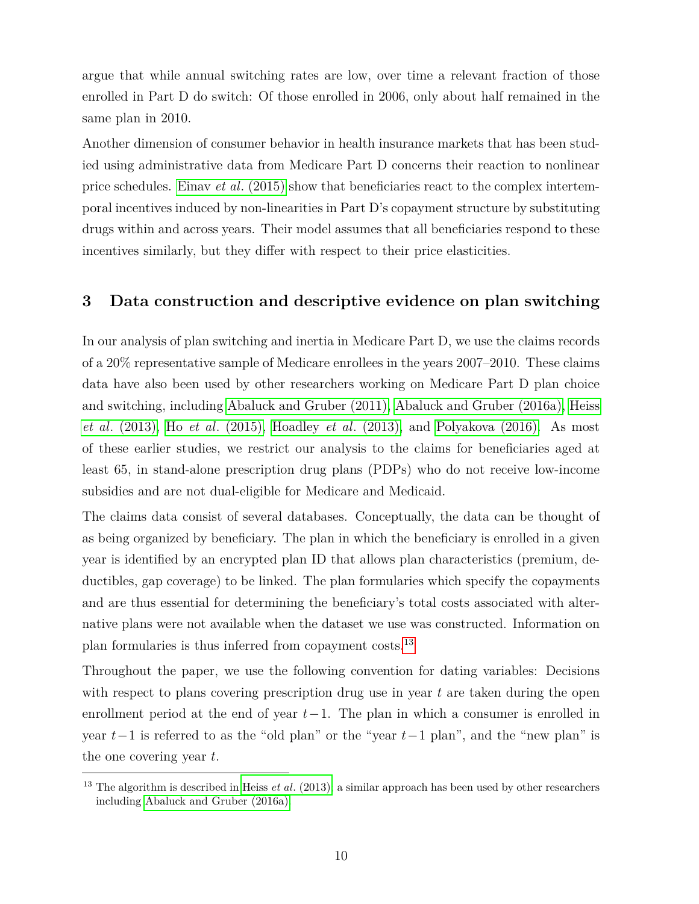argue that while annual switching rates are low, over time a relevant fraction of those enrolled in Part D do switch: Of those enrolled in 2006, only about half remained in the same plan in 2010.

Another dimension of consumer behavior in health insurance markets that has been studied using administrative data from Medicare Part D concerns their reaction to nonlinear price schedules. Einav *et al.* (2015) show that beneficiaries react to the complex intertemporal incentives induced by non-linearities in Part D's copayment structure by substituting drugs within and across years. Their model assumes that all beneficiaries respond to these incentives similarly, but they differ with respect to their price elasticities.

## 3 Data construction and descriptive evidence on plan switching

In our analysis of plan switching and inertia in Medicare Part D, we use the claims records of a 20% representative sample of Medicare enrollees in the years 2007–2010. These claims data have also been used by other researchers working on Medicare Part D plan choice and switching, including Abaluck and Gruber (2011), Abaluck and Gruber (2016a), Heiss *et al.* (2013), Ho *et al.* (2015), Hoadley *et al.* (2013), and Polyakova (2016). As most of these earlier studies, we restrict our analysis to the claims for beneficiaries aged at least 65, in stand-alone prescription drug plans (PDPs) who do not receive low-income subsidies and are not dual-eligible for Medicare and Medicaid.

The claims data consist of several databases. Conceptually, the data can be thought of as being organized by beneficiary. The plan in which the beneficiary is enrolled in a given year is identified by an encrypted plan ID that allows plan characteristics (premium, deductibles, gap coverage) to be linked. The plan formularies which specify the copayments and are thus essential for determining the beneficiary's total costs associated with alternative plans were not available when the dataset we use was constructed. Information on plan formularies is thus inferred from copayment costs.[13]

Throughout the paper, we use the following convention for dating variables: Decisions with respect to plans covering prescription drug use in year $t$ are taken during the open enrollment period at the end of year $t-1$. The plan in which a consumer is enrolled in year $t-1$ is referred to as the "old plan" or the "year $t-1$ plan", and the "new plan" is the one covering year $t$.

---

[13] The algorithm is described in Heiss *et al.* (2013), a similar approach has been used by other researchers including Abaluck and Gruber (2016a).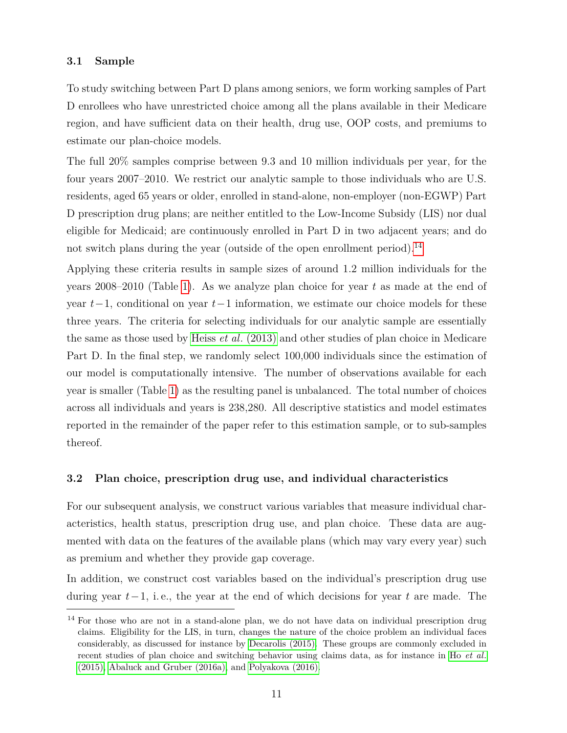### 3.1 Sample

To study switching between Part D plans among seniors, we form working samples of Part D enrollees who have unrestricted choice among all the plans available in their Medicare region, and have sufficient data on their health, drug use, OOP costs, and premiums to estimate our plan-choice models.

The full 20% samples comprise between 9.3 and 10 million individuals per year, for the four years 2007–2010. We restrict our analytic sample to those individuals who are U.S. residents, aged 65 years or older, enrolled in stand-alone, non-employer (non-EGWP) Part D prescription drug plans; are neither entitled to the Low-Income Subsidy (LIS) nor dual eligible for Medicaid; are continuously enrolled in Part D in two adjacent years; and do not switch plans during the year (outside of the open enrollment period).[14]

Applying these criteria results in sample sizes of around 1.2 million individuals for the years 2008–2010 (Table 1). As we analyze plan choice for year $t$ as made at the end of year $t-1$, conditional on year $t-1$ information, we estimate our choice models for these three years. The criteria for selecting individuals for our analytic sample are essentially the same as those used by Heiss *et al.* (2013) and other studies of plan choice in Medicare Part D. In the final step, we randomly select 100,000 individuals since the estimation of our model is computationally intensive. The number of observations available for each year is smaller (Table 1) as the resulting panel is unbalanced. The total number of choices across all individuals and years is 238,280. All descriptive statistics and model estimates reported in the remainder of the paper refer to this estimation sample, or to sub-samples thereof.

### 3.2 Plan choice, prescription drug use, and individual characteristics

For our subsequent analysis, we construct various variables that measure individual characteristics, health status, prescription drug use, and plan choice. These data are augmented with data on the features of the available plans (which may vary every year) such as premium and whether they provide gap coverage.

In addition, we construct cost variables based on the individual's prescription drug use during year $t-1$, i. e., the year at the end of which decisions for year $t$ are made. The

---

[14] For those who are not in a stand-alone plan, we do not have data on individual prescription drug claims. Eligibility for the LIS, in turn, changes the nature of the choice problem an individual faces considerably, as discussed for instance by Decarolis (2015). These groups are commonly excluded in recent studies of plan choice and switching behavior using claims data, as for instance in Ho *et al.* (2015), Abaluck and Gruber (2016a), and Polyakova (2016).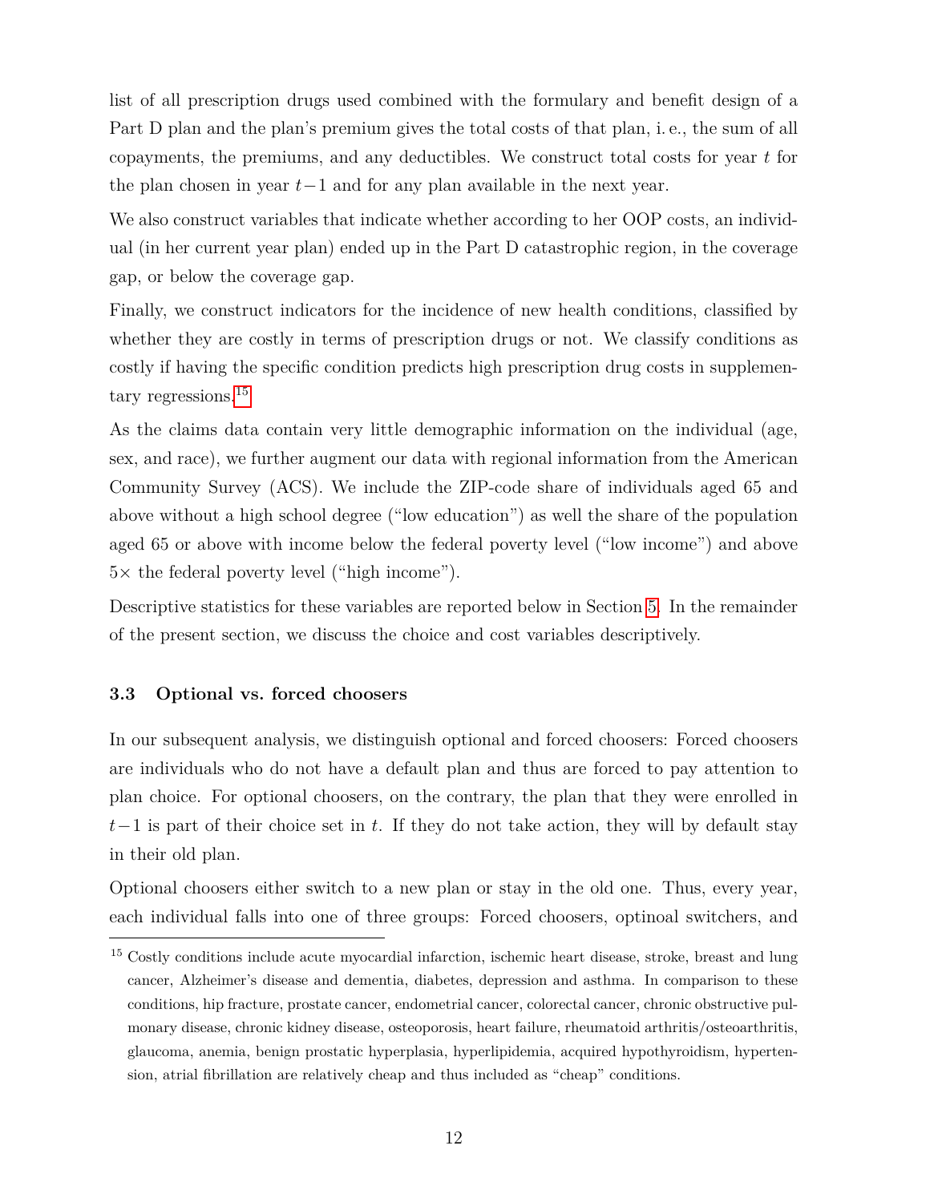list of all prescription drugs used combined with the formulary and benefit design of a Part D plan and the plan's premium gives the total costs of that plan, i. e., the sum of all copayments, the premiums, and any deductibles. We construct total costs for year $t$ for the plan chosen in year $t-1$ and for any plan available in the next year.

We also construct variables that indicate whether according to her OOP costs, an individual (in her current year plan) ended up in the Part D catastrophic region, in the coverage gap, or below the coverage gap.

Finally, we construct indicators for the incidence of new health conditions, classified by whether they are costly in terms of prescription drugs or not. We classify conditions as costly if having the specific condition predicts high prescription drug costs in supplementary regressions.[15]

As the claims data contain very little demographic information on the individual (age, sex, and race), we further augment our data with regional information from the American Community Survey (ACS). We include the ZIP-code share of individuals aged 65 and above without a high school degree ("low education") as well the share of the population aged 65 or above with income below the federal poverty level ("low income") and above 5× the federal poverty level ("high income").

Descriptive statistics for these variables are reported below in Section 5. In the remainder of the present section, we discuss the choice and cost variables descriptively.

### 3.3 Optional vs. forced choosers

In our subsequent analysis, we distinguish optional and forced choosers: Forced choosers are individuals who do not have a default plan and thus are forced to pay attention to plan choice. For optional choosers, on the contrary, the plan that they were enrolled in $t-1$ is part of their choice set in $t$. If they do not take action, they will by default stay in their old plan.

Optional choosers either switch to a new plan or stay in the old one. Thus, every year, each individual falls into one of three groups: Forced choosers, optinoal switchers, and

[15] Costly conditions include acute myocardial infarction, ischemic heart disease, stroke, breast and lung cancer, Alzheimer's disease and dementia, diabetes, depression and asthma. In comparison to these conditions, hip fracture, prostate cancer, endometrial cancer, colorectal cancer, chronic obstructive pulmonary disease, chronic kidney disease, osteoporosis, heart failure, rheumatoid arthritis/osteoarthritis, glaucoma, anemia, benign prostatic hyperplasia, hyperlipidemia, acquired hypothyroidism, hypertension, atrial fibrillation are relatively cheap and thus included as "cheap" conditions.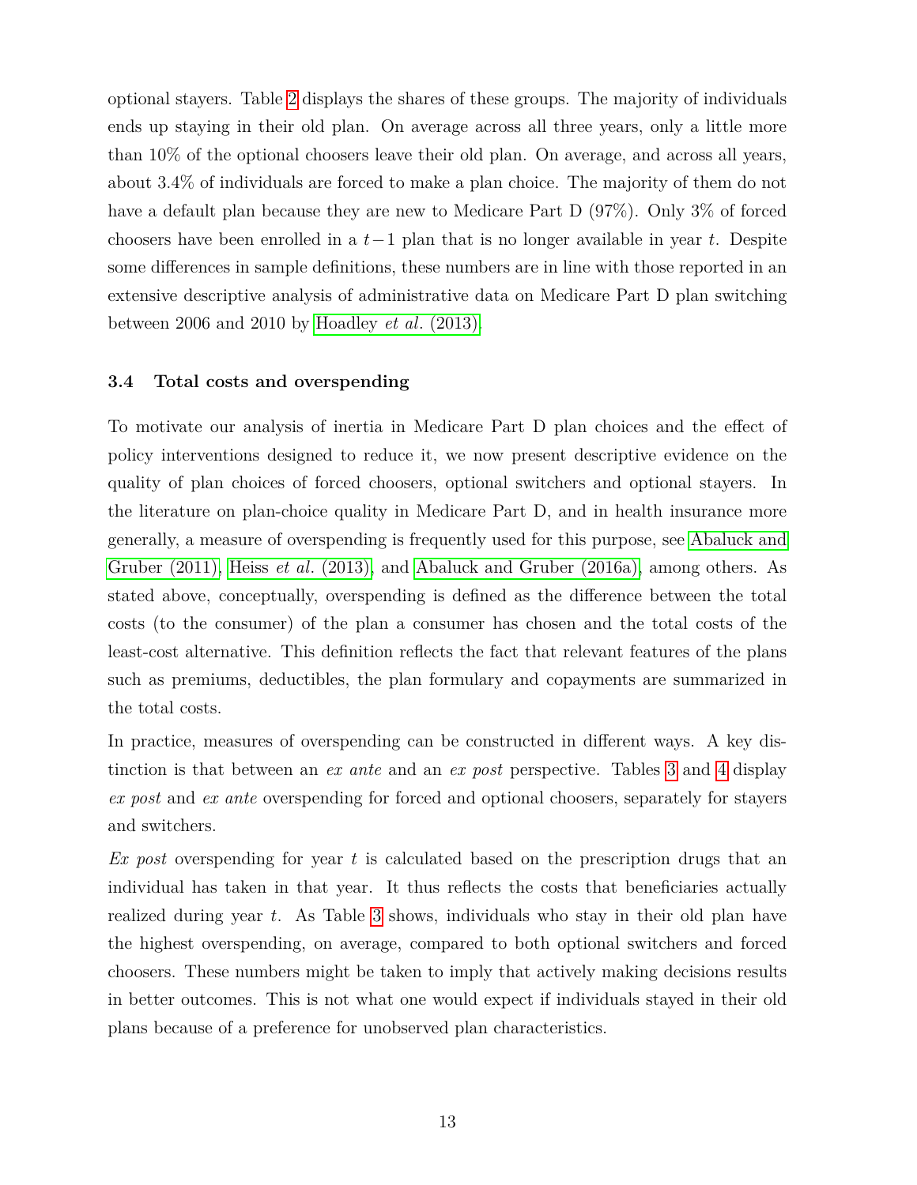optional stayers. Table 2 displays the shares of these groups. The majority of individuals ends up staying in their old plan. On average across all three years, only a little more than 10% of the optional choosers leave their old plan. On average, and across all years, about 3.4% of individuals are forced to make a plan choice. The majority of them do not have a default plan because they are new to Medicare Part D (97%). Only 3% of forced choosers have been enrolled in a $t-1$ plan that is no longer available in year $t$. Despite some differences in sample definitions, these numbers are in line with those reported in an extensive descriptive analysis of administrative data on Medicare Part D plan switching between 2006 and 2010 by Hoadley *et al.* (2013).

### 3.4 Total costs and overspending

To motivate our analysis of inertia in Medicare Part D plan choices and the effect of policy interventions designed to reduce it, we now present descriptive evidence on the quality of plan choices of forced choosers, optional switchers and optional stayers. In the literature on plan-choice quality in Medicare Part D, and in health insurance more generally, a measure of overspending is frequently used for this purpose, see Abaluck and Gruber (2011), Heiss *et al.* (2013), and Abaluck and Gruber (2016a), among others. As stated above, conceptually, overspending is defined as the difference between the total costs (to the consumer) of the plan a consumer has chosen and the total costs of the least-cost alternative. This definition reflects the fact that relevant features of the plans such as premiums, deductibles, the plan formulary and copayments are summarized in the total costs.

In practice, measures of overspending can be constructed in different ways. A key distinction is that between an *ex ante* and an *ex post* perspective. Tables 3 and 4 display *ex post* and *ex ante* overspending for forced and optional choosers, separately for stayers and switchers.

*Ex post* overspending for year $t$ is calculated based on the prescription drugs that an individual has taken in that year. It thus reflects the costs that beneficiaries actually realized during year $t$. As Table 3 shows, individuals who stay in their old plan have the highest overspending, on average, compared to both optional switchers and forced choosers. These numbers might be taken to imply that actively making decisions results in better outcomes. This is not what one would expect if individuals stayed in their old plans because of a preference for unobserved plan characteristics.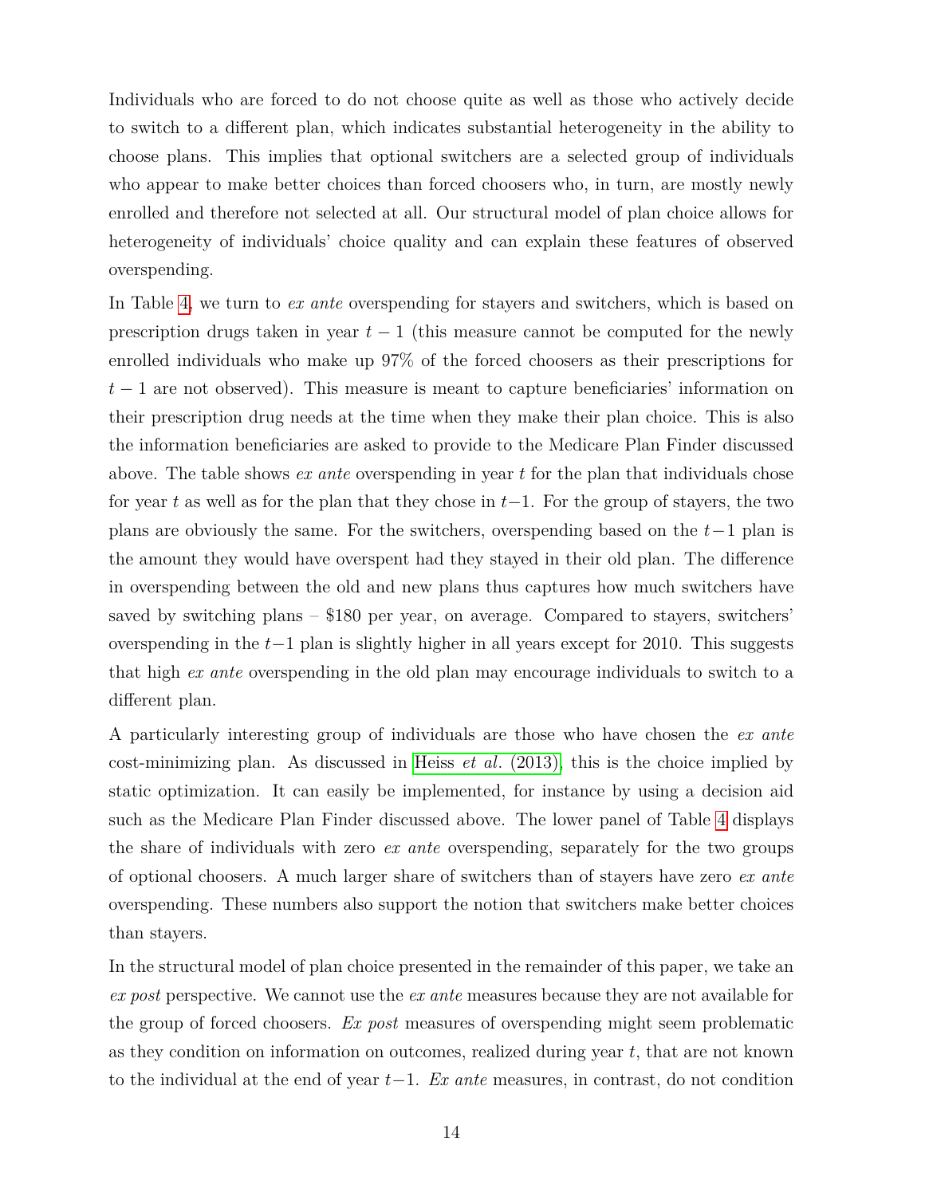Individuals who are forced to do not choose quite as well as those who actively decide to switch to a different plan, which indicates substantial heterogeneity in the ability to choose plans. This implies that optional switchers are a selected group of individuals who appear to make better choices than forced choosers who, in turn, are mostly newly enrolled and therefore not selected at all. Our structural model of plan choice allows for heterogeneity of individuals' choice quality and can explain these features of observed overspending.

In Table 4, we turn to *ex ante* overspending for stayers and switchers, which is based on prescription drugs taken in year $t-1$ (this measure cannot be computed for the newly enrolled individuals who make up 97% of the forced choosers as their prescriptions for $t-1$ are not observed). This measure is meant to capture beneficiaries' information on their prescription drug needs at the time when they make their plan choice. This is also the information beneficiaries are asked to provide to the Medicare Plan Finder discussed above. The table shows *ex ante* overspending in year $t$ for the plan that individuals chose for year $t$ as well as for the plan that they chose in $t-1$. For the group of stayers, the two plans are obviously the same. For the switchers, overspending based on the $t-1$ plan is the amount they would have overspent had they stayed in their old plan. The difference in overspending between the old and new plans thus captures how much switchers have saved by switching plans – \$180 per year, on average. Compared to stayers, switchers' overspending in the $t-1$ plan is slightly higher in all years except for 2010. This suggests that high *ex ante* overspending in the old plan may encourage individuals to switch to a different plan.

A particularly interesting group of individuals are those who have chosen the *ex ante* cost-minimizing plan. As discussed in Heiss *et al.* (2013), this is the choice implied by static optimization. It can easily be implemented, for instance by using a decision aid such as the Medicare Plan Finder discussed above. The lower panel of Table 4 displays the share of individuals with zero *ex ante* overspending, separately for the two groups of optional choosers. A much larger share of switchers than of stayers have zero *ex ante* overspending. These numbers also support the notion that switchers make better choices than stayers.

In the structural model of plan choice presented in the remainder of this paper, we take an *ex post* perspective. We cannot use the *ex ante* measures because they are not available for the group of forced choosers. *Ex post* measures of overspending might seem problematic as they condition on information on outcomes, realized during year $t$, that are not known to the individual at the end of year $t-1$. *Ex ante* measures, in contrast, do not condition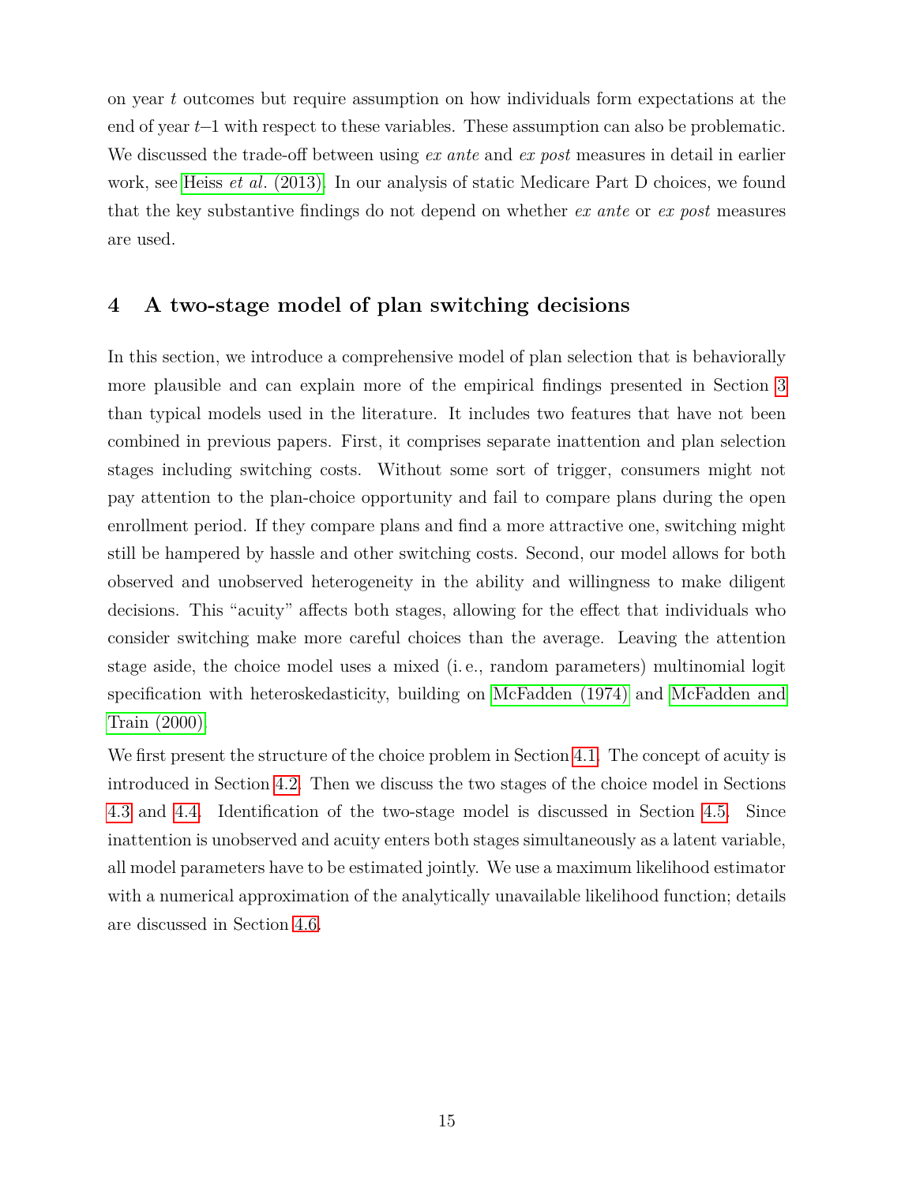on year $t$ outcomes but require assumption on how individuals form expectations at the end of year $t$–1 with respect to these variables. These assumption can also be problematic. We discussed the trade-off between using *ex ante* and *ex post* measures in detail in earlier work, see Heiss *et al.* (2013). In our analysis of static Medicare Part D choices, we found that the key substantive findings do not depend on whether *ex ante* or *ex post* measures are used.

## 4 A two-stage model of plan switching decisions

In this section, we introduce a comprehensive model of plan selection that is behaviorally more plausible and can explain more of the empirical findings presented in Section 3 than typical models used in the literature. It includes two features that have not been combined in previous papers. First, it comprises separate inattention and plan selection stages including switching costs. Without some sort of trigger, consumers might not pay attention to the plan-choice opportunity and fail to compare plans during the open enrollment period. If they compare plans and find a more attractive one, switching might still be hampered by hassle and other switching costs. Second, our model allows for both observed and unobserved heterogeneity in the ability and willingness to make diligent decisions. This "acuity" affects both stages, allowing for the effect that individuals who consider switching make more careful choices than the average. Leaving the attention stage aside, the choice model uses a mixed (i. e., random parameters) multinomial logit specification with heteroskedasticity, building on McFadden (1974) and McFadden and Train (2000).

We first present the structure of the choice problem in Section 4.1. The concept of acuity is introduced in Section 4.2. Then we discuss the two stages of the choice model in Sections 4.3 and 4.4. Identification of the two-stage model is discussed in Section 4.5. Since inattention is unobserved and acuity enters both stages simultaneously as a latent variable, all model parameters have to be estimated jointly. We use a maximum likelihood estimator with a numerical approximation of the analytically unavailable likelihood function; details are discussed in Section 4.6.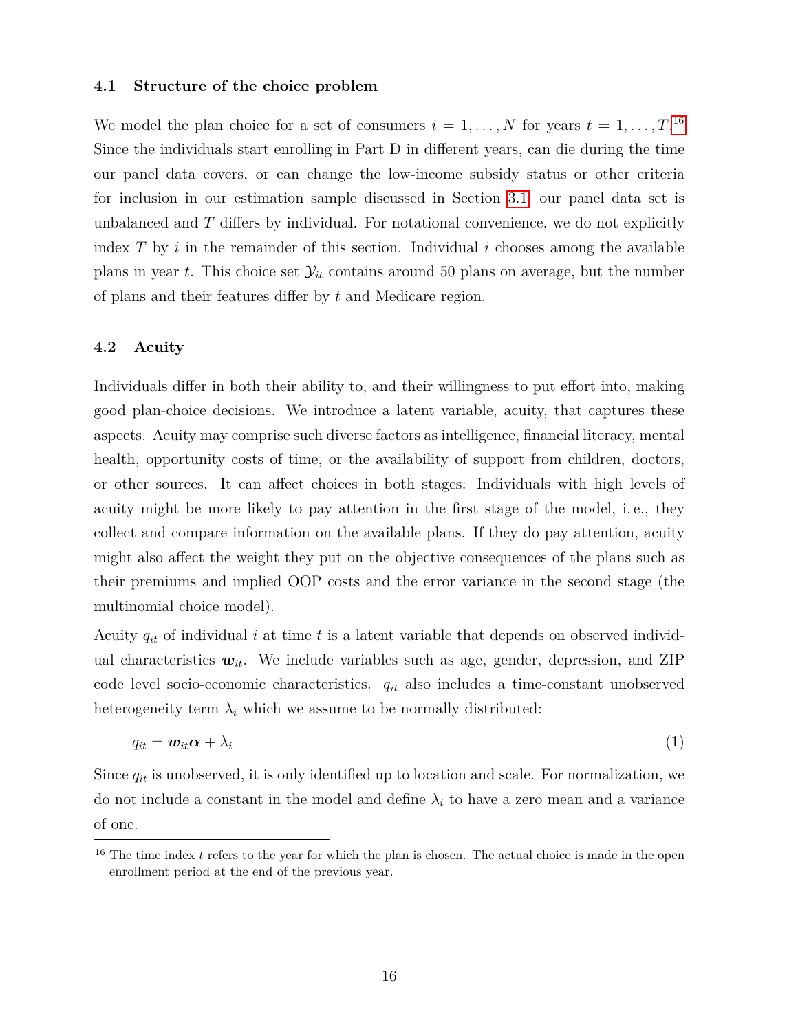### 4.1 Structure of the choice problem

We model the plan choice for a set of consumers $i = 1, \ldots, N$ for years $t = 1, \ldots, T$.[16] Since the individuals start enrolling in Part D in different years, can die during the time our panel data covers, or can change the low-income subsidy status or other criteria for inclusion in our estimation sample discussed in Section 3.1, our panel data set is unbalanced and $T$ differs by individual. For notational convenience, we do not explicitly index $T$ by $i$ in the remainder of this section. Individual $i$ chooses among the available plans in year $t$. This choice set $\mathcal{Y}_{it}$ contains around 50 plans on average, but the number of plans and their features differ by $t$ and Medicare region.

### 4.2 Acuity

Individuals differ in both their ability to, and their willingness to put effort into, making good plan-choice decisions. We introduce a latent variable, acuity, that captures these aspects. Acuity may comprise such diverse factors as intelligence, financial literacy, mental health, opportunity costs of time, or the availability of support from children, doctors, or other sources. It can affect choices in both stages: Individuals with high levels of acuity might be more likely to pay attention in the first stage of the model, i. e., they collect and compare information on the available plans. If they do pay attention, acuity might also affect the weight they put on the objective consequences of the plans such as their premiums and implied OOP costs and the error variance in the second stage (the multinomial choice model).

Acuity $q_{it}$ of individual $i$ at time $t$ is a latent variable that depends on observed individual characteristics $\boldsymbol{w}_{it}$. We include variables such as age, gender, depression, and ZIP code level socio-economic characteristics. $q_{it}$ also includes a time-constant unobserved heterogeneity term $\lambda_i$ which we assume to be normally distributed:

$$q_{it} = \boldsymbol{w}_{it}\boldsymbol{\alpha} + \lambda_i \tag{1}$$

Since $q_{it}$ is unobserved, it is only identified up to location and scale. For normalization, we do not include a constant in the model and define $\lambda_i$ to have a zero mean and a variance of one.

[16] The time index $t$ refers to the year for which the plan is chosen. The actual choice is made in the open enrollment period at the end of the previous year.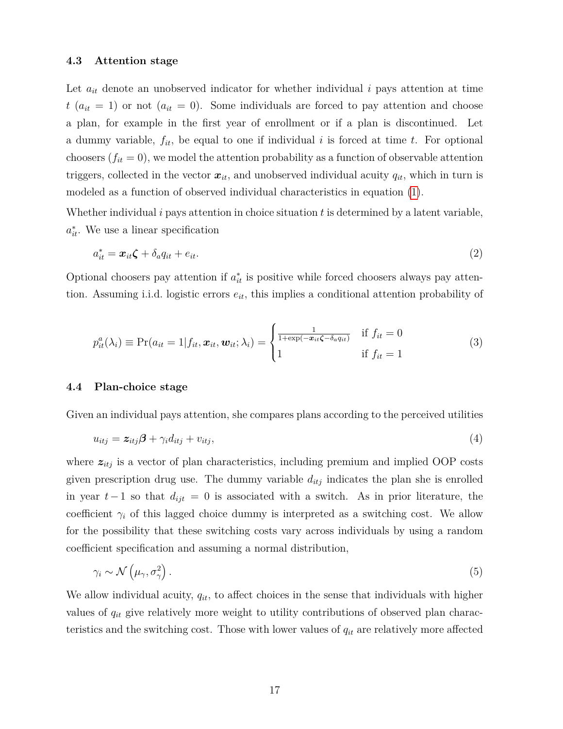### 4.3 Attention stage

Let $a_{it}$ denote an unobserved indicator for whether individual $i$ pays attention at time $t$ ($a_{it} = 1$) or not ($a_{it} = 0$). Some individuals are forced to pay attention and choose a plan, for example in the first year of enrollment or if a plan is discontinued. Let a dummy variable, $f_{it}$, be equal to one if individual $i$ is forced at time $t$. For optional choosers ($f_{it} = 0$), we model the attention probability as a function of observable attention triggers, collected in the vector $\boldsymbol{x}_{it}$, and unobserved individual acuity $q_{it}$, which in turn is modeled as a function of observed individual characteristics in equation (1).

Whether individual $i$ pays attention in choice situation $t$ is determined by a latent variable, $a_{it}^*$. We use a linear specification

$$a_{it}^* = \boldsymbol{x}_{it}\boldsymbol{\zeta} + \delta_a q_{it} + e_{it}. \tag{2}$$

Optional choosers pay attention if $a_{it}^*$ is positive while forced choosers always pay attention. Assuming i.i.d. logistic errors $e_{it}$, this implies a conditional attention probability of

$$p_{it}^a(\lambda_i) \equiv \Pr(a_{it} = 1 | f_{it}, \boldsymbol{x}_{it}, \boldsymbol{w}_{it}; \lambda_i) = \begin{cases} \frac{1}{1+\exp(-\boldsymbol{x}_{it}\boldsymbol{\zeta} - \delta_a q_{it})} & \text{if } f_{it} = 0 \\ 1 & \text{if } f_{it} = 1 \end{cases} \tag{3}$$

### 4.4 Plan-choice stage

Given an individual pays attention, she compares plans according to the perceived utilities

$$u_{itj} = \boldsymbol{z}_{itj}\boldsymbol{\beta} + \gamma_i d_{itj} + v_{itj}, \tag{4}$$

where $\boldsymbol{z}_{itj}$ is a vector of plan characteristics, including premium and implied OOP costs given prescription drug use. The dummy variable $d_{itj}$ indicates the plan she is enrolled in year $t-1$ so that $d_{ijt} = 0$ is associated with a switch. As in prior literature, the coefficient $\gamma_i$ of this lagged choice dummy is interpreted as a switching cost. We allow for the possibility that these switching costs vary across individuals by using a random coefficient specification and assuming a normal distribution,

$$\gamma_i \sim \mathcal{N}\left(\mu_\gamma, \sigma_\gamma^2\right). \tag{5}$$

We allow individual acuity, $q_{it}$, to affect choices in the sense that individuals with higher values of $q_{it}$ give relatively more weight to utility contributions of observed plan characteristics and the switching cost. Those with lower values of $q_{it}$ are relatively more affected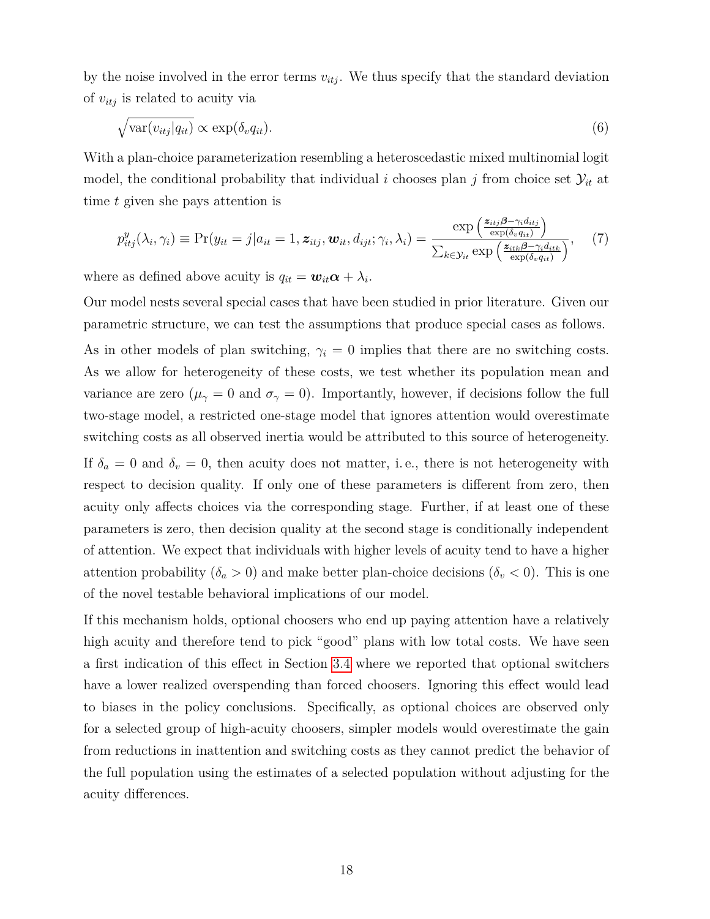by the noise involved in the error terms $v_{itj}$. We thus specify that the standard deviation of $v_{itj}$ is related to acuity via

$$\sqrt{\text{var}(v_{itj}|q_{it})} \propto \exp(\delta_v q_{it}). \tag{6}$$

With a plan-choice parameterization resembling a heteroscedastic mixed multinomial logit model, the conditional probability that individual $i$ chooses plan $j$ from choice set $\mathcal{Y}_{it}$ at time $t$ given she pays attention is

$$p^y_{itj}(\lambda_i, \gamma_i) \equiv \Pr(y_{it} = j | a_{it} = 1, \boldsymbol{z}_{itj}, \boldsymbol{w}_{it}, d_{ijt}; \gamma_i, \lambda_i) = \frac{\exp\left(\frac{\boldsymbol{z}_{itj}\boldsymbol{\beta} - \gamma_i d_{itj}}{\exp(\delta_v q_{it})}\right)}{\sum_{k \in \mathcal{Y}_{it}} \exp\left(\frac{\boldsymbol{z}_{itk}\boldsymbol{\beta} - \gamma_i d_{itk}}{\exp(\delta_v q_{it})}\right)}, \tag{7}$$

where as defined above acuity is $q_{it} = \boldsymbol{w}_{it}\boldsymbol{\alpha} + \lambda_i$.

Our model nests several special cases that have been studied in prior literature. Given our parametric structure, we can test the assumptions that produce special cases as follows.

As in other models of plan switching, $\gamma_i = 0$ implies that there are no switching costs. As we allow for heterogeneity of these costs, we test whether its population mean and variance are zero ($\mu_\gamma = 0$ and $\sigma_\gamma = 0$). Importantly, however, if decisions follow the full two-stage model, a restricted one-stage model that ignores attention would overestimate switching costs as all observed inertia would be attributed to this source of heterogeneity.

If $\delta_a = 0$ and $\delta_v = 0$, then acuity does not matter, i. e., there is not heterogeneity with respect to decision quality. If only one of these parameters is different from zero, then acuity only affects choices via the corresponding stage. Further, if at least one of these parameters is zero, then decision quality at the second stage is conditionally independent of attention. We expect that individuals with higher levels of acuity tend to have a higher attention probability ($\delta_a > 0$) and make better plan-choice decisions ($\delta_v < 0$). This is one of the novel testable behavioral implications of our model.

If this mechanism holds, optional choosers who end up paying attention have a relatively high acuity and therefore tend to pick "good" plans with low total costs. We have seen a first indication of this effect in Section 3.4 where we reported that optional switchers have a lower realized overspending than forced choosers. Ignoring this effect would lead to biases in the policy conclusions. Specifically, as optional choices are observed only for a selected group of high-acuity choosers, simpler models would overestimate the gain from reductions in inattention and switching costs as they cannot predict the behavior of the full population using the estimates of a selected population without adjusting for the acuity differences.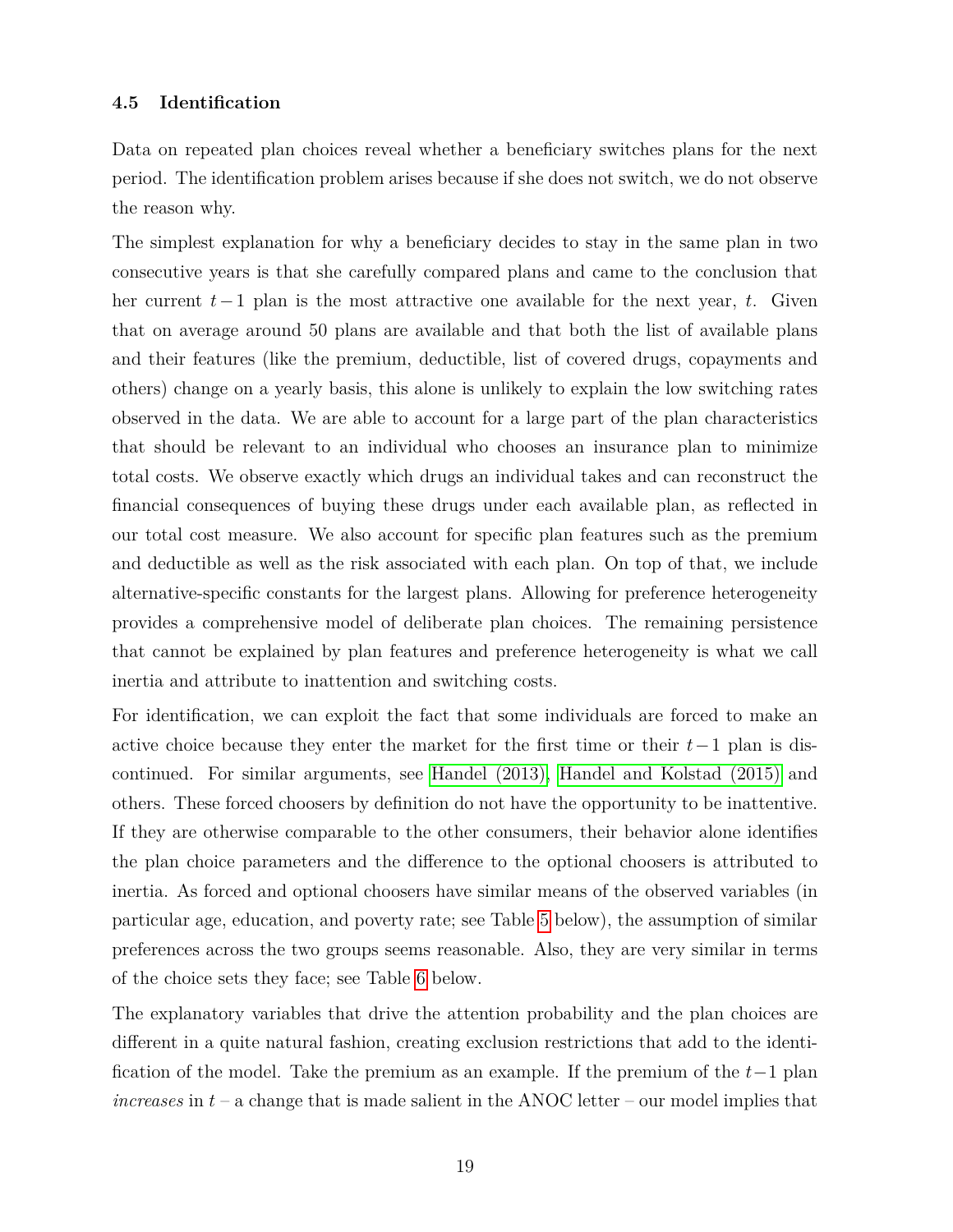### 4.5 Identification

Data on repeated plan choices reveal whether a beneficiary switches plans for the next period. The identification problem arises because if she does not switch, we do not observe the reason why.

The simplest explanation for why a beneficiary decides to stay in the same plan in two consecutive years is that she carefully compared plans and came to the conclusion that her current $t-1$ plan is the most attractive one available for the next year, $t$. Given that on average around 50 plans are available and that both the list of available plans and their features (like the premium, deductible, list of covered drugs, copayments and others) change on a yearly basis, this alone is unlikely to explain the low switching rates observed in the data. We are able to account for a large part of the plan characteristics that should be relevant to an individual who chooses an insurance plan to minimize total costs. We observe exactly which drugs an individual takes and can reconstruct the financial consequences of buying these drugs under each available plan, as reflected in our total cost measure. We also account for specific plan features such as the premium and deductible as well as the risk associated with each plan. On top of that, we include alternative-specific constants for the largest plans. Allowing for preference heterogeneity provides a comprehensive model of deliberate plan choices. The remaining persistence that cannot be explained by plan features and preference heterogeneity is what we call inertia and attribute to inattention and switching costs.

For identification, we can exploit the fact that some individuals are forced to make an active choice because they enter the market for the first time or their $t-1$ plan is discontinued. For similar arguments, see Handel (2013), Handel and Kolstad (2015) and others. These forced choosers by definition do not have the opportunity to be inattentive. If they are otherwise comparable to the other consumers, their behavior alone identifies the plan choice parameters and the difference to the optional choosers is attributed to inertia. As forced and optional choosers have similar means of the observed variables (in particular age, education, and poverty rate; see Table 5 below), the assumption of similar preferences across the two groups seems reasonable. Also, they are very similar in terms of the choice sets they face; see Table 6 below.

The explanatory variables that drive the attention probability and the plan choices are different in a quite natural fashion, creating exclusion restrictions that add to the identification of the model. Take the premium as an example. If the premium of the $t-1$ plan *increases* in $t$ – a change that is made salient in the ANOC letter – our model implies that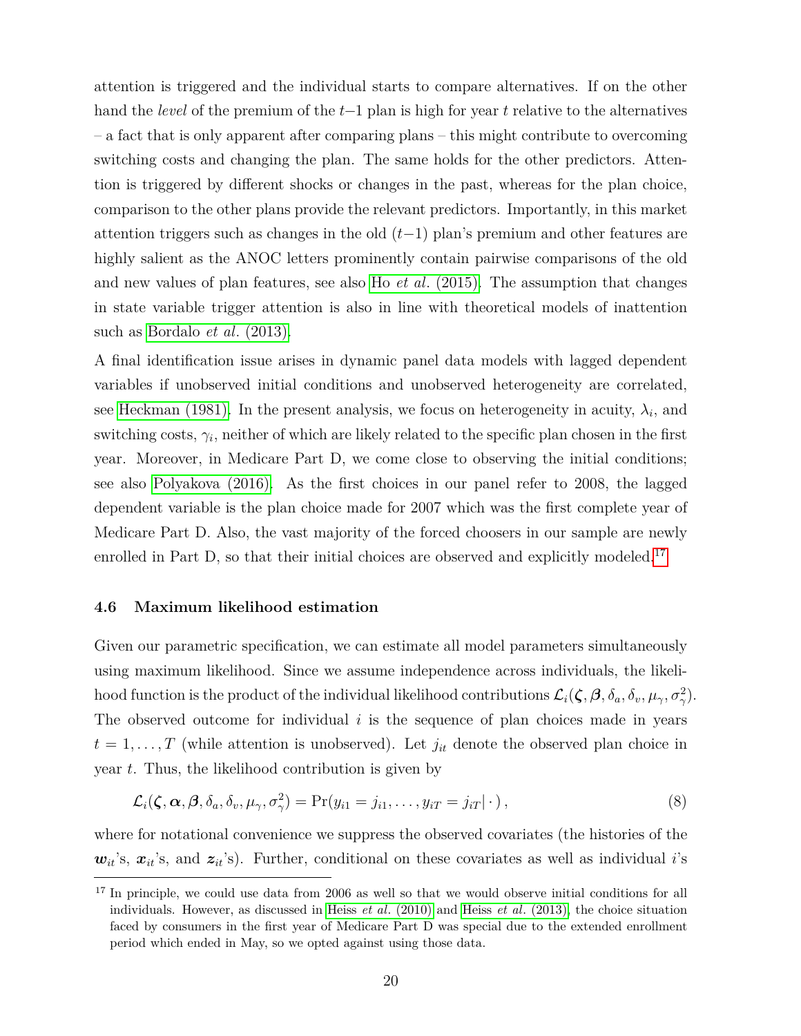attention is triggered and the individual starts to compare alternatives. If on the other hand the *level* of the premium of the $t-1$ plan is high for year $t$ relative to the alternatives – a fact that is only apparent after comparing plans – this might contribute to overcoming switching costs and changing the plan. The same holds for the other predictors. Attention is triggered by different shocks or changes in the past, whereas for the plan choice, comparison to the other plans provide the relevant predictors. Importantly, in this market attention triggers such as changes in the old ($t-1$) plan's premium and other features are highly salient as the ANOC letters prominently contain pairwise comparisons of the old and new values of plan features, see also Ho *et al.* (2015). The assumption that changes in state variable trigger attention is also in line with theoretical models of inattention such as Bordalo *et al.* (2013).

A final identification issue arises in dynamic panel data models with lagged dependent variables if unobserved initial conditions and unobserved heterogeneity are correlated, see Heckman (1981). In the present analysis, we focus on heterogeneity in acuity, $\lambda_i$, and switching costs, $\gamma_i$, neither of which are likely related to the specific plan chosen in the first year. Moreover, in Medicare Part D, we come close to observing the initial conditions; see also Polyakova (2016). As the first choices in our panel refer to 2008, the lagged dependent variable is the plan choice made for 2007 which was the first complete year of Medicare Part D. Also, the vast majority of the forced choosers in our sample are newly enrolled in Part D, so that their initial choices are observed and explicitly modeled.[17]

### 4.6 Maximum likelihood estimation

Given our parametric specification, we can estimate all model parameters simultaneously using maximum likelihood. Since we assume independence across individuals, the likelihood function is the product of the individual likelihood contributions $\mathcal{L}_i(\boldsymbol{\zeta}, \boldsymbol{\beta}, \delta_a, \delta_v, \mu_\gamma, \sigma_\gamma^2)$. The observed outcome for individual $i$ is the sequence of plan choices made in years $t = 1, \ldots, T$ (while attention is unobserved). Let $j_{it}$ denote the observed plan choice in year $t$. Thus, the likelihood contribution is given by

$$\mathcal{L}_i(\boldsymbol{\zeta}, \boldsymbol{\alpha}, \boldsymbol{\beta}, \delta_a, \delta_v, \mu_\gamma, \sigma_\gamma^2) = \Pr(y_{i1} = j_{i1}, \ldots, y_{iT} = j_{iT} | \cdot) , \tag{8}$$

where for notational convenience we suppress the observed covariates (the histories of the $\boldsymbol{w}_{it}$'s, $\boldsymbol{x}_{it}$'s, and $\boldsymbol{z}_{it}$'s). Further, conditional on these covariates as well as individual $i$'s

[17] In principle, we could use data from 2006 as well so that we would observe initial conditions for all individuals. However, as discussed in Heiss *et al.* (2010) and Heiss *et al.* (2013), the choice situation faced by consumers in the first year of Medicare Part D was special due to the extended enrollment period which ended in May, so we opted against using those data.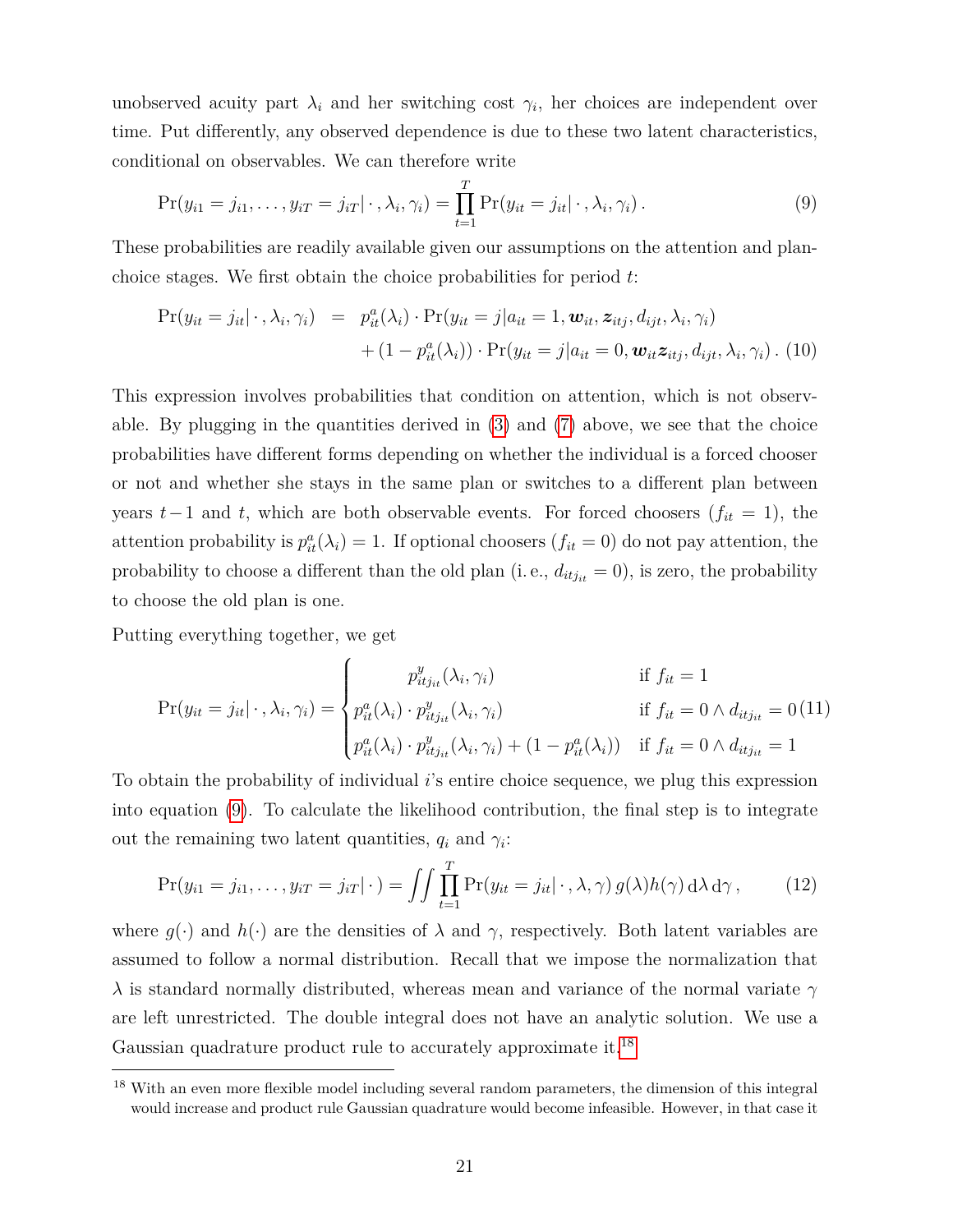unobserved acuity part $\lambda_i$ and her switching cost $\gamma_i$, her choices are independent over time. Put differently, any observed dependence is due to these two latent characteristics, conditional on observables. We can therefore write

$$\Pr(y_{i1} = j_{i1}, \ldots, y_{iT} = j_{iT} | \cdot, \lambda_i, \gamma_i) = \prod_{t=1}^{T} \Pr(y_{it} = j_{it} | \cdot, \lambda_i, \gamma_i) \,. \tag{9}$$

These probabilities are readily available given our assumptions on the attention and plan-choice stages. We first obtain the choice probabilities for period $t$:

$$\begin{aligned} \Pr(y_{it} = j_{it} | \cdot, \lambda_i, \gamma_i) &= p_{it}^{a}(\lambda_i) \cdot \Pr(y_{it} = j | a_{it} = 1, \boldsymbol{w}_{it}, \boldsymbol{z}_{itj}, d_{ijt}, \lambda_i, \gamma_i) \\ &\quad + (1 - p_{it}^{a}(\lambda_i)) \cdot \Pr(y_{it} = j | a_{it} = 0, \boldsymbol{w}_{it} \boldsymbol{z}_{itj}, d_{ijt}, \lambda_i, \gamma_i) \,. \end{aligned} \tag{10}$$

This expression involves probabilities that condition on attention, which is not observable. By plugging in the quantities derived in (3) and (7) above, we see that the choice probabilities have different forms depending on whether the individual is a forced chooser or not and whether she stays in the same plan or switches to a different plan between years $t-1$ and $t$, which are both observable events. For forced choosers ($f_{it} = 1$), the attention probability is $p_{it}^{a}(\lambda_i) = 1$. If optional choosers ($f_{it} = 0$) do not pay attention, the probability to choose a different than the old plan (i. e., $d_{itj_{it}} = 0$), is zero, the probability to choose the old plan is one.

Putting everything together, we get

$$\Pr(y_{it} = j_{it} | \cdot, \lambda_i, \gamma_i) = \begin{cases} p_{itj_{it}}^{y}(\lambda_i, \gamma_i) & \text{if } f_{it} = 1 \\ p_{it}^{a}(\lambda_i) \cdot p_{itj_{it}}^{y}(\lambda_i, \gamma_i) & \text{if } f_{it} = 0 \wedge d_{itj_{it}} = 0 \\ p_{it}^{a}(\lambda_i) \cdot p_{itj_{it}}^{y}(\lambda_i, \gamma_i) + (1 - p_{it}^{a}(\lambda_i)) & \text{if } f_{it} = 0 \wedge d_{itj_{it}} = 1 \end{cases} \tag{11}$$

To obtain the probability of individual $i$'s entire choice sequence, we plug this expression into equation (9). To calculate the likelihood contribution, the final step is to integrate out the remaining two latent quantities, $q_i$ and $\gamma_i$:

$$\Pr(y_{i1} = j_{i1}, \ldots, y_{iT} = j_{iT} | \cdot) = \iint \prod_{t=1}^{T} \Pr(y_{it} = j_{it} | \cdot, \lambda, \gamma) \, g(\lambda) h(\gamma) \, \mathrm{d}\lambda \, \mathrm{d}\gamma \,, \tag{12}$$

where $g(\cdot)$ and $h(\cdot)$ are the densities of $\lambda$ and $\gamma$, respectively. Both latent variables are assumed to follow a normal distribution. Recall that we impose the normalization that $\lambda$ is standard normally distributed, whereas mean and variance of the normal variate $\gamma$ are left unrestricted. The double integral does not have an analytic solution. We use a Gaussian quadrature product rule to accurately approximate it.[18]

[18] With an even more flexible model including several random parameters, the dimension of this integral would increase and product rule Gaussian quadrature would become infeasible. However, in that case it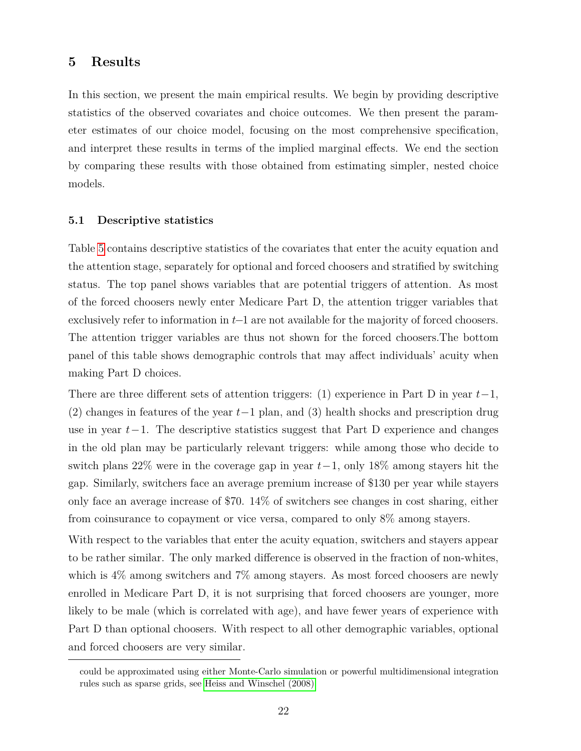## 5 Results

In this section, we present the main empirical results. We begin by providing descriptive statistics of the observed covariates and choice outcomes. We then present the parameter estimates of our choice model, focusing on the most comprehensive specification, and interpret these results in terms of the implied marginal effects. We end the section by comparing these results with those obtained from estimating simpler, nested choice models.

### 5.1 Descriptive statistics

Table 5 contains descriptive statistics of the covariates that enter the acuity equation and the attention stage, separately for optional and forced choosers and stratified by switching status. The top panel shows variables that are potential triggers of attention. As most of the forced choosers newly enter Medicare Part D, the attention trigger variables that exclusively refer to information in $t$–1 are not available for the majority of forced choosers. The attention trigger variables are thus not shown for the forced choosers.The bottom panel of this table shows demographic controls that may affect individuals' acuity when making Part D choices.

There are three different sets of attention triggers: (1) experience in Part D in year $t-1$, (2) changes in features of the year $t-1$ plan, and (3) health shocks and prescription drug use in year $t-1$. The descriptive statistics suggest that Part D experience and changes in the old plan may be particularly relevant triggers: while among those who decide to switch plans 22% were in the coverage gap in year $t-1$, only 18% among stayers hit the gap. Similarly, switchers face an average premium increase of \$130 per year while stayers only face an average increase of \$70. 14% of switchers see changes in cost sharing, either from coinsurance to copayment or vice versa, compared to only 8% among stayers.

With respect to the variables that enter the acuity equation, switchers and stayers appear to be rather similar. The only marked difference is observed in the fraction of non-whites, which is 4% among switchers and 7% among stayers. As most forced choosers are newly enrolled in Medicare Part D, it is not surprising that forced choosers are younger, more likely to be male (which is correlated with age), and have fewer years of experience with Part D than optional choosers. With respect to all other demographic variables, optional and forced choosers are very similar.

---

could be approximated using either Monte-Carlo simulation or powerful multidimensional integration rules such as sparse grids, see Heiss and Winschel (2008).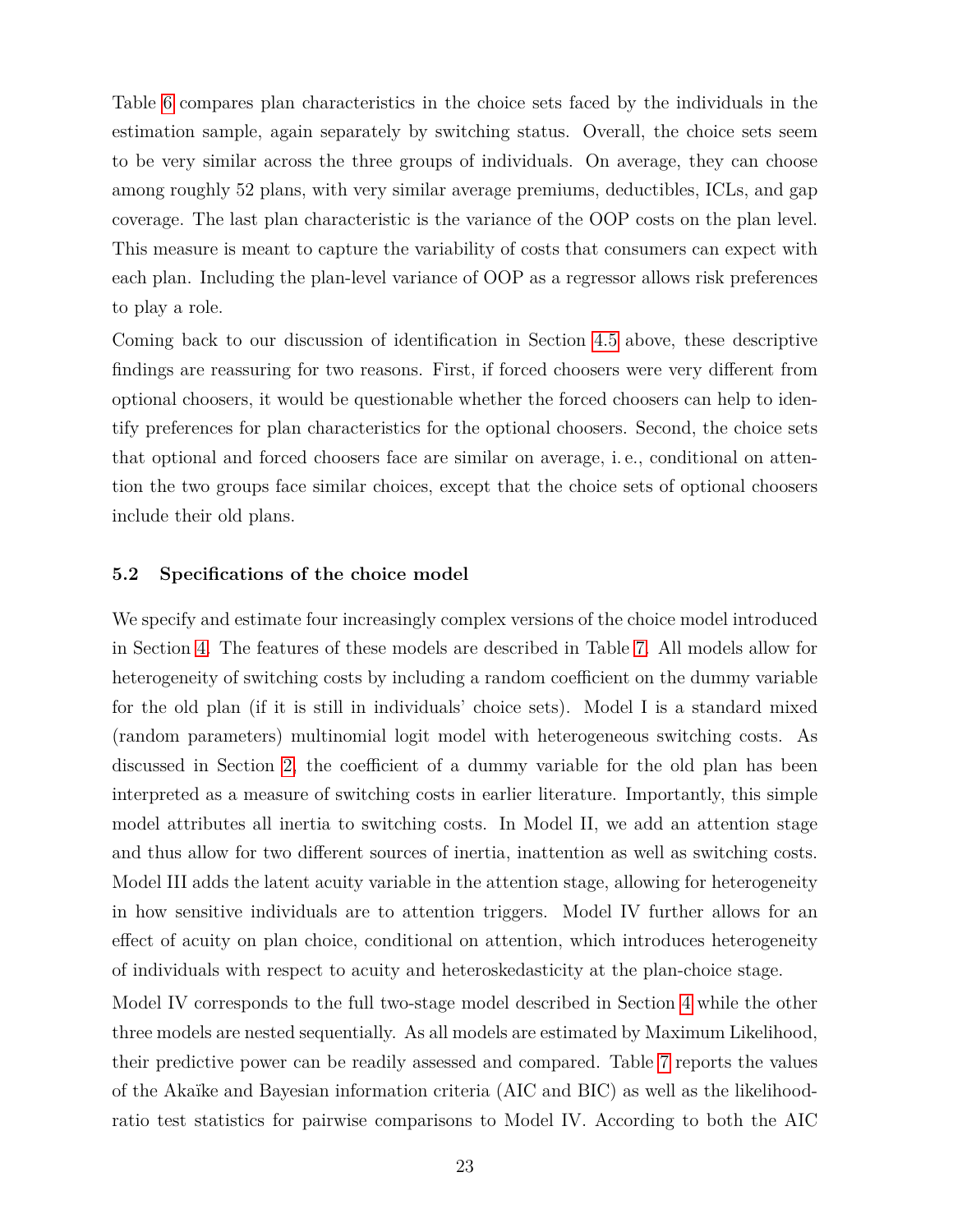Table 6 compares plan characteristics in the choice sets faced by the individuals in the estimation sample, again separately by switching status. Overall, the choice sets seem to be very similar across the three groups of individuals. On average, they can choose among roughly 52 plans, with very similar average premiums, deductibles, ICLs, and gap coverage. The last plan characteristic is the variance of the OOP costs on the plan level. This measure is meant to capture the variability of costs that consumers can expect with each plan. Including the plan-level variance of OOP as a regressor allows risk preferences to play a role.

Coming back to our discussion of identification in Section 4.5 above, these descriptive findings are reassuring for two reasons. First, if forced choosers were very different from optional choosers, it would be questionable whether the forced choosers can help to identify preferences for plan characteristics for the optional choosers. Second, the choice sets that optional and forced choosers face are similar on average, i. e., conditional on attention the two groups face similar choices, except that the choice sets of optional choosers include their old plans.

### 5.2 Specifications of the choice model

We specify and estimate four increasingly complex versions of the choice model introduced in Section 4. The features of these models are described in Table 7. All models allow for heterogeneity of switching costs by including a random coefficient on the dummy variable for the old plan (if it is still in individuals' choice sets). Model I is a standard mixed (random parameters) multinomial logit model with heterogeneous switching costs. As discussed in Section 2, the coefficient of a dummy variable for the old plan has been interpreted as a measure of switching costs in earlier literature. Importantly, this simple model attributes all inertia to switching costs. In Model II, we add an attention stage and thus allow for two different sources of inertia, inattention as well as switching costs. Model III adds the latent acuity variable in the attention stage, allowing for heterogeneity in how sensitive individuals are to attention triggers. Model IV further allows for an effect of acuity on plan choice, conditional on attention, which introduces heterogeneity of individuals with respect to acuity and heteroskedasticity at the plan-choice stage.

Model IV corresponds to the full two-stage model described in Section 4 while the other three models are nested sequentially. As all models are estimated by Maximum Likelihood, their predictive power can be readily assessed and compared. Table 7 reports the values of the Akaïke and Bayesian information criteria (AIC and BIC) as well as the likelihood-ratio test statistics for pairwise comparisons to Model IV. According to both the AIC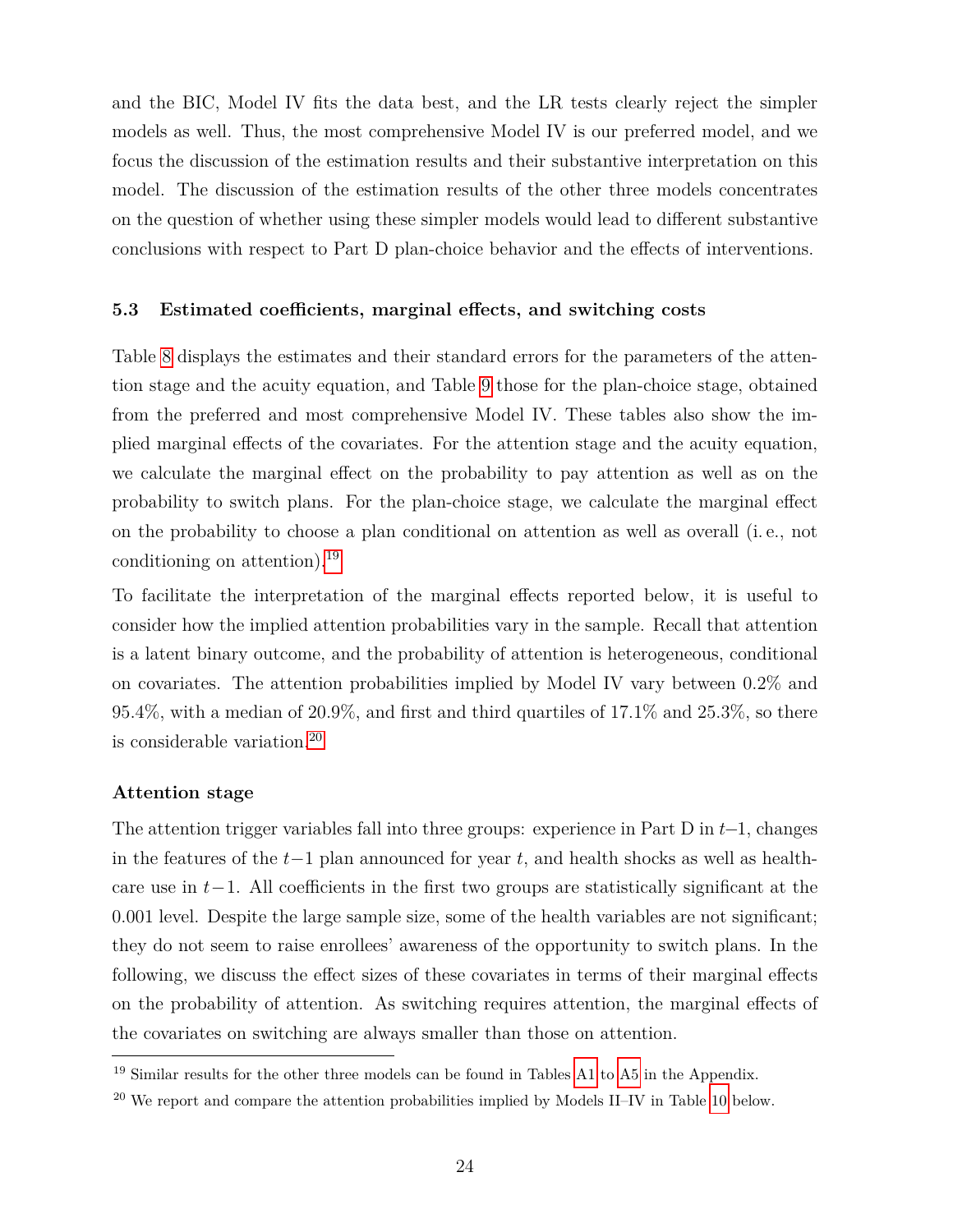and the BIC, Model IV fits the data best, and the LR tests clearly reject the simpler models as well. Thus, the most comprehensive Model IV is our preferred model, and we focus the discussion of the estimation results and their substantive interpretation on this model. The discussion of the estimation results of the other three models concentrates on the question of whether using these simpler models would lead to different substantive conclusions with respect to Part D plan-choice behavior and the effects of interventions.

### 5.3 Estimated coefficients, marginal effects, and switching costs

Table 8 displays the estimates and their standard errors for the parameters of the attention stage and the acuity equation, and Table 9 those for the plan-choice stage, obtained from the preferred and most comprehensive Model IV. These tables also show the implied marginal effects of the covariates. For the attention stage and the acuity equation, we calculate the marginal effect on the probability to pay attention as well as on the probability to switch plans. For the plan-choice stage, we calculate the marginal effect on the probability to choose a plan conditional on attention as well as overall (i. e., not conditioning on attention).[19]

To facilitate the interpretation of the marginal effects reported below, it is useful to consider how the implied attention probabilities vary in the sample. Recall that attention is a latent binary outcome, and the probability of attention is heterogeneous, conditional on covariates. The attention probabilities implied by Model IV vary between 0.2% and 95.4%, with a median of 20.9%, and first and third quartiles of 17.1% and 25.3%, so there is considerable variation.[20]

#### Attention stage

The attention trigger variables fall into three groups: experience in Part D in $t-1$, changes in the features of the $t-1$ plan announced for year $t$, and health shocks as well as healthcare use in $t-1$. All coefficients in the first two groups are statistically significant at the 0.001 level. Despite the large sample size, some of the health variables are not significant; they do not seem to raise enrollees' awareness of the opportunity to switch plans. In the following, we discuss the effect sizes of these covariates in terms of their marginal effects on the probability of attention. As switching requires attention, the marginal effects of the covariates on switching are always smaller than those on attention.

[19] Similar results for the other three models can be found in Tables A1 to A5 in the Appendix.

[20] We report and compare the attention probabilities implied by Models II–IV in Table 10 below.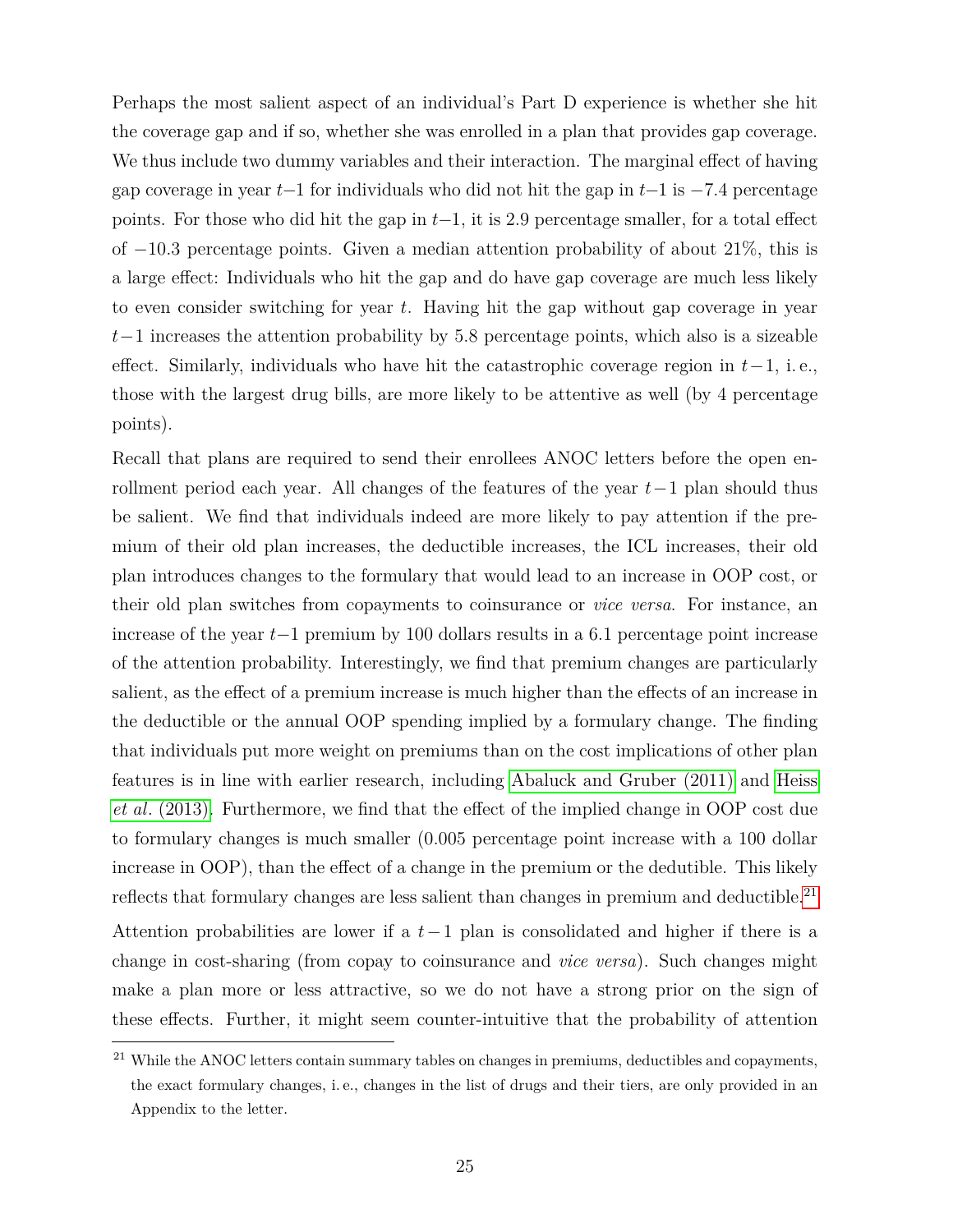Perhaps the most salient aspect of an individual's Part D experience is whether she hit the coverage gap and if so, whether she was enrolled in a plan that provides gap coverage. We thus include two dummy variables and their interaction. The marginal effect of having gap coverage in year $t-1$ for individuals who did not hit the gap in $t-1$ is $-7.4$ percentage points. For those who did hit the gap in $t-1$, it is 2.9 percentage smaller, for a total effect of $-10.3$ percentage points. Given a median attention probability of about 21%, this is a large effect: Individuals who hit the gap and do have gap coverage are much less likely to even consider switching for year $t$. Having hit the gap without gap coverage in year $t-1$ increases the attention probability by 5.8 percentage points, which also is a sizeable effect. Similarly, individuals who have hit the catastrophic coverage region in $t-1$, i. e., those with the largest drug bills, are more likely to be attentive as well (by 4 percentage points).

Recall that plans are required to send their enrollees ANOC letters before the open enrollment period each year. All changes of the features of the year $t-1$ plan should thus be salient. We find that individuals indeed are more likely to pay attention if the premium of their old plan increases, the deductible increases, the ICL increases, their old plan introduces changes to the formulary that would lead to an increase in OOP cost, or their old plan switches from copayments to coinsurance or *vice versa*. For instance, an increase of the year $t-1$ premium by 100 dollars results in a 6.1 percentage point increase of the attention probability. Interestingly, we find that premium changes are particularly salient, as the effect of a premium increase is much higher than the effects of an increase in the deductible or the annual OOP spending implied by a formulary change. The finding that individuals put more weight on premiums than on the cost implications of other plan features is in line with earlier research, including Abaluck and Gruber (2011) and Heiss *et al.* (2013). Furthermore, we find that the effect of the implied change in OOP cost due to formulary changes is much smaller (0.005 percentage point increase with a 100 dollar increase in OOP), than the effect of a change in the premium or the dedutible. This likely reflects that formulary changes are less salient than changes in premium and deductible.[21]

Attention probabilities are lower if a $t-1$ plan is consolidated and higher if there is a change in cost-sharing (from copay to coinsurance and *vice versa*). Such changes might make a plan more or less attractive, so we do not have a strong prior on the sign of these effects. Further, it might seem counter-intuitive that the probability of attention

[21] While the ANOC letters contain summary tables on changes in premiums, deductibles and copayments, the exact formulary changes, i. e., changes in the list of drugs and their tiers, are only provided in an Appendix to the letter.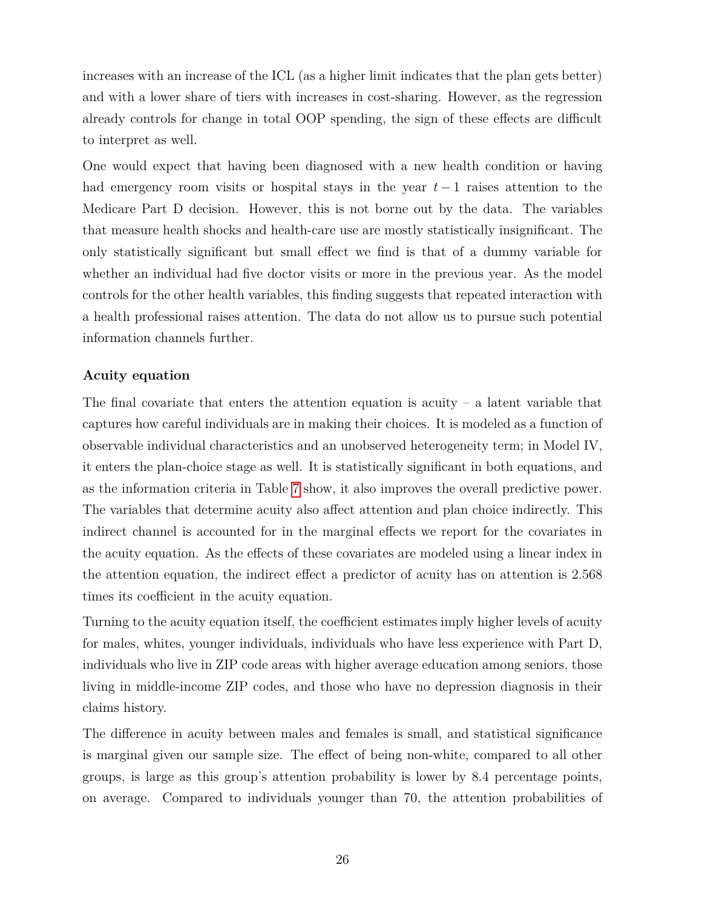increases with an increase of the ICL (as a higher limit indicates that the plan gets better) and with a lower share of tiers with increases in cost-sharing. However, as the regression already controls for change in total OOP spending, the sign of these effects are difficult to interpret as well.

One would expect that having been diagnosed with a new health condition or having had emergency room visits or hospital stays in the year $t-1$ raises attention to the Medicare Part D decision. However, this is not borne out by the data. The variables that measure health shocks and health-care use are mostly statistically insignificant. The only statistically significant but small effect we find is that of a dummy variable for whether an individual had five doctor visits or more in the previous year. As the model controls for the other health variables, this finding suggests that repeated interaction with a health professional raises attention. The data do not allow us to pursue such potential information channels further.

**Acuity equation**

The final covariate that enters the attention equation is acuity – a latent variable that captures how careful individuals are in making their choices. It is modeled as a function of observable individual characteristics and an unobserved heterogeneity term; in Model IV, it enters the plan-choice stage as well. It is statistically significant in both equations, and as the information criteria in Table 7 show, it also improves the overall predictive power. The variables that determine acuity also affect attention and plan choice indirectly. This indirect channel is accounted for in the marginal effects we report for the covariates in the acuity equation. As the effects of these covariates are modeled using a linear index in the attention equation, the indirect effect a predictor of acuity has on attention is 2.568 times its coefficient in the acuity equation.

Turning to the acuity equation itself, the coefficient estimates imply higher levels of acuity for males, whites, younger individuals, individuals who have less experience with Part D, individuals who live in ZIP code areas with higher average education among seniors, those living in middle-income ZIP codes, and those who have no depression diagnosis in their claims history.

The difference in acuity between males and females is small, and statistical significance is marginal given our sample size. The effect of being non-white, compared to all other groups, is large as this group's attention probability is lower by 8.4 percentage points, on average. Compared to individuals younger than 70, the attention probabilities of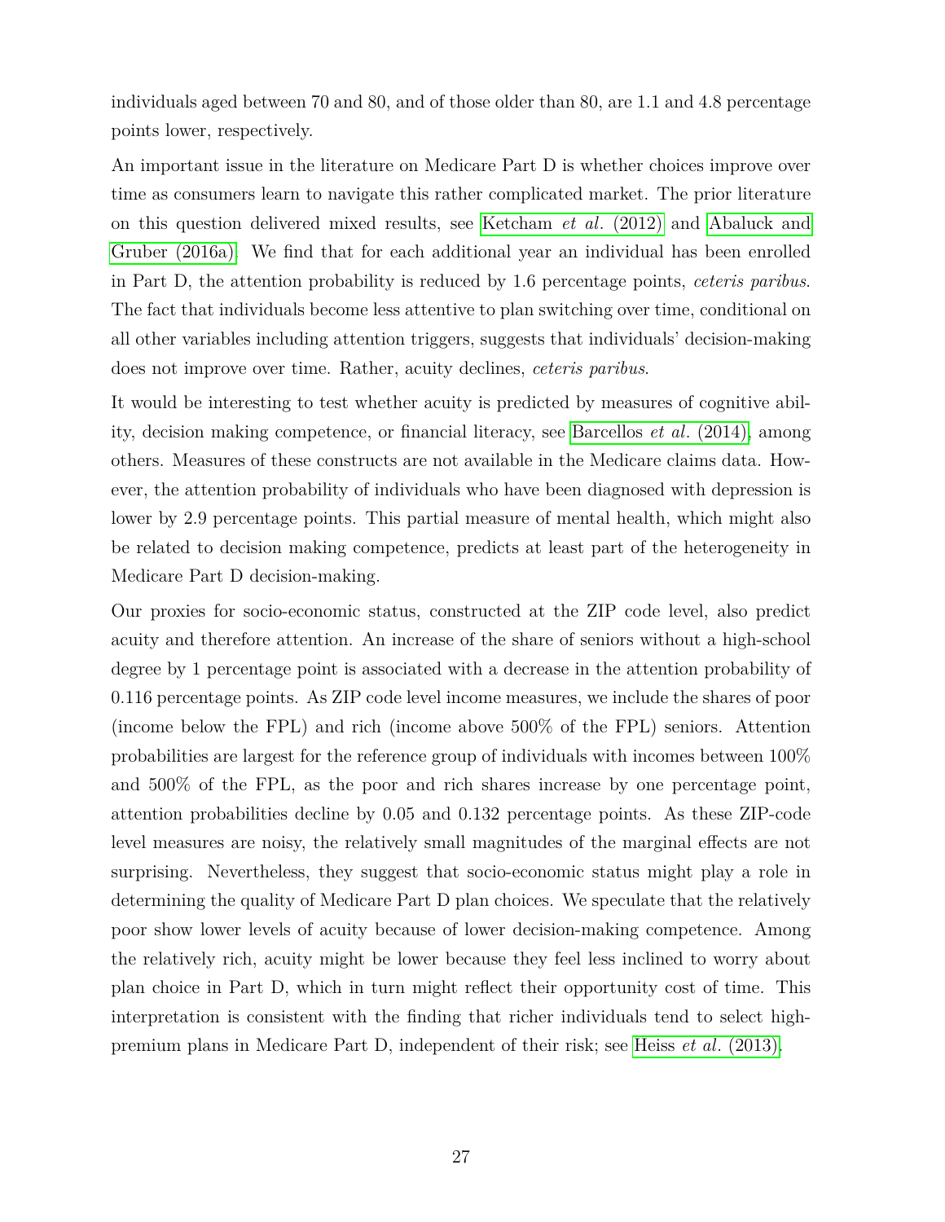individuals aged between 70 and 80, and of those older than 80, are 1.1 and 4.8 percentage points lower, respectively.

An important issue in the literature on Medicare Part D is whether choices improve over time as consumers learn to navigate this rather complicated market. The prior literature on this question delivered mixed results, see Ketcham *et al.* (2012) and Abaluck and Gruber (2016a). We find that for each additional year an individual has been enrolled in Part D, the attention probability is reduced by 1.6 percentage points, *ceteris paribus*. The fact that individuals become less attentive to plan switching over time, conditional on all other variables including attention triggers, suggests that individuals' decision-making does not improve over time. Rather, acuity declines, *ceteris paribus*.

It would be interesting to test whether acuity is predicted by measures of cognitive ability, decision making competence, or financial literacy, see Barcellos *et al.* (2014), among others. Measures of these constructs are not available in the Medicare claims data. However, the attention probability of individuals who have been diagnosed with depression is lower by 2.9 percentage points. This partial measure of mental health, which might also be related to decision making competence, predicts at least part of the heterogeneity in Medicare Part D decision-making.

Our proxies for socio-economic status, constructed at the ZIP code level, also predict acuity and therefore attention. An increase of the share of seniors without a high-school degree by 1 percentage point is associated with a decrease in the attention probability of 0.116 percentage points. As ZIP code level income measures, we include the shares of poor (income below the FPL) and rich (income above 500% of the FPL) seniors. Attention probabilities are largest for the reference group of individuals with incomes between 100% and 500% of the FPL, as the poor and rich shares increase by one percentage point, attention probabilities decline by 0.05 and 0.132 percentage points. As these ZIP-code level measures are noisy, the relatively small magnitudes of the marginal effects are not surprising. Nevertheless, they suggest that socio-economic status might play a role in determining the quality of Medicare Part D plan choices. We speculate that the relatively poor show lower levels of acuity because of lower decision-making competence. Among the relatively rich, acuity might be lower because they feel less inclined to worry about plan choice in Part D, which in turn might reflect their opportunity cost of time. This interpretation is consistent with the finding that richer individuals tend to select high-premium plans in Medicare Part D, independent of their risk; see Heiss *et al.* (2013).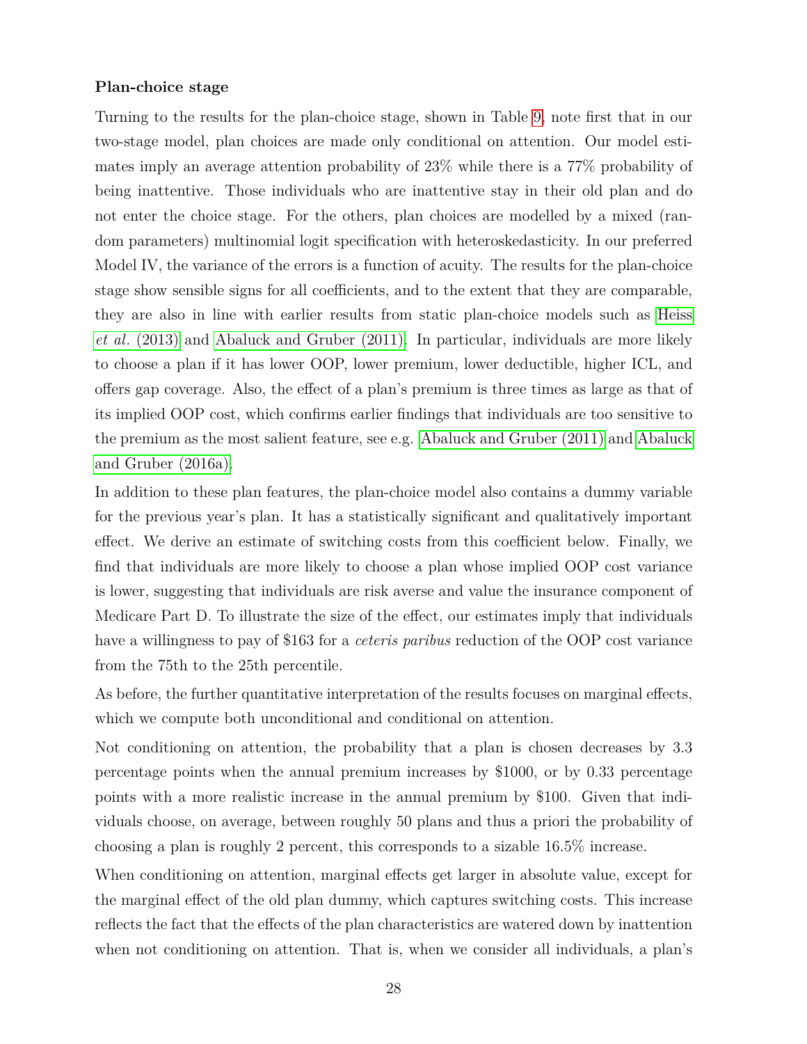**Plan-choice stage**

Turning to the results for the plan-choice stage, shown in Table 9, note first that in our two-stage model, plan choices are made only conditional on attention. Our model estimates imply an average attention probability of 23% while there is a 77% probability of being inattentive. Those individuals who are inattentive stay in their old plan and do not enter the choice stage. For the others, plan choices are modelled by a mixed (random parameters) multinomial logit specification with heteroskedasticity. In our preferred Model IV, the variance of the errors is a function of acuity. The results for the plan-choice stage show sensible signs for all coefficients, and to the extent that they are comparable, they are also in line with earlier results from static plan-choice models such as Heiss *et al.* (2013) and Abaluck and Gruber (2011). In particular, individuals are more likely to choose a plan if it has lower OOP, lower premium, lower deductible, higher ICL, and offers gap coverage. Also, the effect of a plan's premium is three times as large as that of its implied OOP cost, which confirms earlier findings that individuals are too sensitive to the premium as the most salient feature, see e.g. Abaluck and Gruber (2011) and Abaluck and Gruber (2016a).

In addition to these plan features, the plan-choice model also contains a dummy variable for the previous year's plan. It has a statistically significant and qualitatively important effect. We derive an estimate of switching costs from this coefficient below. Finally, we find that individuals are more likely to choose a plan whose implied OOP cost variance is lower, suggesting that individuals are risk averse and value the insurance component of Medicare Part D. To illustrate the size of the effect, our estimates imply that individuals have a willingness to pay of \$163 for a *ceteris paribus* reduction of the OOP cost variance from the 75th to the 25th percentile.

As before, the further quantitative interpretation of the results focuses on marginal effects, which we compute both unconditional and conditional on attention.

Not conditioning on attention, the probability that a plan is chosen decreases by 3.3 percentage points when the annual premium increases by \$1000, or by 0.33 percentage points with a more realistic increase in the annual premium by \$100. Given that individuals choose, on average, between roughly 50 plans and thus a priori the probability of choosing a plan is roughly 2 percent, this corresponds to a sizable 16.5% increase.

When conditioning on attention, marginal effects get larger in absolute value, except for the marginal effect of the old plan dummy, which captures switching costs. This increase reflects the fact that the effects of the plan characteristics are watered down by inattention when not conditioning on attention. That is, when we consider all individuals, a plan's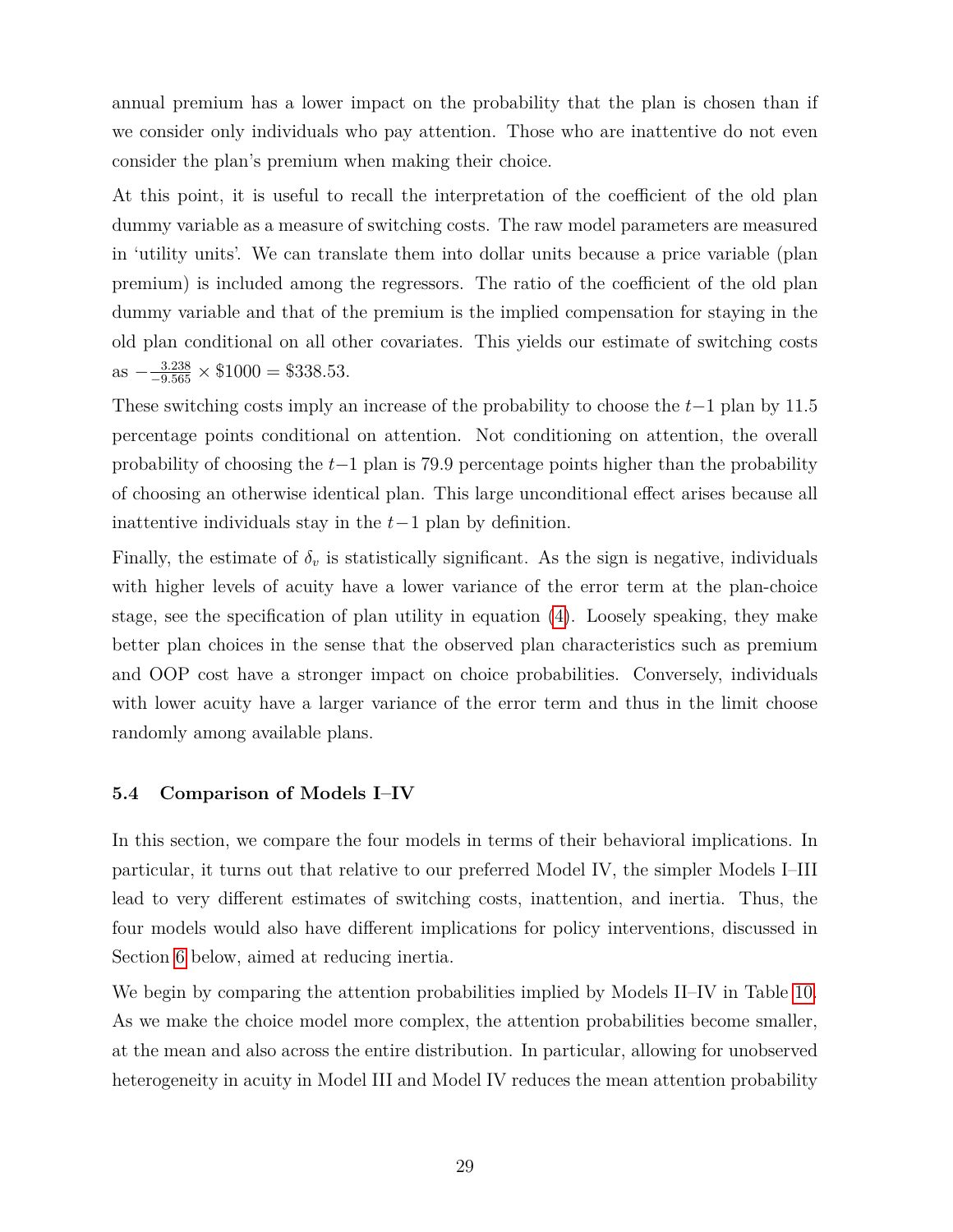annual premium has a lower impact on the probability that the plan is chosen than if we consider only individuals who pay attention. Those who are inattentive do not even consider the plan's premium when making their choice.

At this point, it is useful to recall the interpretation of the coefficient of the old plan dummy variable as a measure of switching costs. The raw model parameters are measured in 'utility units'. We can translate them into dollar units because a price variable (plan premium) is included among the regressors. The ratio of the coefficient of the old plan dummy variable and that of the premium is the implied compensation for staying in the old plan conditional on all other covariates. This yields our estimate of switching costs as $-\frac{3.238}{-9.565} \times \$1000 = \$338.53$.

These switching costs imply an increase of the probability to choose the $t-1$ plan by 11.5 percentage points conditional on attention. Not conditioning on attention, the overall probability of choosing the $t-1$ plan is 79.9 percentage points higher than the probability of choosing an otherwise identical plan. This large unconditional effect arises because all inattentive individuals stay in the $t-1$ plan by definition.

Finally, the estimate of $\delta_v$ is statistically significant. As the sign is negative, individuals with higher levels of acuity have a lower variance of the error term at the plan-choice stage, see the specification of plan utility in equation (4). Loosely speaking, they make better plan choices in the sense that the observed plan characteristics such as premium and OOP cost have a stronger impact on choice probabilities. Conversely, individuals with lower acuity have a larger variance of the error term and thus in the limit choose randomly among available plans.

### 5.4 Comparison of Models I–IV

In this section, we compare the four models in terms of their behavioral implications. In particular, it turns out that relative to our preferred Model IV, the simpler Models I–III lead to very different estimates of switching costs, inattention, and inertia. Thus, the four models would also have different implications for policy interventions, discussed in Section 6 below, aimed at reducing inertia.

We begin by comparing the attention probabilities implied by Models II–IV in Table 10. As we make the choice model more complex, the attention probabilities become smaller, at the mean and also across the entire distribution. In particular, allowing for unobserved heterogeneity in acuity in Model III and Model IV reduces the mean attention probability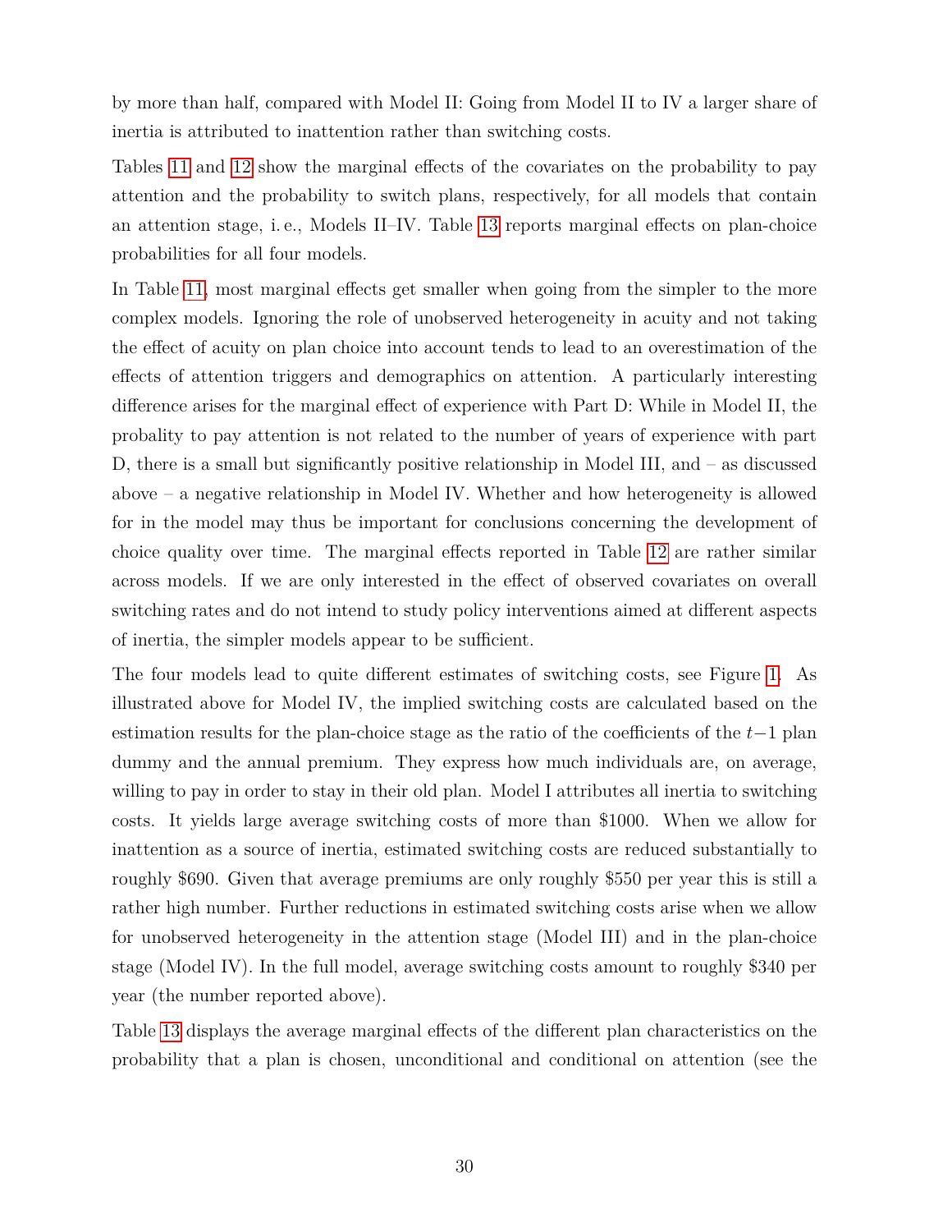by more than half, compared with Model II: Going from Model II to IV a larger share of inertia is attributed to inattention rather than switching costs.

Tables 11 and 12 show the marginal effects of the covariates on the probability to pay attention and the probability to switch plans, respectively, for all models that contain an attention stage, i. e., Models II–IV. Table 13 reports marginal effects on plan-choice probabilities for all four models.

In Table 11, most marginal effects get smaller when going from the simpler to the more complex models. Ignoring the role of unobserved heterogeneity in acuity and not taking the effect of acuity on plan choice into account tends to lead to an overestimation of the effects of attention triggers and demographics on attention. A particularly interesting difference arises for the marginal effect of experience with Part D: While in Model II, the probality to pay attention is not related to the number of years of experience with part D, there is a small but significantly positive relationship in Model III, and – as discussed above – a negative relationship in Model IV. Whether and how heterogeneity is allowed for in the model may thus be important for conclusions concerning the development of choice quality over time. The marginal effects reported in Table 12 are rather similar across models. If we are only interested in the effect of observed covariates on overall switching rates and do not intend to study policy interventions aimed at different aspects of inertia, the simpler models appear to be sufficient.

The four models lead to quite different estimates of switching costs, see Figure 1. As illustrated above for Model IV, the implied switching costs are calculated based on the estimation results for the plan-choice stage as the ratio of the coefficients of the $t-1$ plan dummy and the annual premium. They express how much individuals are, on average, willing to pay in order to stay in their old plan. Model I attributes all inertia to switching costs. It yields large average switching costs of more than \$1000. When we allow for inattention as a source of inertia, estimated switching costs are reduced substantially to roughly \$690. Given that average premiums are only roughly \$550 per year this is still a rather high number. Further reductions in estimated switching costs arise when we allow for unobserved heterogeneity in the attention stage (Model III) and in the plan-choice stage (Model IV). In the full model, average switching costs amount to roughly \$340 per year (the number reported above).

Table 13 displays the average marginal effects of the different plan characteristics on the probability that a plan is chosen, unconditional and conditional on attention (see the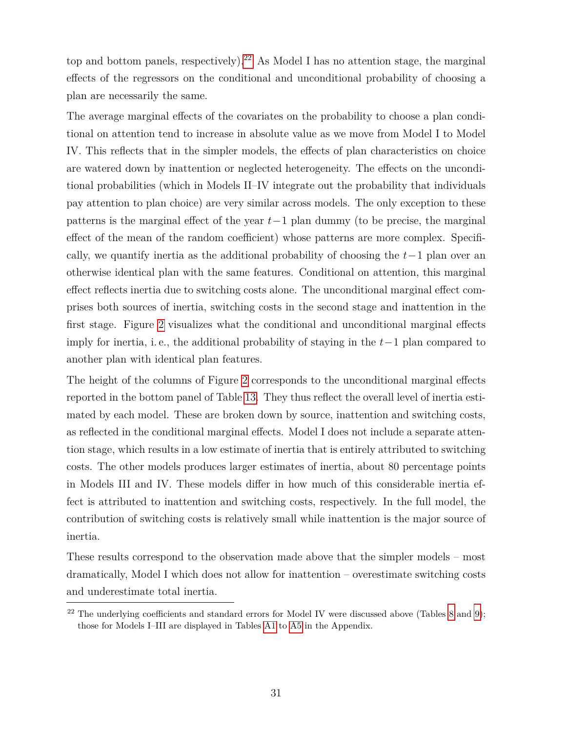top and bottom panels, respectively).[22] As Model I has no attention stage, the marginal effects of the regressors on the conditional and unconditional probability of choosing a plan are necessarily the same.

The average marginal effects of the covariates on the probability to choose a plan conditional on attention tend to increase in absolute value as we move from Model I to Model IV. This reflects that in the simpler models, the effects of plan characteristics on choice are watered down by inattention or neglected heterogeneity. The effects on the unconditional probabilities (which in Models II–IV integrate out the probability that individuals pay attention to plan choice) are very similar across models. The only exception to these patterns is the marginal effect of the year $t-1$ plan dummy (to be precise, the marginal effect of the mean of the random coefficient) whose patterns are more complex. Specifically, we quantify inertia as the additional probability of choosing the $t-1$ plan over an otherwise identical plan with the same features. Conditional on attention, this marginal effect reflects inertia due to switching costs alone. The unconditional marginal effect comprises both sources of inertia, switching costs in the second stage and inattention in the first stage. Figure 2 visualizes what the conditional and unconditional marginal effects imply for inertia, i. e., the additional probability of staying in the $t-1$ plan compared to another plan with identical plan features.

The height of the columns of Figure 2 corresponds to the unconditional marginal effects reported in the bottom panel of Table 13. They thus reflect the overall level of inertia estimated by each model. These are broken down by source, inattention and switching costs, as reflected in the conditional marginal effects. Model I does not include a separate attention stage, which results in a low estimate of inertia that is entirely attributed to switching costs. The other models produces larger estimates of inertia, about 80 percentage points in Models III and IV. These models differ in how much of this considerable inertia effect is attributed to inattention and switching costs, respectively. In the full model, the contribution of switching costs is relatively small while inattention is the major source of inertia.

These results correspond to the observation made above that the simpler models – most dramatically, Model I which does not allow for inattention – overestimate switching costs and underestimate total inertia.

[22] The underlying coefficients and standard errors for Model IV were discussed above (Tables 8 and 9); those for Models I–III are displayed in Tables A1 to A5 in the Appendix.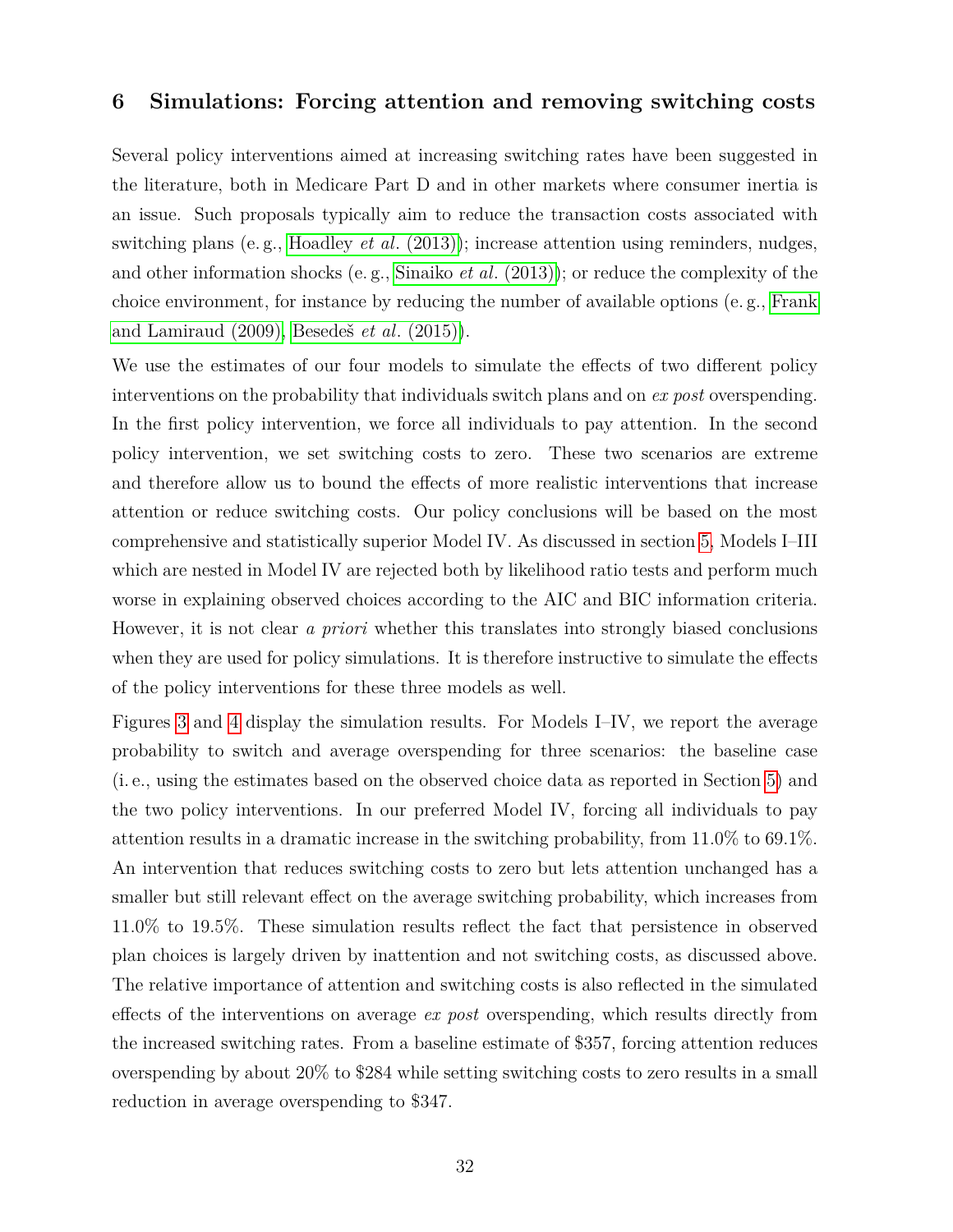## 6 Simulations: Forcing attention and removing switching costs

Several policy interventions aimed at increasing switching rates have been suggested in the literature, both in Medicare Part D and in other markets where consumer inertia is an issue. Such proposals typically aim to reduce the transaction costs associated with switching plans (e. g., Hoadley *et al.* (2013)); increase attention using reminders, nudges, and other information shocks (e. g., Sinaiko *et al.* (2013)); or reduce the complexity of the choice environment, for instance by reducing the number of available options (e. g., Frank and Lamiraud (2009), Besedeš *et al.* (2015)).

We use the estimates of our four models to simulate the effects of two different policy interventions on the probability that individuals switch plans and on *ex post* overspending. In the first policy intervention, we force all individuals to pay attention. In the second policy intervention, we set switching costs to zero. These two scenarios are extreme and therefore allow us to bound the effects of more realistic interventions that increase attention or reduce switching costs. Our policy conclusions will be based on the most comprehensive and statistically superior Model IV. As discussed in section 5, Models I–III which are nested in Model IV are rejected both by likelihood ratio tests and perform much worse in explaining observed choices according to the AIC and BIC information criteria. However, it is not clear *a priori* whether this translates into strongly biased conclusions when they are used for policy simulations. It is therefore instructive to simulate the effects of the policy interventions for these three models as well.

Figures 3 and 4 display the simulation results. For Models I–IV, we report the average probability to switch and average overspending for three scenarios: the baseline case (i. e., using the estimates based on the observed choice data as reported in Section 5) and the two policy interventions. In our preferred Model IV, forcing all individuals to pay attention results in a dramatic increase in the switching probability, from 11.0% to 69.1%. An intervention that reduces switching costs to zero but lets attention unchanged has a smaller but still relevant effect on the average switching probability, which increases from 11.0% to 19.5%. These simulation results reflect the fact that persistence in observed plan choices is largely driven by inattention and not switching costs, as discussed above. The relative importance of attention and switching costs is also reflected in the simulated effects of the interventions on average *ex post* overspending, which results directly from the increased switching rates. From a baseline estimate of \$357, forcing attention reduces overspending by about 20% to \$284 while setting switching costs to zero results in a small reduction in average overspending to \$347.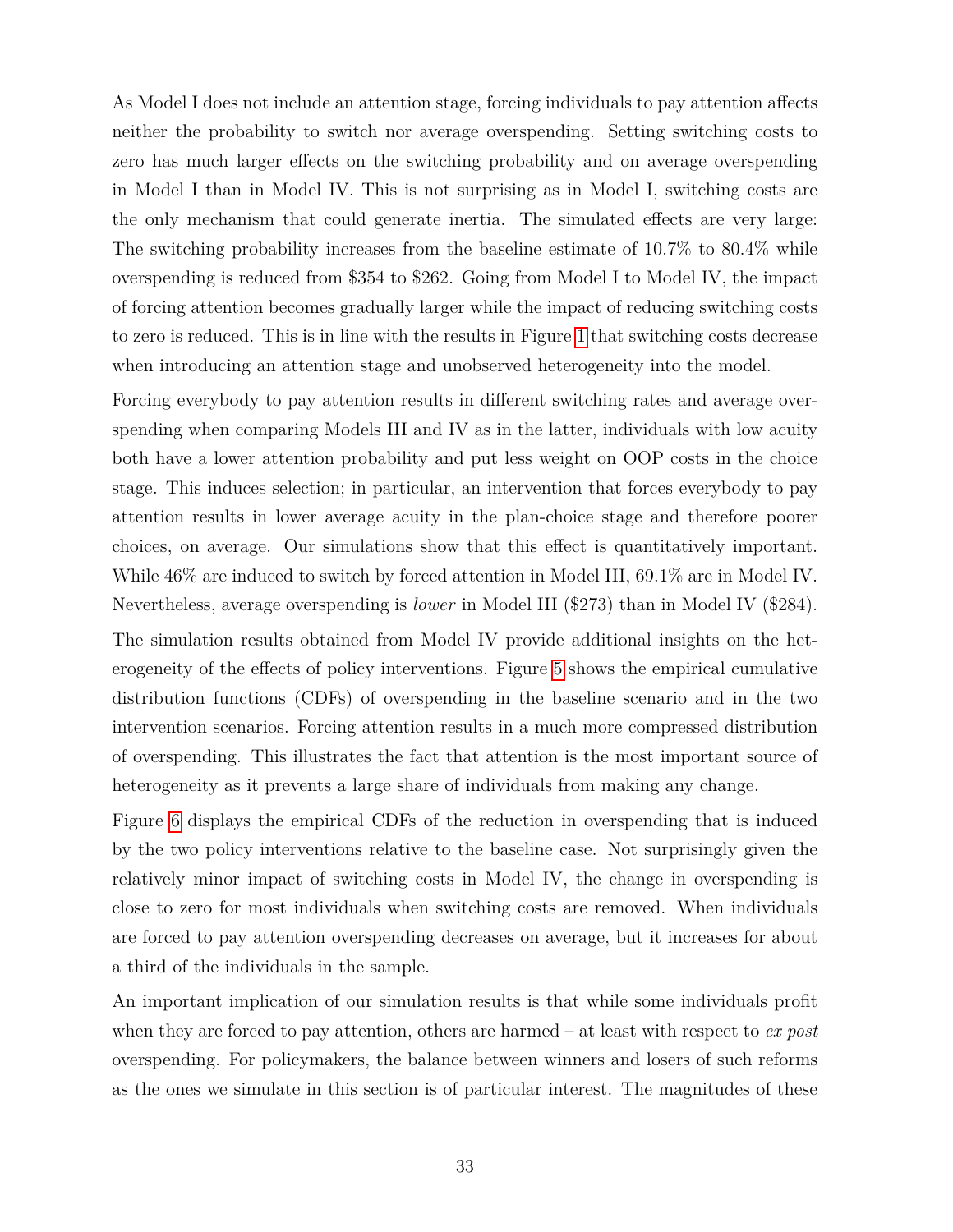As Model I does not include an attention stage, forcing individuals to pay attention affects neither the probability to switch nor average overspending. Setting switching costs to zero has much larger effects on the switching probability and on average overspending in Model I than in Model IV. This is not surprising as in Model I, switching costs are the only mechanism that could generate inertia. The simulated effects are very large: The switching probability increases from the baseline estimate of 10.7% to 80.4% while overspending is reduced from \$354 to \$262. Going from Model I to Model IV, the impact of forcing attention becomes gradually larger while the impact of reducing switching costs to zero is reduced. This is in line with the results in Figure 1 that switching costs decrease when introducing an attention stage and unobserved heterogeneity into the model.

Forcing everybody to pay attention results in different switching rates and average overspending when comparing Models III and IV as in the latter, individuals with low acuity both have a lower attention probability and put less weight on OOP costs in the choice stage. This induces selection; in particular, an intervention that forces everybody to pay attention results in lower average acuity in the plan-choice stage and therefore poorer choices, on average. Our simulations show that this effect is quantitatively important. While 46% are induced to switch by forced attention in Model III, 69.1% are in Model IV. Nevertheless, average overspending is *lower* in Model III (\$273) than in Model IV (\$284).

The simulation results obtained from Model IV provide additional insights on the heterogeneity of the effects of policy interventions. Figure 5 shows the empirical cumulative distribution functions (CDFs) of overspending in the baseline scenario and in the two intervention scenarios. Forcing attention results in a much more compressed distribution of overspending. This illustrates the fact that attention is the most important source of heterogeneity as it prevents a large share of individuals from making any change.

Figure 6 displays the empirical CDFs of the reduction in overspending that is induced by the two policy interventions relative to the baseline case. Not surprisingly given the relatively minor impact of switching costs in Model IV, the change in overspending is close to zero for most individuals when switching costs are removed. When individuals are forced to pay attention overspending decreases on average, but it increases for about a third of the individuals in the sample.

An important implication of our simulation results is that while some individuals profit when they are forced to pay attention, others are harmed – at least with respect to *ex post* overspending. For policymakers, the balance between winners and losers of such reforms as the ones we simulate in this section is of particular interest. The magnitudes of these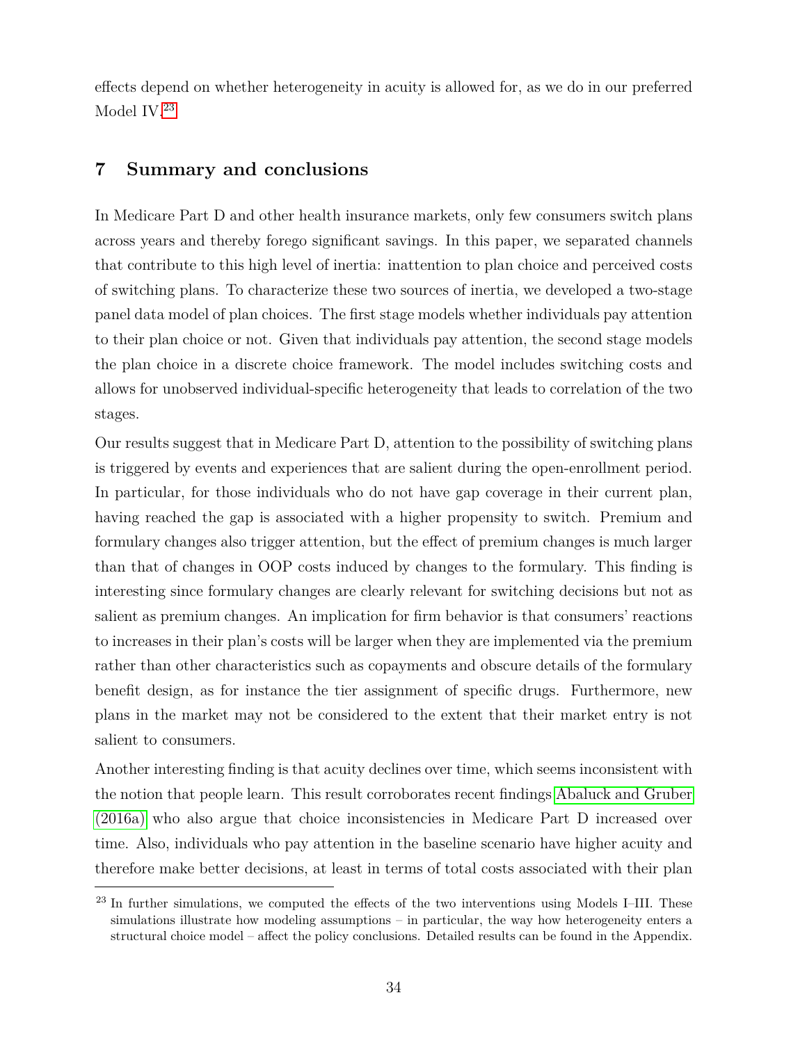effects depend on whether heterogeneity in acuity is allowed for, as we do in our preferred Model IV.[23]

## 7 Summary and conclusions

In Medicare Part D and other health insurance markets, only few consumers switch plans across years and thereby forego significant savings. In this paper, we separated channels that contribute to this high level of inertia: inattention to plan choice and perceived costs of switching plans. To characterize these two sources of inertia, we developed a two-stage panel data model of plan choices. The first stage models whether individuals pay attention to their plan choice or not. Given that individuals pay attention, the second stage models the plan choice in a discrete choice framework. The model includes switching costs and allows for unobserved individual-specific heterogeneity that leads to correlation of the two stages.

Our results suggest that in Medicare Part D, attention to the possibility of switching plans is triggered by events and experiences that are salient during the open-enrollment period. In particular, for those individuals who do not have gap coverage in their current plan, having reached the gap is associated with a higher propensity to switch. Premium and formulary changes also trigger attention, but the effect of premium changes is much larger than that of changes in OOP costs induced by changes to the formulary. This finding is interesting since formulary changes are clearly relevant for switching decisions but not as salient as premium changes. An implication for firm behavior is that consumers' reactions to increases in their plan's costs will be larger when they are implemented via the premium rather than other characteristics such as copayments and obscure details of the formulary benefit design, as for instance the tier assignment of specific drugs. Furthermore, new plans in the market may not be considered to the extent that their market entry is not salient to consumers.

Another interesting finding is that acuity declines over time, which seems inconsistent with the notion that people learn. This result corroborates recent findings Abaluck and Gruber (2016a) who also argue that choice inconsistencies in Medicare Part D increased over time. Also, individuals who pay attention in the baseline scenario have higher acuity and therefore make better decisions, at least in terms of total costs associated with their plan

[23] In further simulations, we computed the effects of the two interventions using Models I–III. These simulations illustrate how modeling assumptions – in particular, the way how heterogeneity enters a structural choice model – affect the policy conclusions. Detailed results can be found in the Appendix.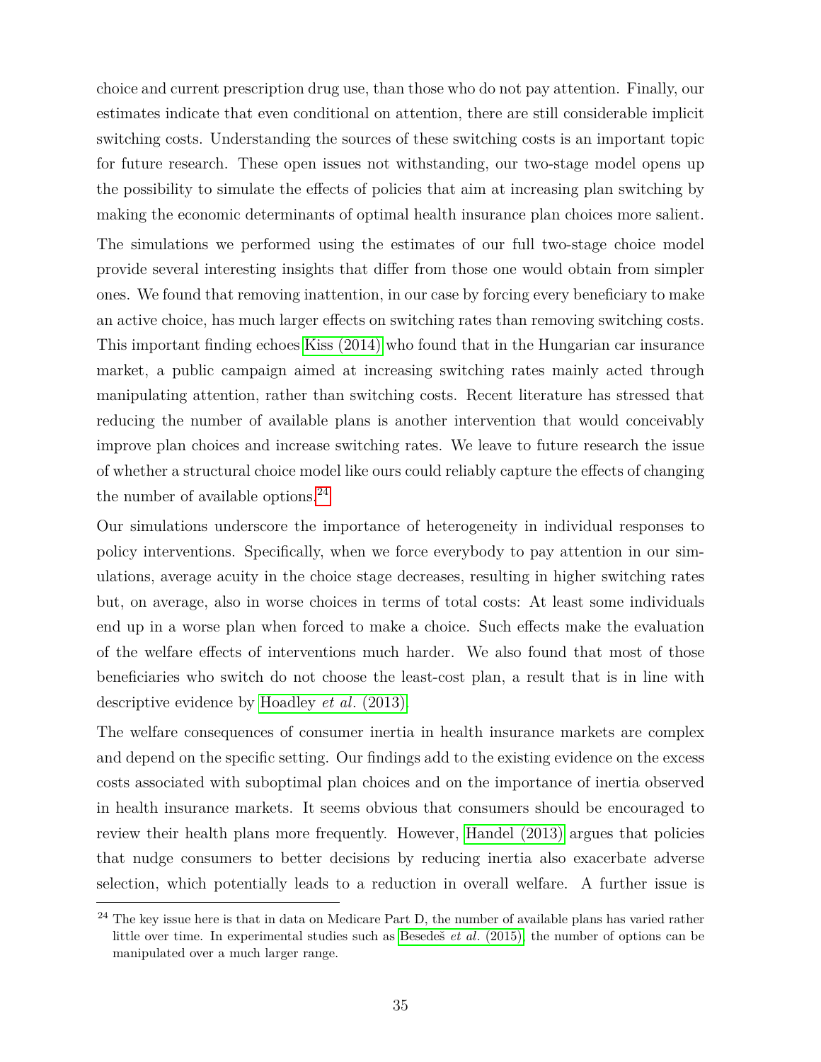choice and current prescription drug use, than those who do not pay attention. Finally, our estimates indicate that even conditional on attention, there are still considerable implicit switching costs. Understanding the sources of these switching costs is an important topic for future research. These open issues not withstanding, our two-stage model opens up the possibility to simulate the effects of policies that aim at increasing plan switching by making the economic determinants of optimal health insurance plan choices more salient.

The simulations we performed using the estimates of our full two-stage choice model provide several interesting insights that differ from those one would obtain from simpler ones. We found that removing inattention, in our case by forcing every beneficiary to make an active choice, has much larger effects on switching rates than removing switching costs. This important finding echoes Kiss (2014) who found that in the Hungarian car insurance market, a public campaign aimed at increasing switching rates mainly acted through manipulating attention, rather than switching costs. Recent literature has stressed that reducing the number of available plans is another intervention that would conceivably improve plan choices and increase switching rates. We leave to future research the issue of whether a structural choice model like ours could reliably capture the effects of changing the number of available options.[24]

Our simulations underscore the importance of heterogeneity in individual responses to policy interventions. Specifically, when we force everybody to pay attention in our simulations, average acuity in the choice stage decreases, resulting in higher switching rates but, on average, also in worse choices in terms of total costs: At least some individuals end up in a worse plan when forced to make a choice. Such effects make the evaluation of the welfare effects of interventions much harder. We also found that most of those beneficiaries who switch do not choose the least-cost plan, a result that is in line with descriptive evidence by Hoadley *et al.* (2013).

The welfare consequences of consumer inertia in health insurance markets are complex and depend on the specific setting. Our findings add to the existing evidence on the excess costs associated with suboptimal plan choices and on the importance of inertia observed in health insurance markets. It seems obvious that consumers should be encouraged to review their health plans more frequently. However, Handel (2013) argues that policies that nudge consumers to better decisions by reducing inertia also exacerbate adverse selection, which potentially leads to a reduction in overall welfare. A further issue is

[24] The key issue here is that in data on Medicare Part D, the number of available plans has varied rather little over time. In experimental studies such as Besedeš *et al.* (2015), the number of options can be manipulated over a much larger range.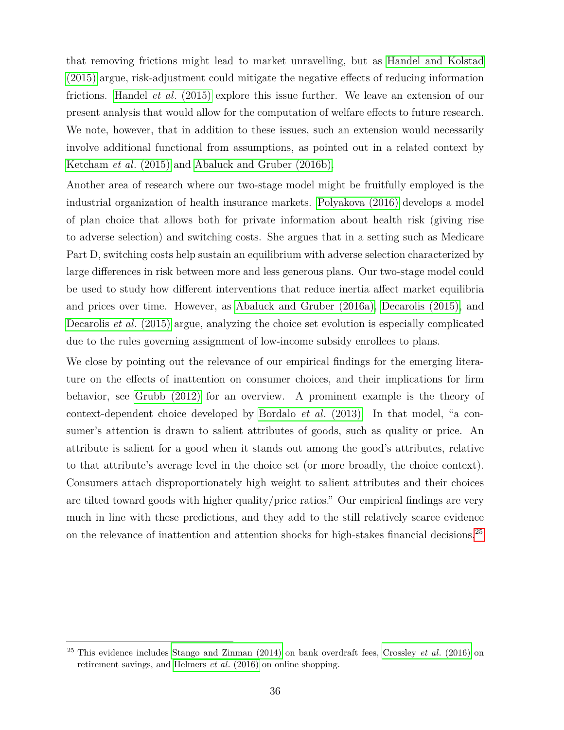that removing frictions might lead to market unravelling, but as Handel and Kolstad (2015) argue, risk-adjustment could mitigate the negative effects of reducing information frictions. Handel *et al.* (2015) explore this issue further. We leave an extension of our present analysis that would allow for the computation of welfare effects to future research. We note, however, that in addition to these issues, such an extension would necessarily involve additional functional from assumptions, as pointed out in a related context by Ketcham *et al.* (2015) and Abaluck and Gruber (2016b).

Another area of research where our two-stage model might be fruitfully employed is the industrial organization of health insurance markets. Polyakova (2016) develops a model of plan choice that allows both for private information about health risk (giving rise to adverse selection) and switching costs. She argues that in a setting such as Medicare Part D, switching costs help sustain an equilibrium with adverse selection characterized by large differences in risk between more and less generous plans. Our two-stage model could be used to study how different interventions that reduce inertia affect market equilibria and prices over time. However, as Abaluck and Gruber (2016a), Decarolis (2015), and Decarolis *et al.* (2015) argue, analyzing the choice set evolution is especially complicated due to the rules governing assignment of low-income subsidy enrollees to plans.

We close by pointing out the relevance of our empirical findings for the emerging literature on the effects of inattention on consumer choices, and their implications for firm behavior, see Grubb (2012) for an overview. A prominent example is the theory of context-dependent choice developed by Bordalo *et al.* (2013). In that model, "a consumer's attention is drawn to salient attributes of goods, such as quality or price. An attribute is salient for a good when it stands out among the good's attributes, relative to that attribute's average level in the choice set (or more broadly, the choice context). Consumers attach disproportionately high weight to salient attributes and their choices are tilted toward goods with higher quality/price ratios." Our empirical findings are very much in line with these predictions, and they add to the still relatively scarce evidence on the relevance of inattention and attention shocks for high-stakes financial decisions.[25]

[25] This evidence includes Stango and Zinman (2014) on bank overdraft fees, Crossley *et al.* (2016) on retirement savings, and Helmers *et al.* (2016) on online shopping.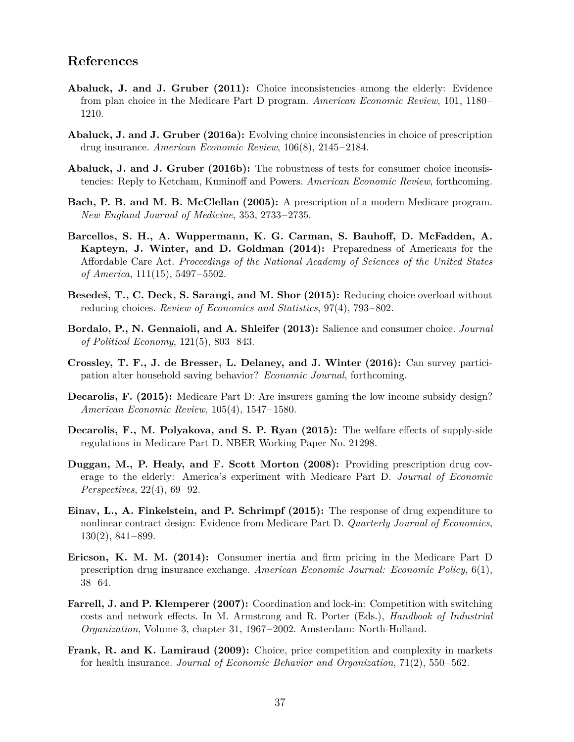## References

**Abaluck, J. and J. Gruber (2011):** Choice inconsistencies among the elderly: Evidence from plan choice in the Medicare Part D program. *American Economic Review*, 101, 1180–1210.

**Abaluck, J. and J. Gruber (2016a):** Evolving choice inconsistencies in choice of prescription drug insurance. *American Economic Review*, 106(8), 2145–2184.

**Abaluck, J. and J. Gruber (2016b):** The robustness of tests for consumer choice inconsistencies: Reply to Ketcham, Kuminoff and Powers. *American Economic Review*, forthcoming.

**Bach, P. B. and M. B. McClellan (2005):** A prescription of a modern Medicare program. *New England Journal of Medicine*, 353, 2733–2735.

**Barcellos, S. H., A. Wuppermann, K. G. Carman, S. Bauhoff, D. McFadden, A. Kapteyn, J. Winter, and D. Goldman (2014):** Preparedness of Americans for the Affordable Care Act. *Proceedings of the National Academy of Sciences of the United States of America*, 111(15), 5497–5502.

**Besedeš, T., C. Deck, S. Sarangi, and M. Shor (2015):** Reducing choice overload without reducing choices. *Review of Economics and Statistics*, 97(4), 793–802.

**Bordalo, P., N. Gennaioli, and A. Shleifer (2013):** Salience and consumer choice. *Journal of Political Economy*, 121(5), 803–843.

**Crossley, T. F., J. de Bresser, L. Delaney, and J. Winter (2016):** Can survey participation alter household saving behavior? *Economic Journal*, forthcoming.

**Decarolis, F. (2015):** Medicare Part D: Are insurers gaming the low income subsidy design? *American Economic Review*, 105(4), 1547–1580.

**Decarolis, F., M. Polyakova, and S. P. Ryan (2015):** The welfare effects of supply-side regulations in Medicare Part D. NBER Working Paper No. 21298.

**Duggan, M., P. Healy, and F. Scott Morton (2008):** Providing prescription drug coverage to the elderly: America's experiment with Medicare Part D. *Journal of Economic Perspectives*, 22(4), 69–92.

**Einav, L., A. Finkelstein, and P. Schrimpf (2015):** The response of drug expenditure to nonlinear contract design: Evidence from Medicare Part D. *Quarterly Journal of Economics*, 130(2), 841–899.

**Ericson, K. M. M. (2014):** Consumer inertia and firm pricing in the Medicare Part D prescription drug insurance exchange. *American Economic Journal: Economic Policy*, 6(1), 38–64.

**Farrell, J. and P. Klemperer (2007):** Coordination and lock-in: Competition with switching costs and network effects. In M. Armstrong and R. Porter (Eds.), *Handbook of Industrial Organization*, Volume 3, chapter 31, 1967–2002. Amsterdam: North-Holland.

**Frank, R. and K. Lamiraud (2009):** Choice, price competition and complexity in markets for health insurance. *Journal of Economic Behavior and Organization*, 71(2), 550–562.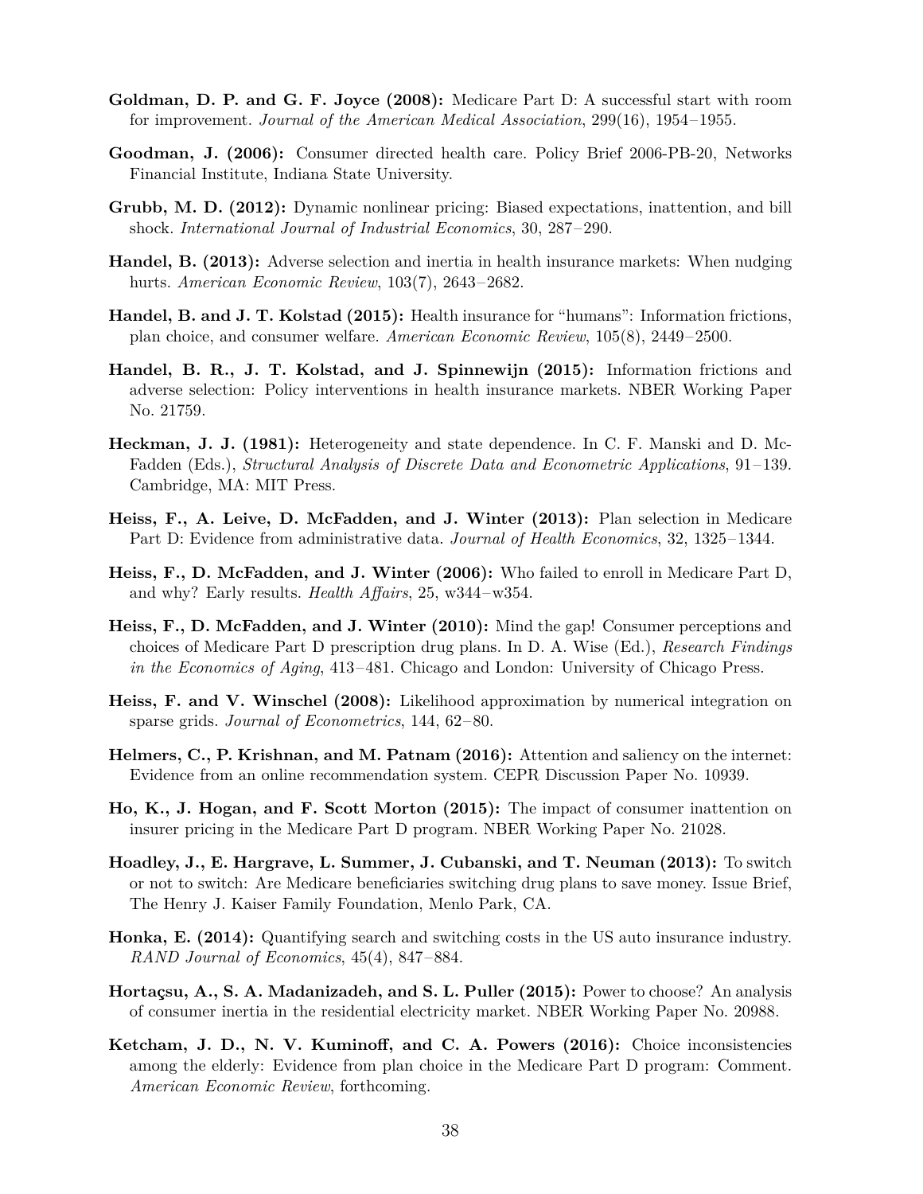**Goldman, D. P. and G. F. Joyce (2008):** Medicare Part D: A successful start with room for improvement. *Journal of the American Medical Association*, 299(16), 1954–1955.

**Goodman, J. (2006):** Consumer directed health care. Policy Brief 2006-PB-20, Networks Financial Institute, Indiana State University.

**Grubb, M. D. (2012):** Dynamic nonlinear pricing: Biased expectations, inattention, and bill shock. *International Journal of Industrial Economics*, 30, 287–290.

**Handel, B. (2013):** Adverse selection and inertia in health insurance markets: When nudging hurts. *American Economic Review*, 103(7), 2643–2682.

**Handel, B. and J. T. Kolstad (2015):** Health insurance for "humans": Information frictions, plan choice, and consumer welfare. *American Economic Review*, 105(8), 2449–2500.

**Handel, B. R., J. T. Kolstad, and J. Spinnewijn (2015):** Information frictions and adverse selection: Policy interventions in health insurance markets. NBER Working Paper No. 21759.

**Heckman, J. J. (1981):** Heterogeneity and state dependence. In C. F. Manski and D. McFadden (Eds.), *Structural Analysis of Discrete Data and Econometric Applications*, 91–139. Cambridge, MA: MIT Press.

**Heiss, F., A. Leive, D. McFadden, and J. Winter (2013):** Plan selection in Medicare Part D: Evidence from administrative data. *Journal of Health Economics*, 32, 1325–1344.

**Heiss, F., D. McFadden, and J. Winter (2006):** Who failed to enroll in Medicare Part D, and why? Early results. *Health Affairs*, 25, w344–w354.

**Heiss, F., D. McFadden, and J. Winter (2010):** Mind the gap! Consumer perceptions and choices of Medicare Part D prescription drug plans. In D. A. Wise (Ed.), *Research Findings in the Economics of Aging*, 413–481. Chicago and London: University of Chicago Press.

**Heiss, F. and V. Winschel (2008):** Likelihood approximation by numerical integration on sparse grids. *Journal of Econometrics*, 144, 62–80.

**Helmers, C., P. Krishnan, and M. Patnam (2016):** Attention and saliency on the internet: Evidence from an online recommendation system. CEPR Discussion Paper No. 10939.

**Ho, K., J. Hogan, and F. Scott Morton (2015):** The impact of consumer inattention on insurer pricing in the Medicare Part D program. NBER Working Paper No. 21028.

**Hoadley, J., E. Hargrave, L. Summer, J. Cubanski, and T. Neuman (2013):** To switch or not to switch: Are Medicare beneficiaries switching drug plans to save money. Issue Brief, The Henry J. Kaiser Family Foundation, Menlo Park, CA.

**Honka, E. (2014):** Quantifying search and switching costs in the US auto insurance industry. *RAND Journal of Economics*, 45(4), 847–884.

**Hortaçsu, A., S. A. Madanizadeh, and S. L. Puller (2015):** Power to choose? An analysis of consumer inertia in the residential electricity market. NBER Working Paper No. 20988.

**Ketcham, J. D., N. V. Kuminoff, and C. A. Powers (2016):** Choice inconsistencies among the elderly: Evidence from plan choice in the Medicare Part D program: Comment. *American Economic Review*, forthcoming.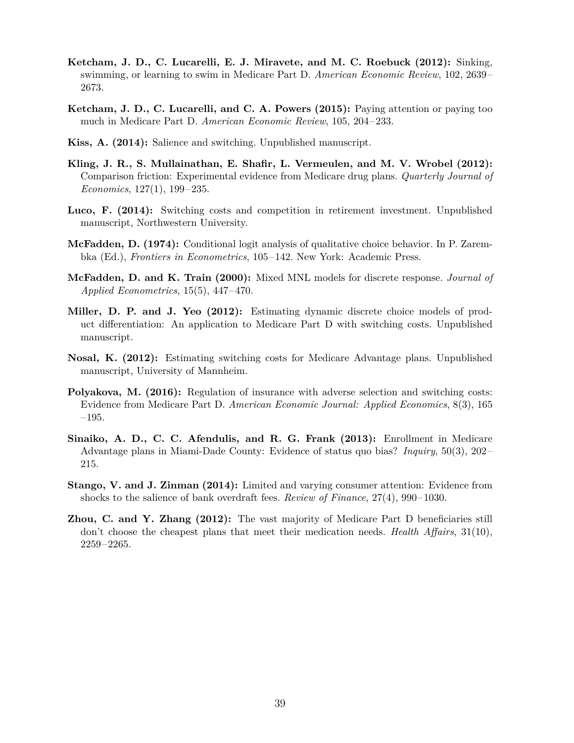**Ketcham, J. D., C. Lucarelli, E. J. Miravete, and M. C. Roebuck (2012):** Sinking, swimming, or learning to swim in Medicare Part D. *American Economic Review*, 102, 2639–2673.

**Ketcham, J. D., C. Lucarelli, and C. A. Powers (2015):** Paying attention or paying too much in Medicare Part D. *American Economic Review*, 105, 204–233.

**Kiss, A. (2014):** Salience and switching. Unpublished manuscript.

**Kling, J. R., S. Mullainathan, E. Shafir, L. Vermeulen, and M. V. Wrobel (2012):** Comparison friction: Experimental evidence from Medicare drug plans. *Quarterly Journal of Economics*, 127(1), 199–235.

**Luco, F. (2014):** Switching costs and competition in retirement investment. Unpublished manuscript, Northwestern University.

**McFadden, D. (1974):** Conditional logit analysis of qualitative choice behavior. In P. Zarembka (Ed.), *Frontiers in Econometrics*, 105–142. New York: Academic Press.

**McFadden, D. and K. Train (2000):** Mixed MNL models for discrete response. *Journal of Applied Econometrics*, 15(5), 447–470.

**Miller, D. P. and J. Yeo (2012):** Estimating dynamic discrete choice models of product differentiation: An application to Medicare Part D with switching costs. Unpublished manuscript.

**Nosal, K. (2012):** Estimating switching costs for Medicare Advantage plans. Unpublished manuscript, University of Mannheim.

**Polyakova, M. (2016):** Regulation of insurance with adverse selection and switching costs: Evidence from Medicare Part D. *American Economic Journal: Applied Economics*, 8(3), 165–195.

**Sinaiko, A. D., C. C. Afendulis, and R. G. Frank (2013):** Enrollment in Medicare Advantage plans in Miami-Dade County: Evidence of status quo bias? *Inquiry*, 50(3), 202–215.

**Stango, V. and J. Zinman (2014):** Limited and varying consumer attention: Evidence from shocks to the salience of bank overdraft fees. *Review of Finance*, 27(4), 990–1030.

**Zhou, C. and Y. Zhang (2012):** The vast majority of Medicare Part D beneficiaries still don't choose the cheapest plans that meet their medication needs. *Health Affairs*, 31(10), 2259–2265.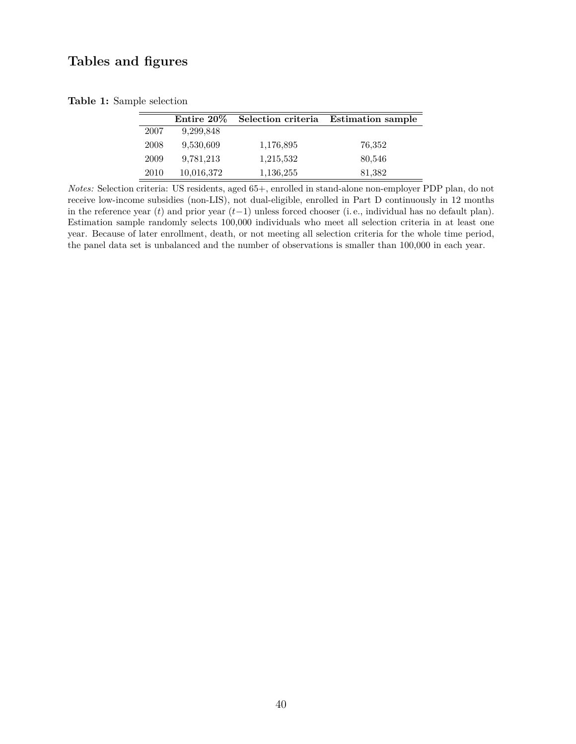## Tables and figures

**Table 1:** Sample selection

| | Entire 20% | Selection criteria | Estimation sample |
|---|---|---|---|
| 2007 | 9,299,848 | | |
| 2008 | 9,530,609 | 1,176,895 | 76,352 |
| 2009 | 9,781,213 | 1,215,532 | 80,546 |
| 2010 | 10,016,372 | 1,136,255 | 81,382 |

*Notes:* Selection criteria: US residents, aged 65+, enrolled in stand-alone non-employer PDP plan, do not receive low-income subsidies (non-LIS), not dual-eligible, enrolled in Part D continuously in 12 months in the reference year ($t$) and prior year ($t-1$) unless forced chooser (i. e., individual has no default plan). Estimation sample randomly selects 100,000 individuals who meet all selection criteria in at least one year. Because of later enrollment, death, or not meeting all selection criteria for the whole time period, the panel data set is unbalanced and the number of observations is smaller than 100,000 in each year.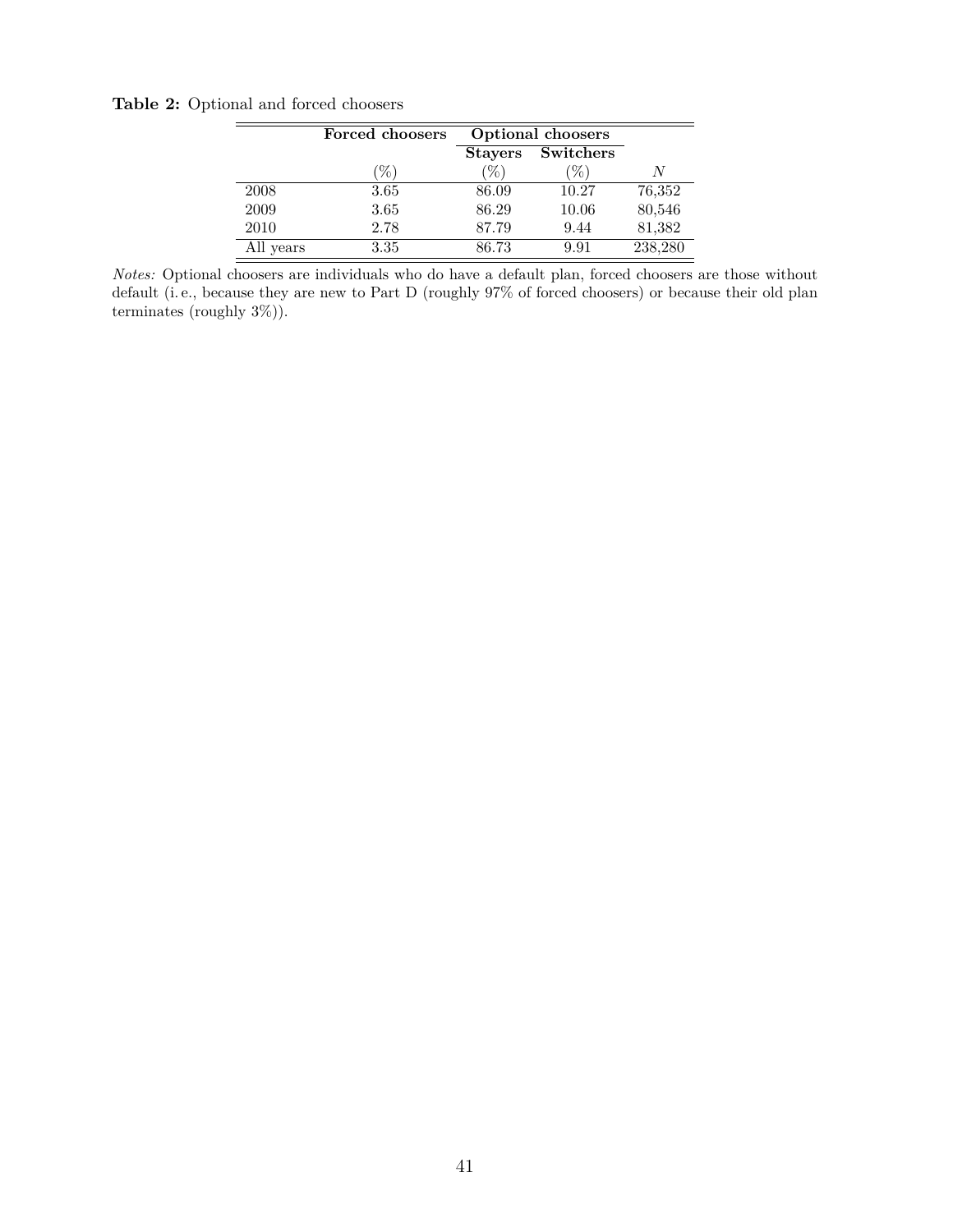**Table 2:** Optional and forced choosers

| | Forced choosers | Optional choosers | | |
|---|---|---|---|---|
| | | Stayers | Switchers | |
| | (%) | (%) | (%) | $N$ |
| 2008 | 3.65 | 86.09 | 10.27 | 76,352 |
| 2009 | 3.65 | 86.29 | 10.06 | 80,546 |
| 2010 | 2.78 | 87.79 | 9.44 | 81,382 |
| All years | 3.35 | 86.73 | 9.91 | 238,280 |

*Notes:* Optional choosers are individuals who do have a default plan, forced choosers are those without default (i. e., because they are new to Part D (roughly 97% of forced choosers) or because their old plan terminates (roughly 3%)).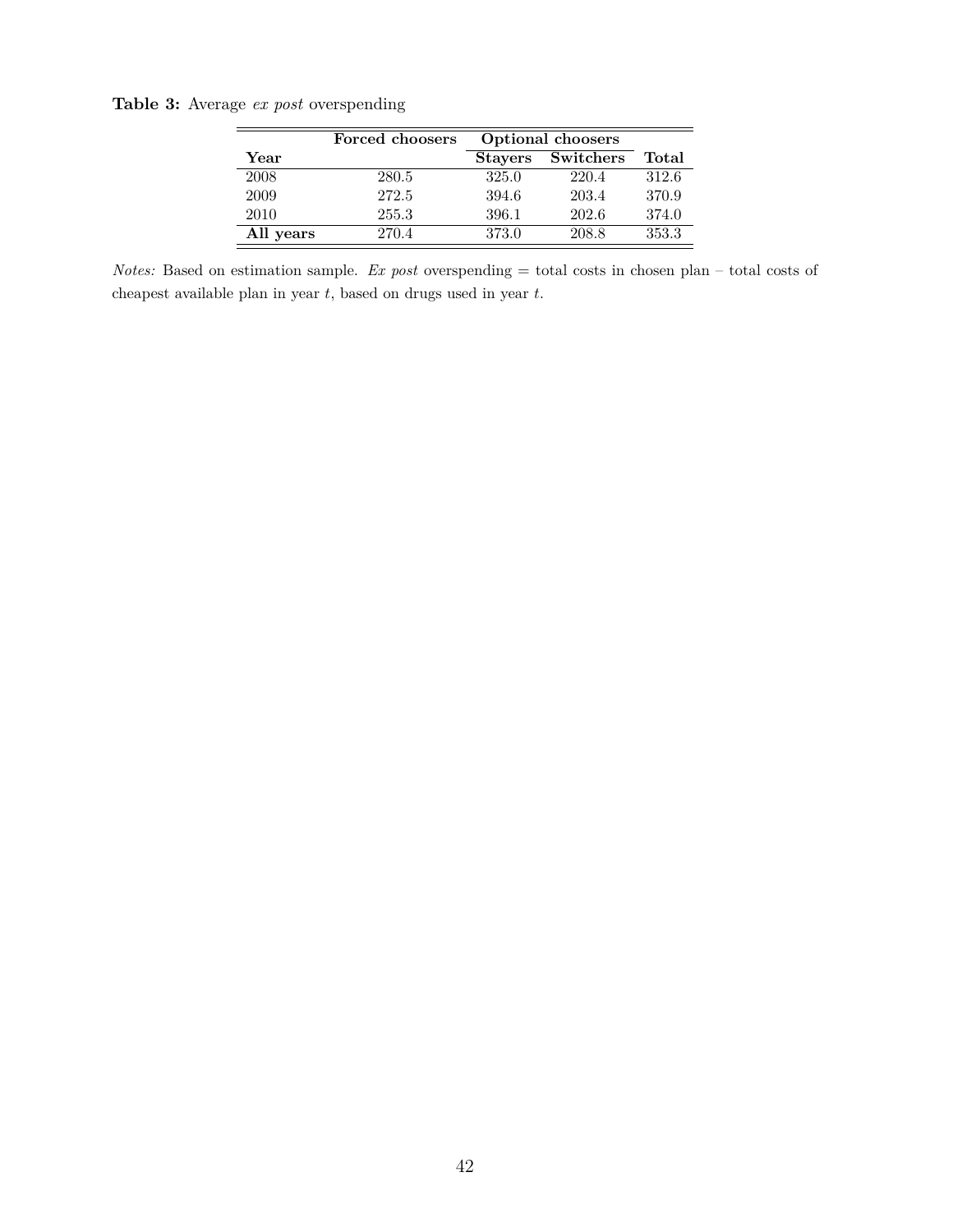**Table 3:** Average *ex post* overspending

| | Forced choosers | Optional choosers | | |
|---|---|---|---|---|
| **Year** | | **Stayers** | **Switchers** | **Total** |
| 2008 | 280.5 | 325.0 | 220.4 | 312.6 |
| 2009 | 272.5 | 394.6 | 203.4 | 370.9 |
| 2010 | 255.3 | 396.1 | 202.6 | 374.0 |
| **All years** | 270.4 | 373.0 | 208.8 | 353.3 |

*Notes:* Based on estimation sample. *Ex post* overspending = total costs in chosen plan – total costs of cheapest available plan in year $t$, based on drugs used in year $t$.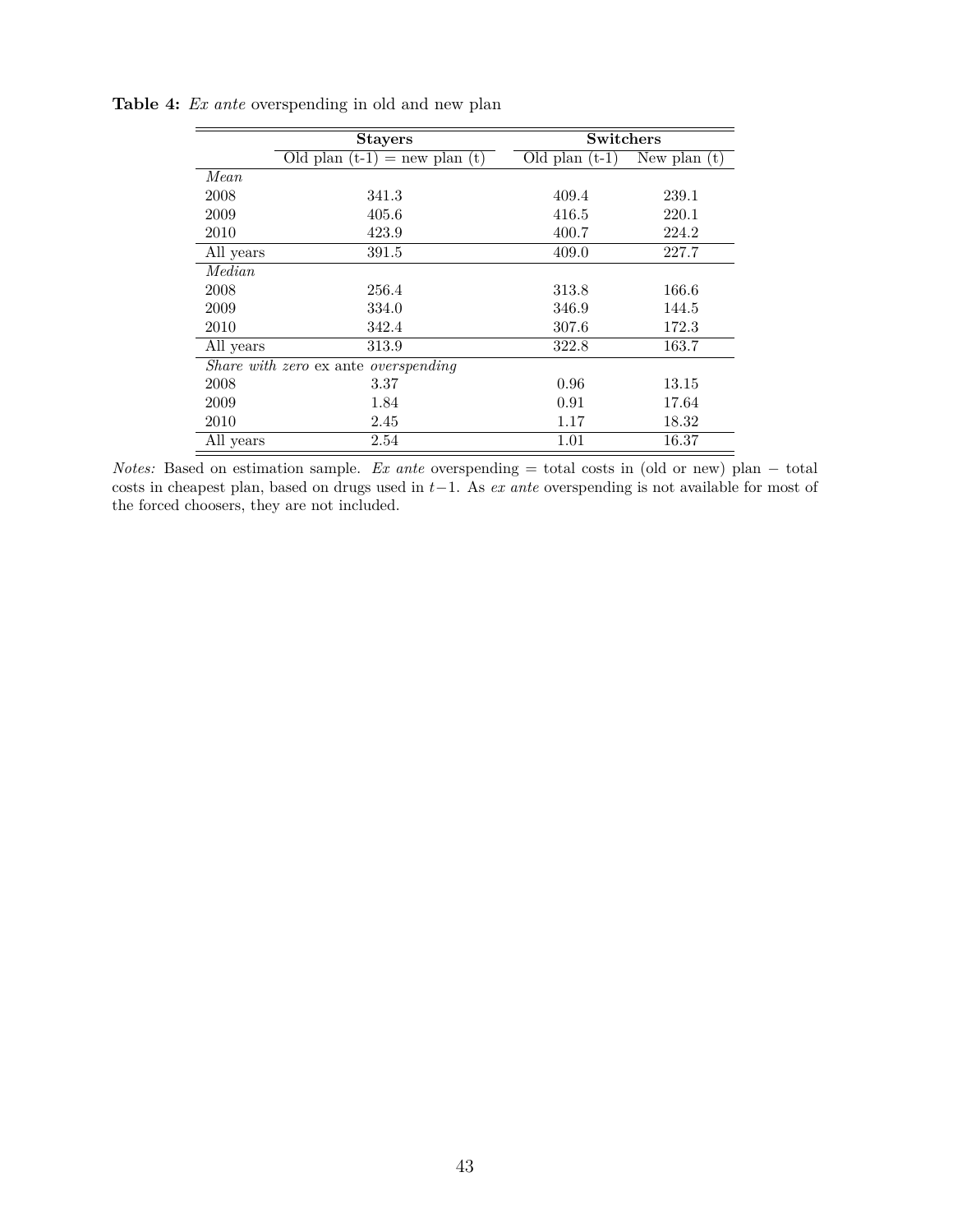**Table 4:** *Ex ante* overspending in old and new plan

| | Stayers | Switchers | |
|---|---|---|---|
| | Old plan (t-1) = new plan (t) | Old plan (t-1) | New plan (t) |
| *Mean* | | | |
| 2008 | 341.3 | 409.4 | 239.1 |
| 2009 | 405.6 | 416.5 | 220.1 |
| 2010 | 423.9 | 400.7 | 224.2 |
| All years | 391.5 | 409.0 | 227.7 |
| *Median* | | | |
| 2008 | 256.4 | 313.8 | 166.6 |
| 2009 | 334.0 | 346.9 | 144.5 |
| 2010 | 342.4 | 307.6 | 172.3 |
| All years | 313.9 | 322.8 | 163.7 |
| *Share with zero* ex ante *overspending* | | | |
| 2008 | 3.37 | 0.96 | 13.15 |
| 2009 | 1.84 | 0.91 | 17.64 |
| 2010 | 2.45 | 1.17 | 18.32 |
| All years | 2.54 | 1.01 | 16.37 |

*Notes:* Based on estimation sample. *Ex ante* overspending = total costs in (old or new) plan − total costs in cheapest plan, based on drugs used in $t-1$. As *ex ante* overspending is not available for most of the forced choosers, they are not included.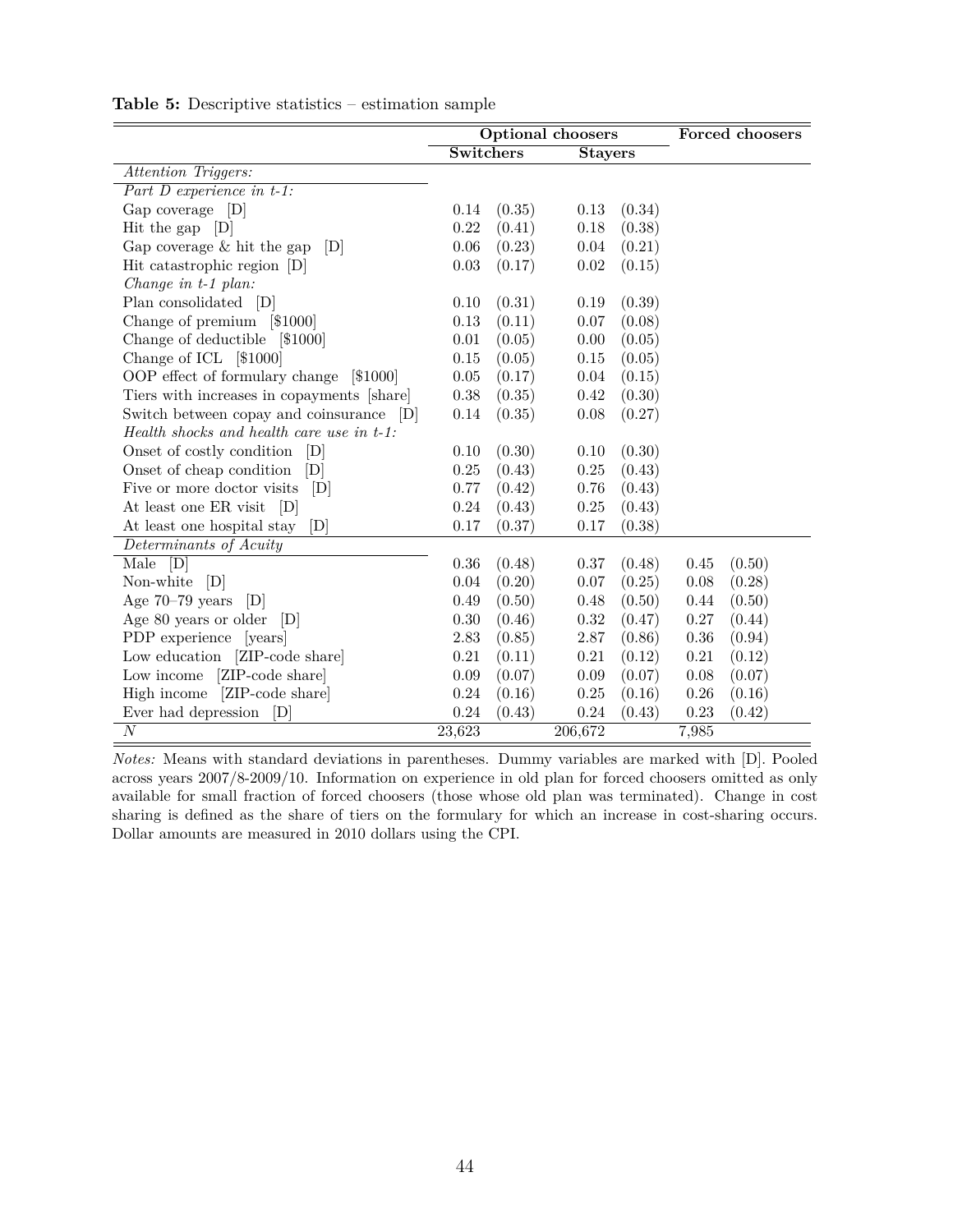**Table 5:** Descriptive statistics – estimation sample

| | Optional choosers | | | | Forced choosers | |
|---|---|---|---|---|---|---|
| | Switchers | | Stayers | | | |
| *Attention Triggers:* | | | | | | |
| *Part D experience in t-1:* | | | | | | |
| Gap coverage [D] | 0.14 | (0.35) | 0.13 | (0.34) | | |
| Hit the gap [D] | 0.22 | (0.41) | 0.18 | (0.38) | | |
| Gap coverage & hit the gap [D] | 0.06 | (0.23) | 0.04 | (0.21) | | |
| Hit catastrophic region [D] | 0.03 | (0.17) | 0.02 | (0.15) | | |
| *Change in t-1 plan:* | | | | | | |
| Plan consolidated [D] | 0.10 | (0.31) | 0.19 | (0.39) | | |
| Change of premium [$1000] | 0.13 | (0.11) | 0.07 | (0.08) | | |
| Change of deductible [$1000] | 0.01 | (0.05) | 0.00 | (0.05) | | |
| Change of ICL [$1000] | 0.15 | (0.05) | 0.15 | (0.05) | | |
| OOP effect of formulary change [$1000] | 0.05 | (0.17) | 0.04 | (0.15) | | |
| Tiers with increases in copayments [share] | 0.38 | (0.35) | 0.42 | (0.30) | | |
| Switch between copay and coinsurance [D] | 0.14 | (0.35) | 0.08 | (0.27) | | |
| *Health shocks and health care use in t-1:* | | | | | | |
| Onset of costly condition [D] | 0.10 | (0.30) | 0.10 | (0.30) | | |
| Onset of cheap condition [D] | 0.25 | (0.43) | 0.25 | (0.43) | | |
| Five or more doctor visits [D] | 0.77 | (0.42) | 0.76 | (0.43) | | |
| At least one ER visit [D] | 0.24 | (0.43) | 0.25 | (0.43) | | |
| At least one hospital stay [D] | 0.17 | (0.37) | 0.17 | (0.38) | | |
| *Determinants of Acuity* | | | | | | |
| Male [D] | 0.36 | (0.48) | 0.37 | (0.48) | 0.45 | (0.50) |
| Non-white [D] | 0.04 | (0.20) | 0.07 | (0.25) | 0.08 | (0.28) |
| Age 70–79 years [D] | 0.49 | (0.50) | 0.48 | (0.50) | 0.44 | (0.50) |
| Age 80 years or older [D] | 0.30 | (0.46) | 0.32 | (0.47) | 0.27 | (0.44) |
| PDP experience [years] | 2.83 | (0.85) | 2.87 | (0.86) | 0.36 | (0.94) |
| Low education [ZIP-code share] | 0.21 | (0.11) | 0.21 | (0.12) | 0.21 | (0.12) |
| Low income [ZIP-code share] | 0.09 | (0.07) | 0.09 | (0.07) | 0.08 | (0.07) |
| High income [ZIP-code share] | 0.24 | (0.16) | 0.25 | (0.16) | 0.26 | (0.16) |
| Ever had depression [D] | 0.24 | (0.43) | 0.24 | (0.43) | 0.23 | (0.42) |
| $N$ | 23,623 | | 206,672 | | 7,985 | |

*Notes:* Means with standard deviations in parentheses. Dummy variables are marked with [D]. Pooled across years 2007/8-2009/10. Information on experience in old plan for forced choosers omitted as only available for small fraction of forced choosers (those whose old plan was terminated). Change in cost sharing is defined as the share of tiers on the formulary for which an increase in cost-sharing occurs. Dollar amounts are measured in 2010 dollars using the CPI.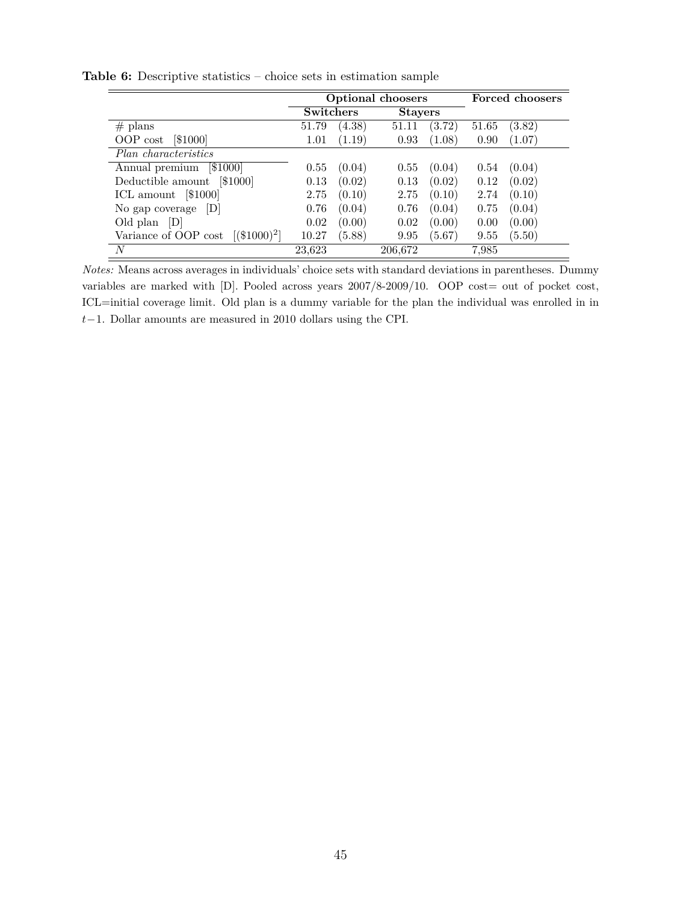**Table 6:** Descriptive statistics – choice sets in estimation sample

| | **Optional choosers** | | | | **Forced choosers** | |
|---|---|---|---|---|---|---|
| | **Switchers** | | **Stayers** | | | |
| # plans | 51.79 | (4.38) | 51.11 | (3.72) | 51.65 | (3.82) |
| OOP cost [$1000] | 1.01 | (1.19) | 0.93 | (1.08) | 0.90 | (1.07) |
| *Plan characteristics* | | | | | | |
| Annual premium [$1000] | 0.55 | (0.04) | 0.55 | (0.04) | 0.54 | (0.04) |
| Deductible amount [$1000] | 0.13 | (0.02) | 0.13 | (0.02) | 0.12 | (0.02) |
| ICL amount [$1000] | 2.75 | (0.10) | 2.75 | (0.10) | 2.74 | (0.10) |
| No gap coverage [D] | 0.76 | (0.04) | 0.76 | (0.04) | 0.75 | (0.04) |
| Old plan [D] | 0.02 | (0.00) | 0.02 | (0.00) | 0.00 | (0.00) |
| Variance of OOP cost [$(\$1000)^2$] | 10.27 | (5.88) | 9.95 | (5.67) | 9.55 | (5.50) |
| $N$ | 23,623 | | 206,672 | | 7,985 | |

*Notes:* Means across averages in individuals' choice sets with standard deviations in parentheses. Dummy variables are marked with [D]. Pooled across years 2007/8-2009/10. OOP cost= out of pocket cost, ICL=initial coverage limit. Old plan is a dummy variable for the plan the individual was enrolled in in $t-1$. Dollar amounts are measured in 2010 dollars using the CPI.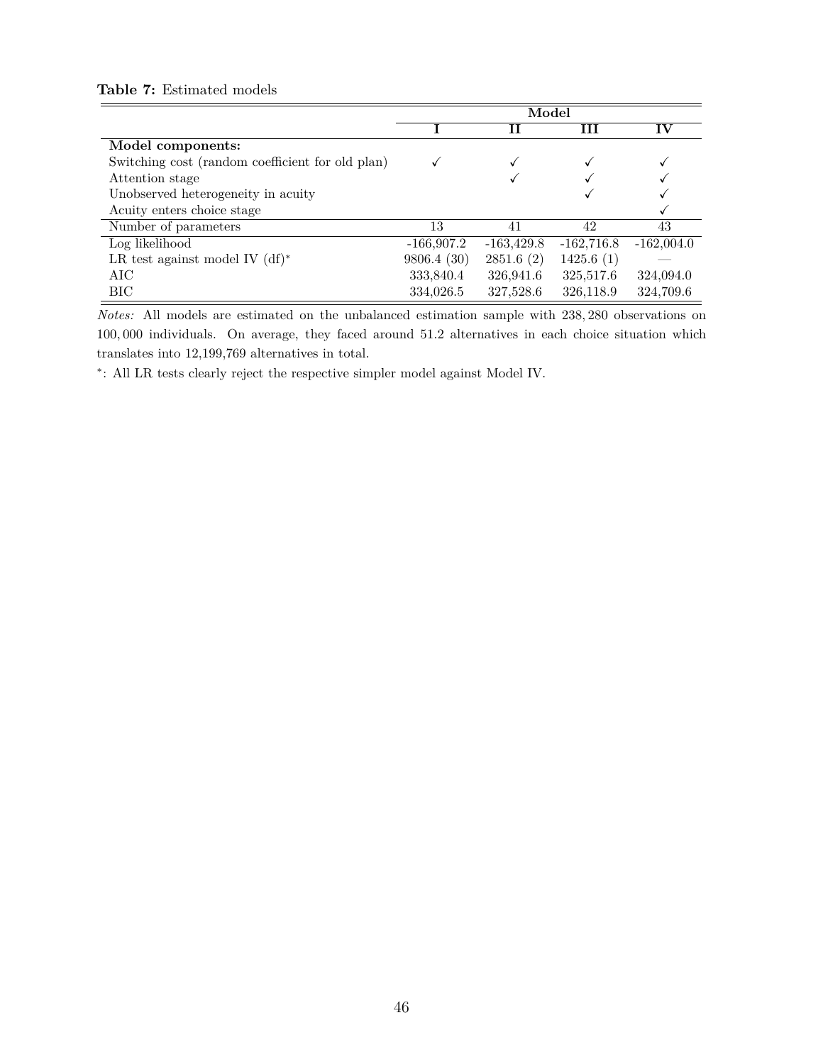**Table 7:** Estimated models

| | Model | | | |
|---|---|---|---|---|
| | **I** | **II** | **III** | **IV** |
| **Model components:** | | | | |
| Switching cost (random coefficient for old plan) | ✓ | ✓ | ✓ | ✓ |
| Attention stage | | ✓ | ✓ | ✓ |
| Unobserved heterogeneity in acuity | | | ✓ | ✓ |
| Acuity enters choice stage | | | | ✓ |
| Number of parameters | 13 | 41 | 42 | 43 |
| Log likelihood | -166,907.2 | -163,429.8 | -162,716.8 | -162,004.0 |
| LR test against model IV (df)* | 9806.4 (30) | 2851.6 (2) | 1425.6 (1) | — |
| AIC | 333,840.4 | 326,941.6 | 325,517.6 | 324,094.0 |
| BIC | 334,026.5 | 327,528.6 | 326,118.9 | 324,709.6 |

*Notes:* All models are estimated on the unbalanced estimation sample with 238,280 observations on 100,000 individuals. On average, they faced around 51.2 alternatives in each choice situation which translates into 12,199,769 alternatives in total.

*: All LR tests clearly reject the respective simpler model against Model IV.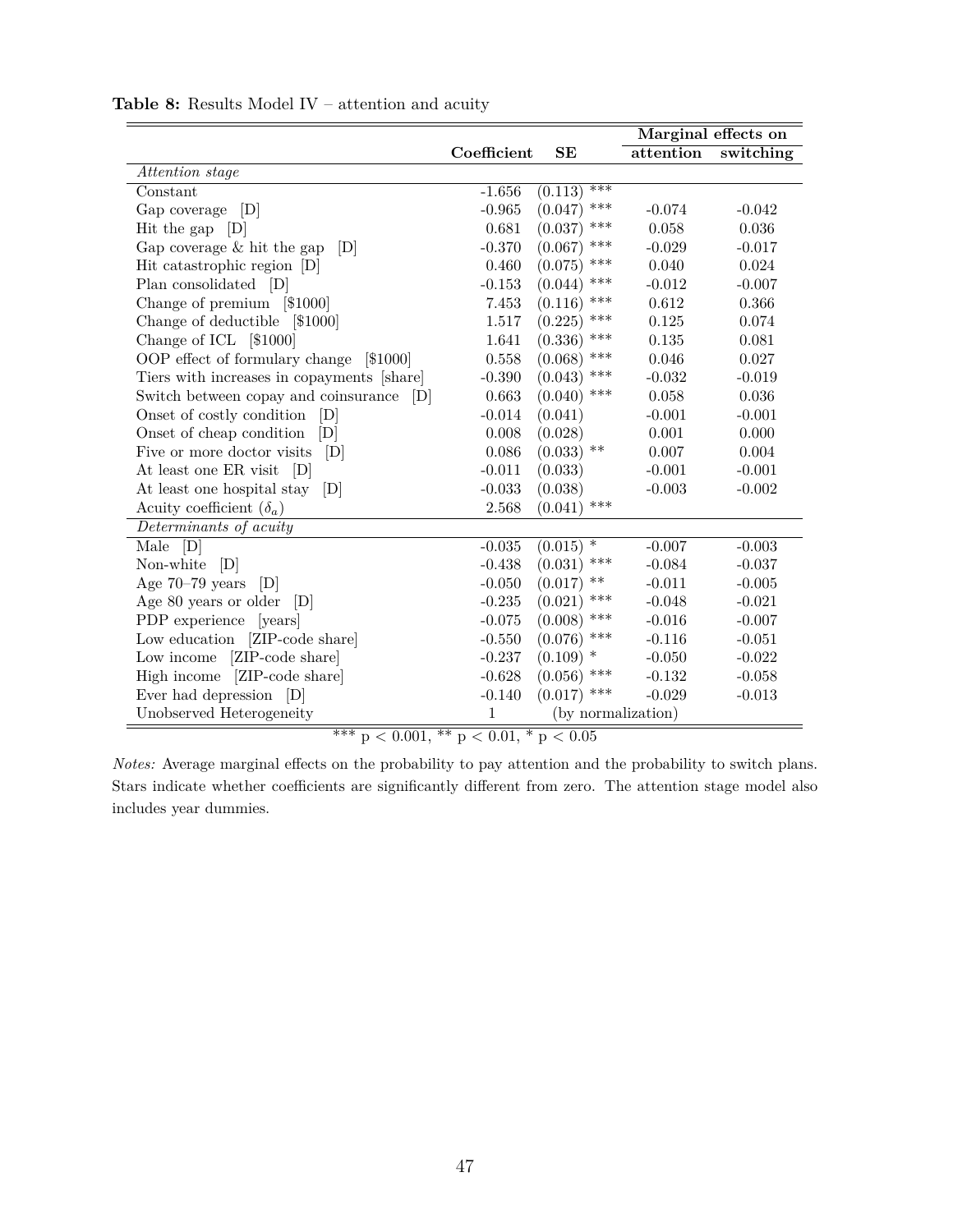**Table 8:** Results Model IV – attention and acuity

| | Coefficient | SE | Marginal effects on attention | Marginal effects on switching |
|---|---|---|---|---|
| *Attention stage* | | | | |
| Constant | -1.656 | (0.113) *** | | |
| Gap coverage [D] | -0.965 | (0.047) *** | -0.074 | -0.042 |
| Hit the gap [D] | 0.681 | (0.037) *** | 0.058 | 0.036 |
| Gap coverage & hit the gap [D] | -0.370 | (0.067) *** | -0.029 | -0.017 |
| Hit catastrophic region [D] | 0.460 | (0.075) *** | 0.040 | 0.024 |
| Plan consolidated [D] | -0.153 | (0.044) *** | -0.012 | -0.007 |
| Change of premium [$1000] | 7.453 | (0.116) *** | 0.612 | 0.366 |
| Change of deductible [$1000] | 1.517 | (0.225) *** | 0.125 | 0.074 |
| Change of ICL [$1000] | 1.641 | (0.336) *** | 0.135 | 0.081 |
| OOP effect of formulary change [$1000] | 0.558 | (0.068) *** | 0.046 | 0.027 |
| Tiers with increases in copayments [share] | -0.390 | (0.043) *** | -0.032 | -0.019 |
| Switch between copay and coinsurance [D] | 0.663 | (0.040) *** | 0.058 | 0.036 |
| Onset of costly condition [D] | -0.014 | (0.041) | -0.001 | -0.001 |
| Onset of cheap condition [D] | 0.008 | (0.028) | 0.001 | 0.000 |
| Five or more doctor visits [D] | 0.086 | (0.033) ** | 0.007 | 0.004 |
| At least one ER visit [D] | -0.011 | (0.033) | -0.001 | -0.001 |
| At least one hospital stay [D] | -0.033 | (0.038) | -0.003 | -0.002 |
| Acuity coefficient ($\delta_a$) | 2.568 | (0.041) *** | | |
| *Determinants of acuity* | | | | |
| Male [D] | -0.035 | (0.015) * | -0.007 | -0.003 |
| Non-white [D] | -0.438 | (0.031) *** | -0.084 | -0.037 |
| Age 70–79 years [D] | -0.050 | (0.017) ** | -0.011 | -0.005 |
| Age 80 years or older [D] | -0.235 | (0.021) *** | -0.048 | -0.021 |
| PDP experience [years] | -0.075 | (0.008) *** | -0.016 | -0.007 |
| Low education [ZIP-code share] | -0.550 | (0.076) *** | -0.116 | -0.051 |
| Low income [ZIP-code share] | -0.237 | (0.109) * | -0.050 | -0.022 |
| High income [ZIP-code share] | -0.628 | (0.056) *** | -0.132 | -0.058 |
| Ever had depression [D] | -0.140 | (0.017) *** | -0.029 | -0.013 |
| Unobserved Heterogeneity | 1 | (by normalization) | | |

*** $p < 0.001$, ** $p < 0.01$, * $p < 0.05$

*Notes:* Average marginal effects on the probability to pay attention and the probability to switch plans. Stars indicate whether coefficients are significantly different from zero. The attention stage model also includes year dummies.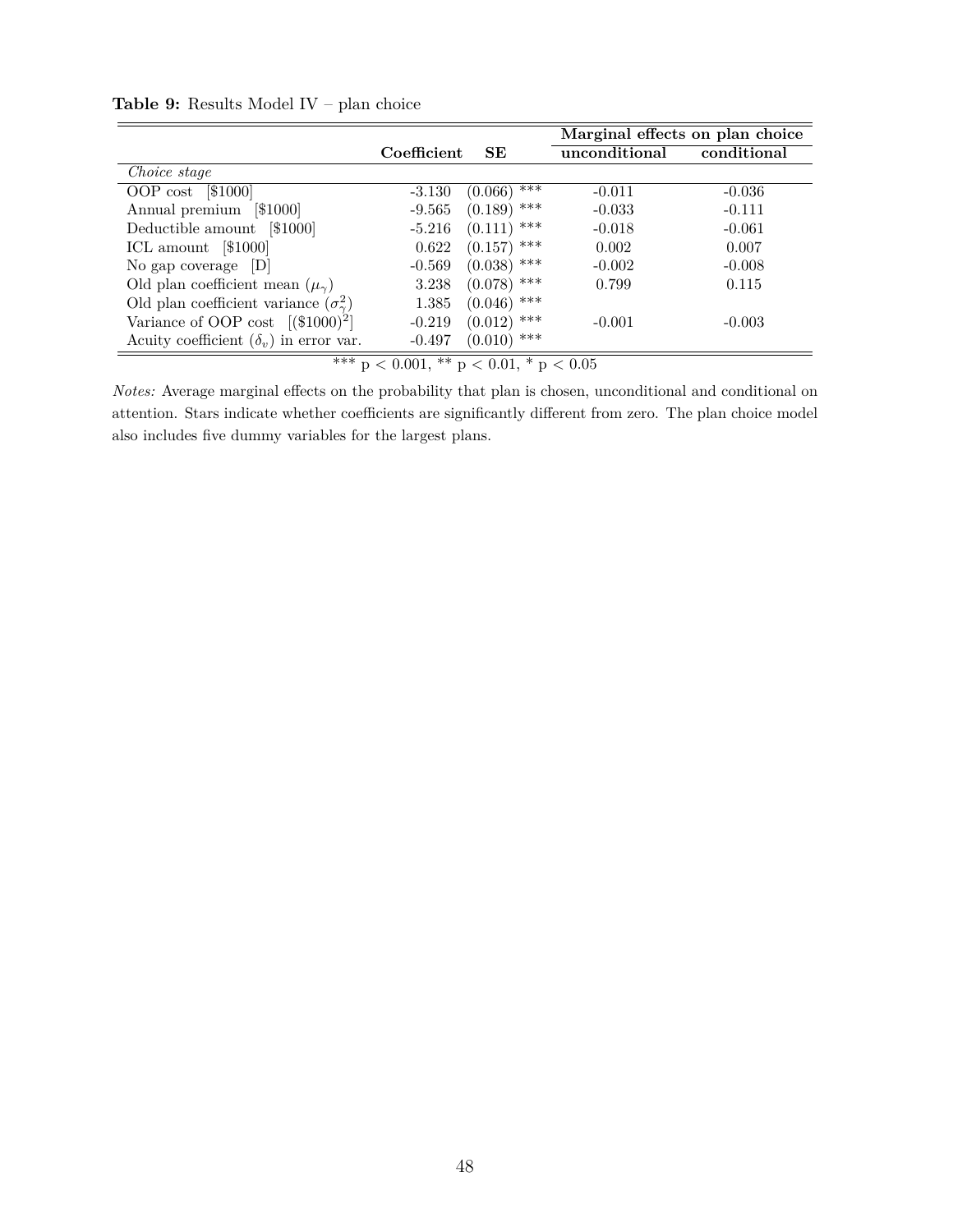**Table 9:** Results Model IV – plan choice

| | Coefficient | SE | Marginal effects on plan choice | |
|---|---|---|---|---|
| | | | unconditional | conditional |
| *Choice stage* | | | | |
| OOP cost [$1000] | -3.130 | (0.066) *** | -0.011 | -0.036 |
| Annual premium [$1000] | -9.565 | (0.189) *** | -0.033 | -0.111 |
| Deductible amount [$1000] | -5.216 | (0.111) *** | -0.018 | -0.061 |
| ICL amount [$1000] | 0.622 | (0.157) *** | 0.002 | 0.007 |
| No gap coverage [D] | -0.569 | (0.038) *** | -0.002 | -0.008 |
| Old plan coefficient mean ($\mu_\gamma$) | 3.238 | (0.078) *** | 0.799 | 0.115 |
| Old plan coefficient variance ($\sigma_\gamma^2$) | 1.385 | (0.046) *** | | |
| Variance of OOP cost [($1000)$^2$] | -0.219 | (0.012) *** | -0.001 | -0.003 |
| Acuity coefficient ($\delta_v$) in error var. | -0.497 | (0.010) *** | | |

*** $p < 0.001$, ** $p < 0.01$, * $p < 0.05$

*Notes:* Average marginal effects on the probability that plan is chosen, unconditional and conditional on attention. Stars indicate whether coefficients are significantly different from zero. The plan choice model also includes five dummy variables for the largest plans.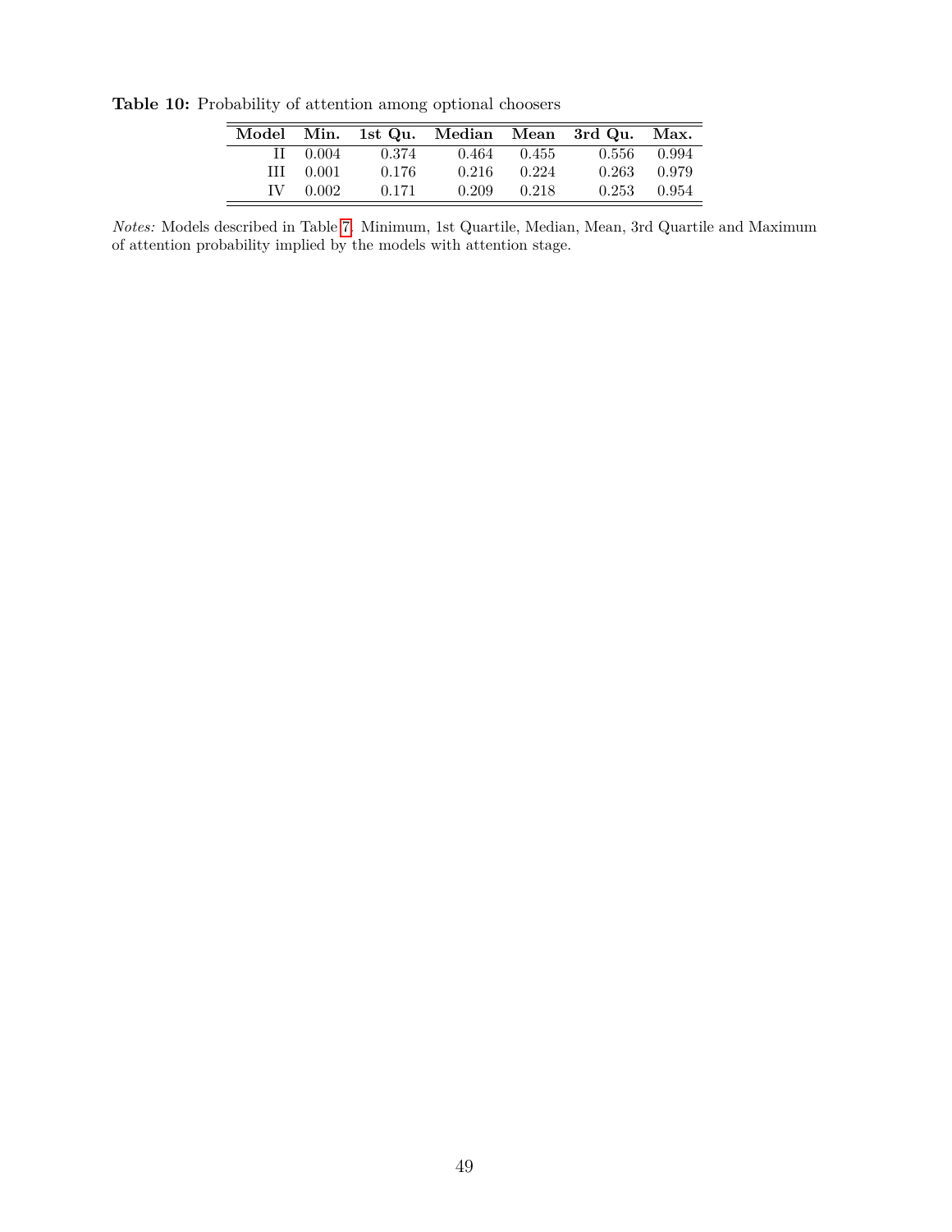**Table 10:** Probability of attention among optional choosers

| Model | Min. | 1st Qu. | Median | Mean | 3rd Qu. | Max. |
|---|---|---|---|---|---|---|
| II | 0.004 | 0.374 | 0.464 | 0.455 | 0.556 | 0.994 |
| III | 0.001 | 0.176 | 0.216 | 0.224 | 0.263 | 0.979 |
| IV | 0.002 | 0.171 | 0.209 | 0.218 | 0.253 | 0.954 |

*Notes:* Models described in Table 7. Minimum, 1st Quartile, Median, Mean, 3rd Quartile and Maximum of attention probability implied by the models with attention stage.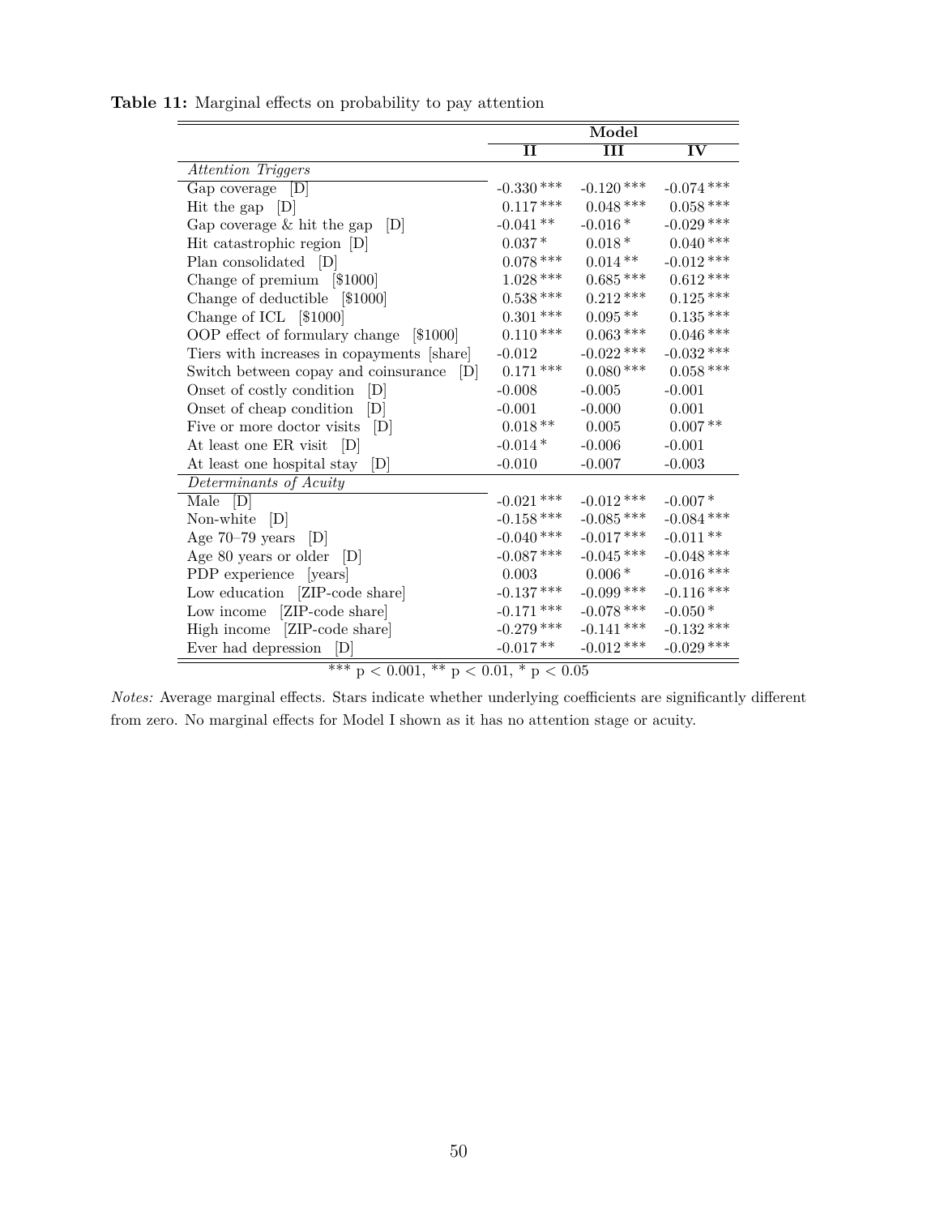**Table 11:** Marginal effects on probability to pay attention

| | Model | | |
|---|---|---|---|
| | II | III | IV |
| *Attention Triggers* | | | |
| Gap coverage [D] | -0.330 *** | -0.120 *** | -0.074 *** |
| Hit the gap [D] | 0.117 *** | 0.048 *** | 0.058 *** |
| Gap coverage & hit the gap [D] | -0.041 ** | -0.016 * | -0.029 *** |
| Hit catastrophic region [D] | 0.037 * | 0.018 * | 0.040 *** |
| Plan consolidated [D] | 0.078 *** | 0.014 ** | -0.012 *** |
| Change of premium [$1000] | 1.028 *** | 0.685 *** | 0.612 *** |
| Change of deductible [$1000] | 0.538 *** | 0.212 *** | 0.125 *** |
| Change of ICL [$1000] | 0.301 *** | 0.095 ** | 0.135 *** |
| OOP effect of formulary change [$1000] | 0.110 *** | 0.063 *** | 0.046 *** |
| Tiers with increases in copayments [share] | -0.012 | -0.022 *** | -0.032 *** |
| Switch between copay and coinsurance [D] | 0.171 *** | 0.080 *** | 0.058 *** |
| Onset of costly condition [D] | -0.008 | -0.005 | -0.001 |
| Onset of cheap condition [D] | -0.001 | -0.000 | 0.001 |
| Five or more doctor visits [D] | 0.018 ** | 0.005 | 0.007 ** |
| At least one ER visit [D] | -0.014 * | -0.006 | -0.001 |
| At least one hospital stay [D] | -0.010 | -0.007 | -0.003 |
| *Determinants of Acuity* | | | |
| Male [D] | -0.021 *** | -0.012 *** | -0.007 * |
| Non-white [D] | -0.158 *** | -0.085 *** | -0.084 *** |
| Age 70–79 years [D] | -0.040 *** | -0.017 *** | -0.011 ** |
| Age 80 years or older [D] | -0.087 *** | -0.045 *** | -0.048 *** |
| PDP experience [years] | 0.003 | 0.006 * | -0.016 *** |
| Low education [ZIP-code share] | -0.137 *** | -0.099 *** | -0.116 *** |
| Low income [ZIP-code share] | -0.171 *** | -0.078 *** | -0.050 * |
| High income [ZIP-code share] | -0.279 *** | -0.141 *** | -0.132 *** |
| Ever had depression [D] | -0.017 ** | -0.012 *** | -0.029 *** |

*** $p < 0.001$, ** $p < 0.01$, * $p < 0.05$

*Notes:* Average marginal effects. Stars indicate whether underlying coefficients are significantly different from zero. No marginal effects for Model I shown as it has no attention stage or acuity.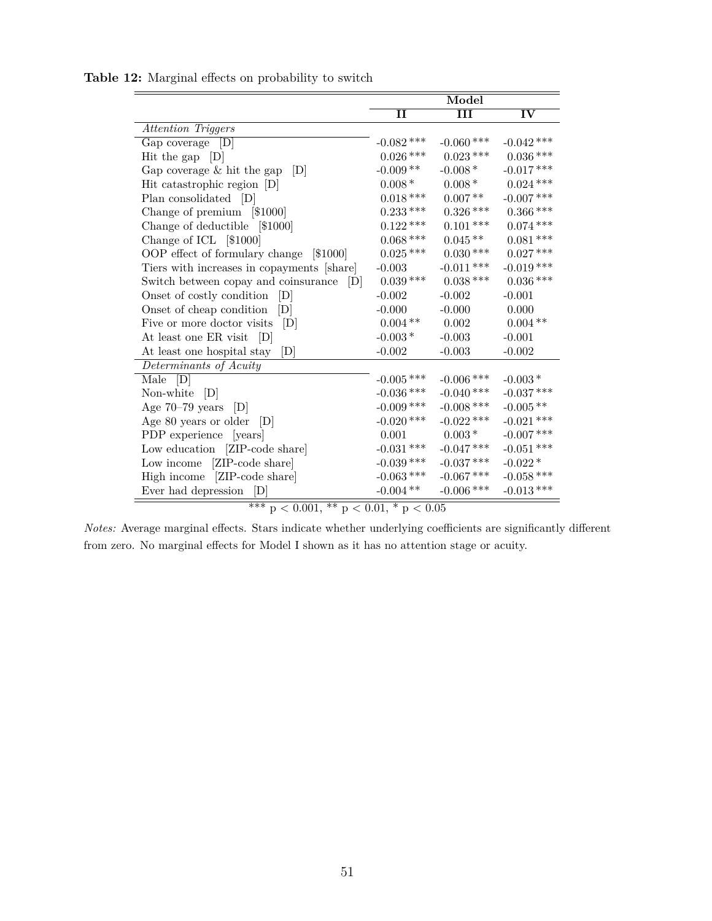**Table 12:** Marginal effects on probability to switch

| | Model | | |
|---|---|---|---|
| | **II** | **III** | **IV** |
| *Attention Triggers* | | | |
| Gap coverage [D] | -0.082 *** | -0.060 *** | -0.042 *** |
| Hit the gap [D] | 0.026 *** | 0.023 *** | 0.036 *** |
| Gap coverage & hit the gap [D] | -0.009 ** | -0.008 * | -0.017 *** |
| Hit catastrophic region [D] | 0.008 * | 0.008 * | 0.024 *** |
| Plan consolidated [D] | 0.018 *** | 0.007 ** | -0.007 *** |
| Change of premium [$1000] | 0.233 *** | 0.326 *** | 0.366 *** |
| Change of deductible [$1000] | 0.122 *** | 0.101 *** | 0.074 *** |
| Change of ICL [$1000] | 0.068 *** | 0.045 ** | 0.081 *** |
| OOP effect of formulary change [$1000] | 0.025 *** | 0.030 *** | 0.027 *** |
| Tiers with increases in copayments [share] | -0.003 | -0.011 *** | -0.019 *** |
| Switch between copay and coinsurance [D] | 0.039 *** | 0.038 *** | 0.036 *** |
| Onset of costly condition [D] | -0.002 | -0.002 | -0.001 |
| Onset of cheap condition [D] | -0.000 | -0.000 | 0.000 |
| Five or more doctor visits [D] | 0.004 ** | 0.002 | 0.004 ** |
| At least one ER visit [D] | -0.003 * | -0.003 | -0.001 |
| At least one hospital stay [D] | -0.002 | -0.003 | -0.002 |
| *Determinants of Acuity* | | | |
| Male [D] | -0.005 *** | -0.006 *** | -0.003 * |
| Non-white [D] | -0.036 *** | -0.040 *** | -0.037 *** |
| Age 70–79 years [D] | -0.009 *** | -0.008 *** | -0.005 ** |
| Age 80 years or older [D] | -0.020 *** | -0.022 *** | -0.021 *** |
| PDP experience [years] | 0.001 | 0.003 * | -0.007 *** |
| Low education [ZIP-code share] | -0.031 *** | -0.047 *** | -0.051 *** |
| Low income [ZIP-code share] | -0.039 *** | -0.037 *** | -0.022 * |
| High income [ZIP-code share] | -0.063 *** | -0.067 *** | -0.058 *** |
| Ever had depression [D] | -0.004 ** | -0.006 *** | -0.013 *** |

*** $p < 0.001$, ** $p < 0.01$, * $p < 0.05$

*Notes:* Average marginal effects. Stars indicate whether underlying coefficients are significantly different from zero. No marginal effects for Model I shown as it has no attention stage or acuity.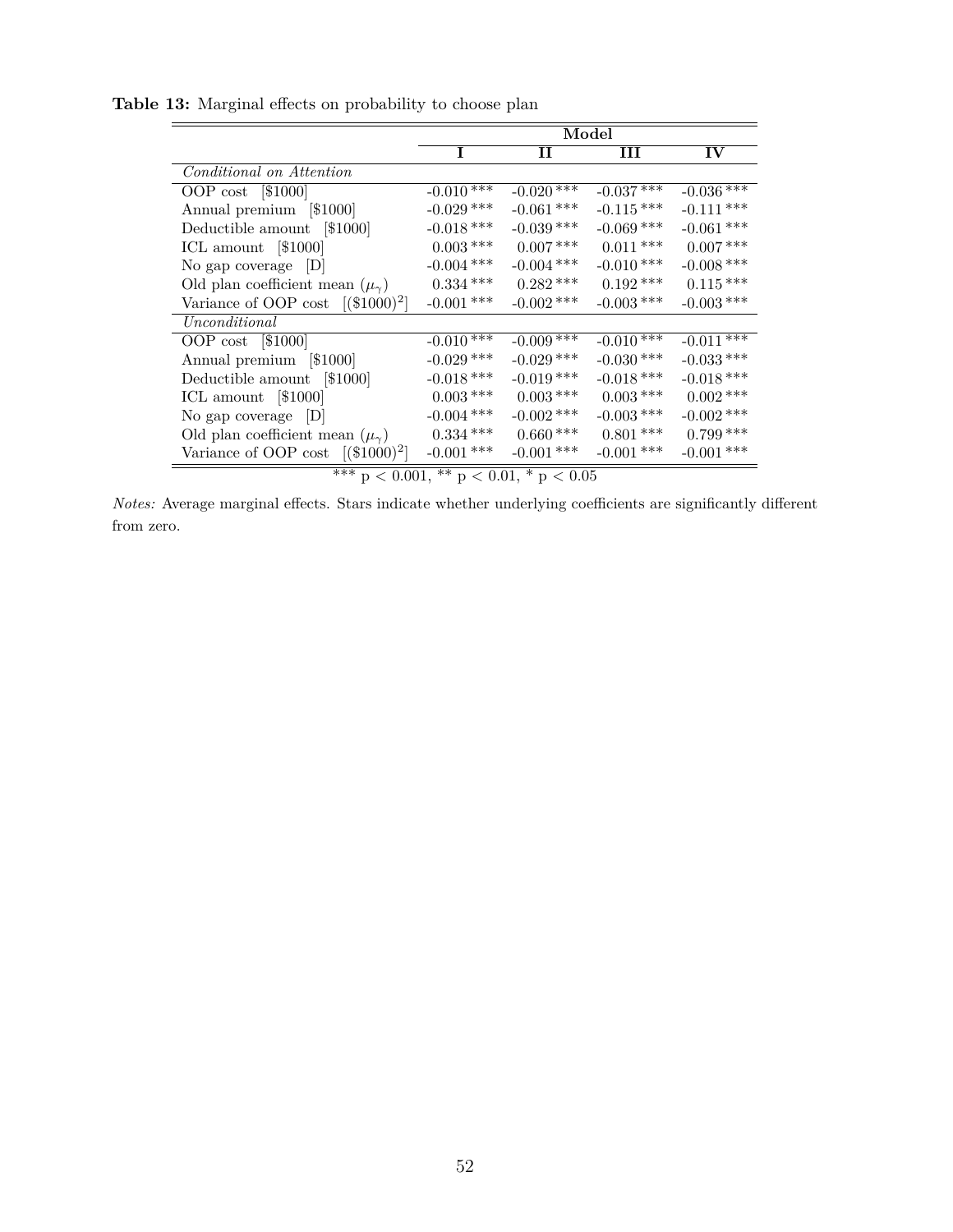**Table 13:** Marginal effects on probability to choose plan

| | Model | | | |
|---|---|---|---|---|
| | **I** | **II** | **III** | **IV** |
| *Conditional on Attention* | | | | |
| OOP cost [$1000] | -0.010 *** | -0.020 *** | -0.037 *** | -0.036 *** |
| Annual premium [$1000] | -0.029 *** | -0.061 *** | -0.115 *** | -0.111 *** |
| Deductible amount [$1000] | -0.018 *** | -0.039 *** | -0.069 *** | -0.061 *** |
| ICL amount [$1000] | 0.003 *** | 0.007 *** | 0.011 *** | 0.007 *** |
| No gap coverage [D] | -0.004 *** | -0.004 *** | -0.010 *** | -0.008 *** |
| Old plan coefficient mean ($\mu_\gamma$) | 0.334 *** | 0.282 *** | 0.192 *** | 0.115 *** |
| Variance of OOP cost [$(\$1000)^2$] | -0.001 *** | -0.002 *** | -0.003 *** | -0.003 *** |
| *Unconditional* | | | | |
| OOP cost [$1000] | -0.010 *** | -0.009 *** | -0.010 *** | -0.011 *** |
| Annual premium [$1000] | -0.029 *** | -0.029 *** | -0.030 *** | -0.033 *** |
| Deductible amount [$1000] | -0.018 *** | -0.019 *** | -0.018 *** | -0.018 *** |
| ICL amount [$1000] | 0.003 *** | 0.003 *** | 0.003 *** | 0.002 *** |
| No gap coverage [D] | -0.004 *** | -0.002 *** | -0.003 *** | -0.002 *** |
| Old plan coefficient mean ($\mu_\gamma$) | 0.334 *** | 0.660 *** | 0.801 *** | 0.799 *** |
| Variance of OOP cost [$(\$1000)^2$] | -0.001 *** | -0.001 *** | -0.001 *** | -0.001 *** |

*** $p < 0.001$, ** $p < 0.01$, * $p < 0.05$

*Notes:* Average marginal effects. Stars indicate whether underlying coefficients are significantly different from zero.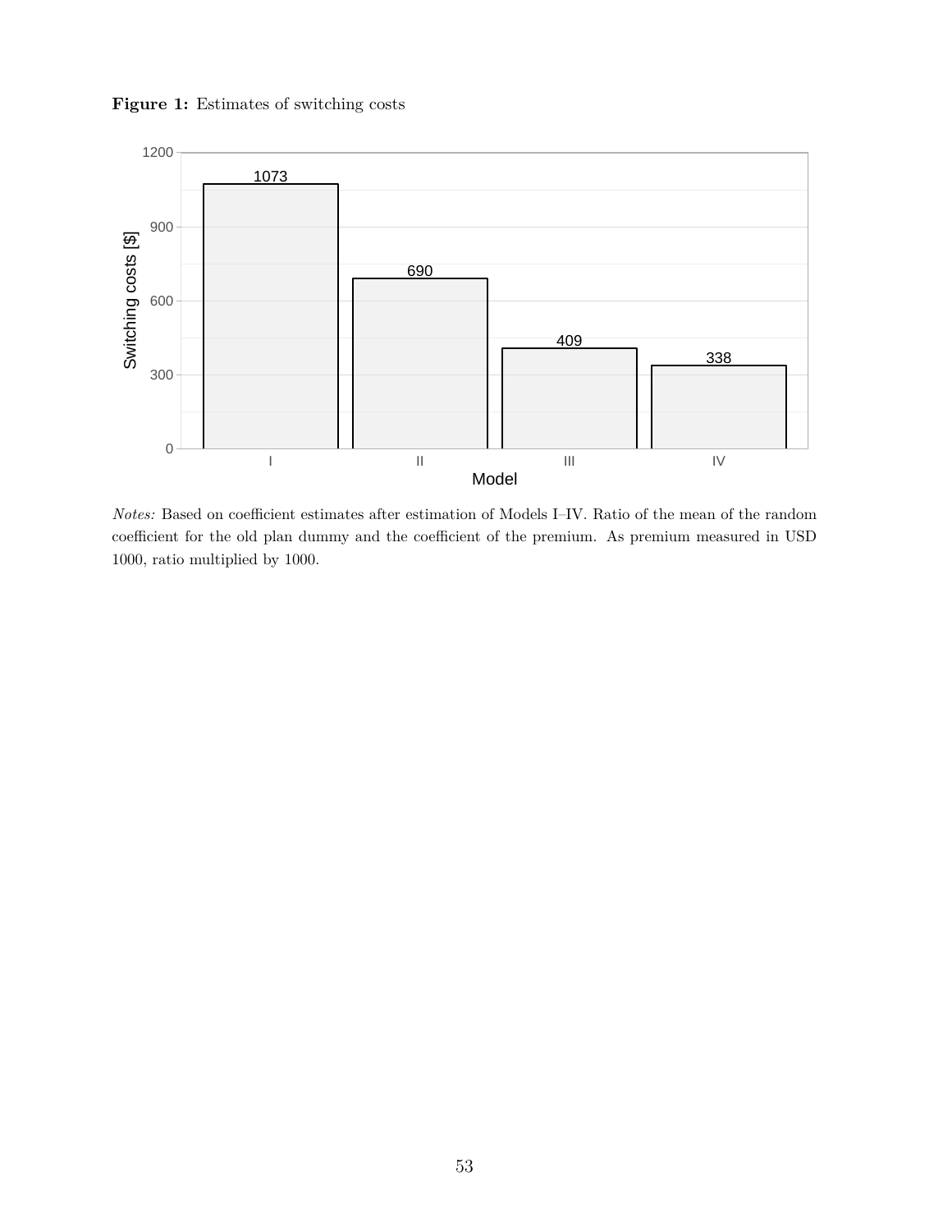**Figure 1:** Estimates of switching costs

| Model | Switching costs [$] |
|---|---|
| I | 1073 |
| II | 690 |
| III | 409 |
| IV | 338 |

*Notes:* Based on coefficient estimates after estimation of Models I–IV. Ratio of the mean of the random coefficient for the old plan dummy and the coefficient of the premium. As premium measured in USD 1000, ratio multiplied by 1000.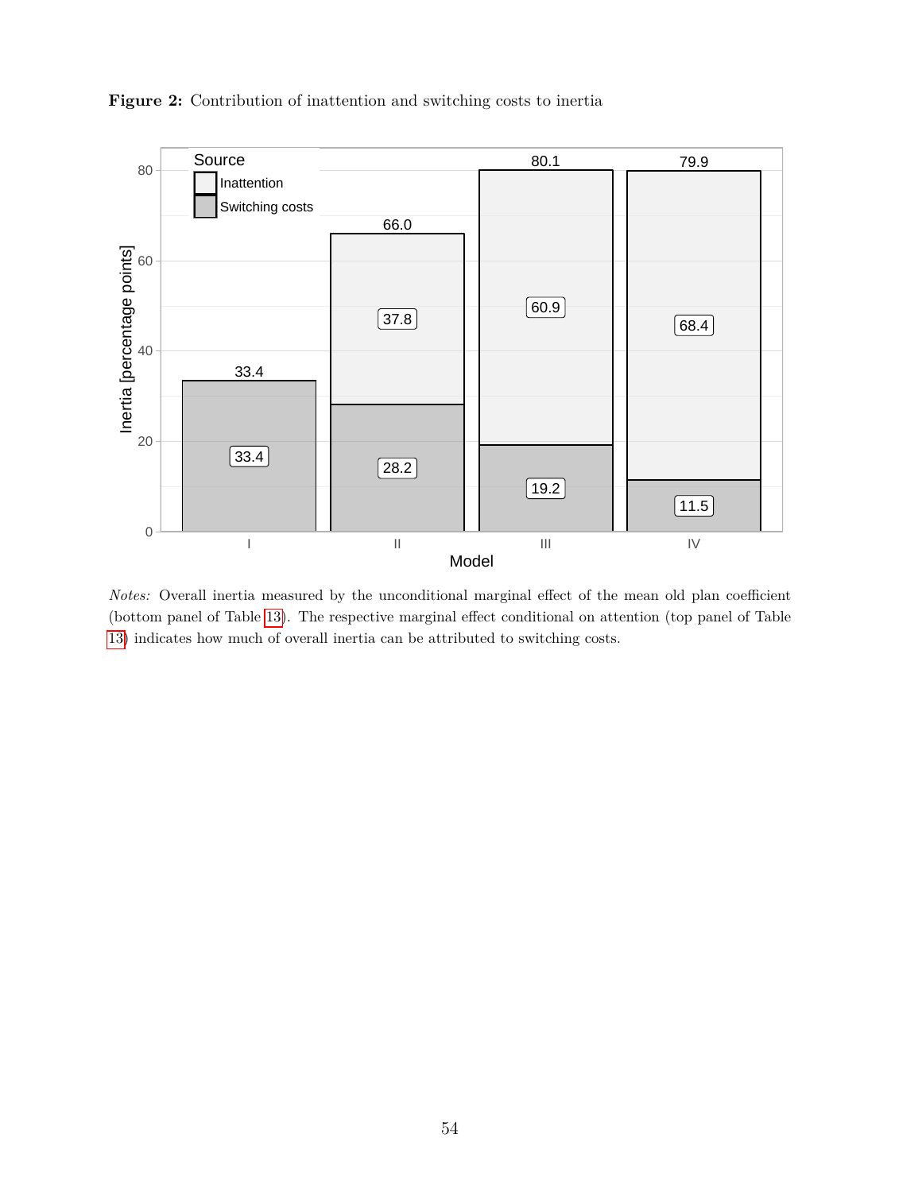**Figure 2:** Contribution of inattention and switching costs to inertia

*Notes:* Overall inertia measured by the unconditional marginal effect of the mean old plan coefficient (bottom panel of Table 13). The respective marginal effect conditional on attention (top panel of Table 13) indicates how much of overall inertia can be attributed to switching costs.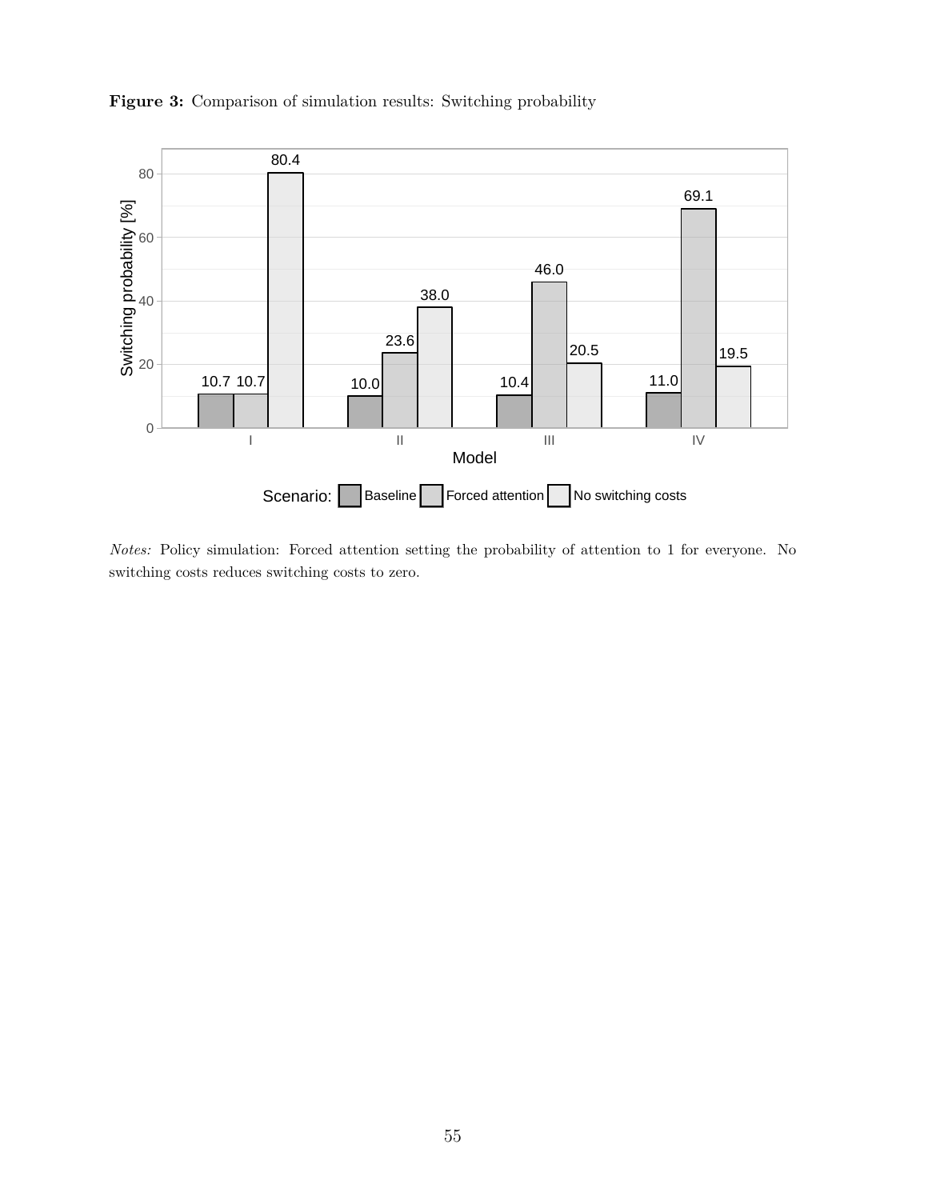**Figure 3:** Comparison of simulation results: Switching probability

| Model | Baseline | Forced attention | No switching costs |
|---|---|---|---|
| I | 10.7 | 10.7 | 80.4 |
| II | 10.0 | 23.6 | 38.0 |
| III | 10.4 | 46.0 | 20.5 |
| IV | 11.0 | 69.1 | 19.5 |

*Notes:* Policy simulation: Forced attention setting the probability of attention to 1 for everyone. No switching costs reduces switching costs to zero.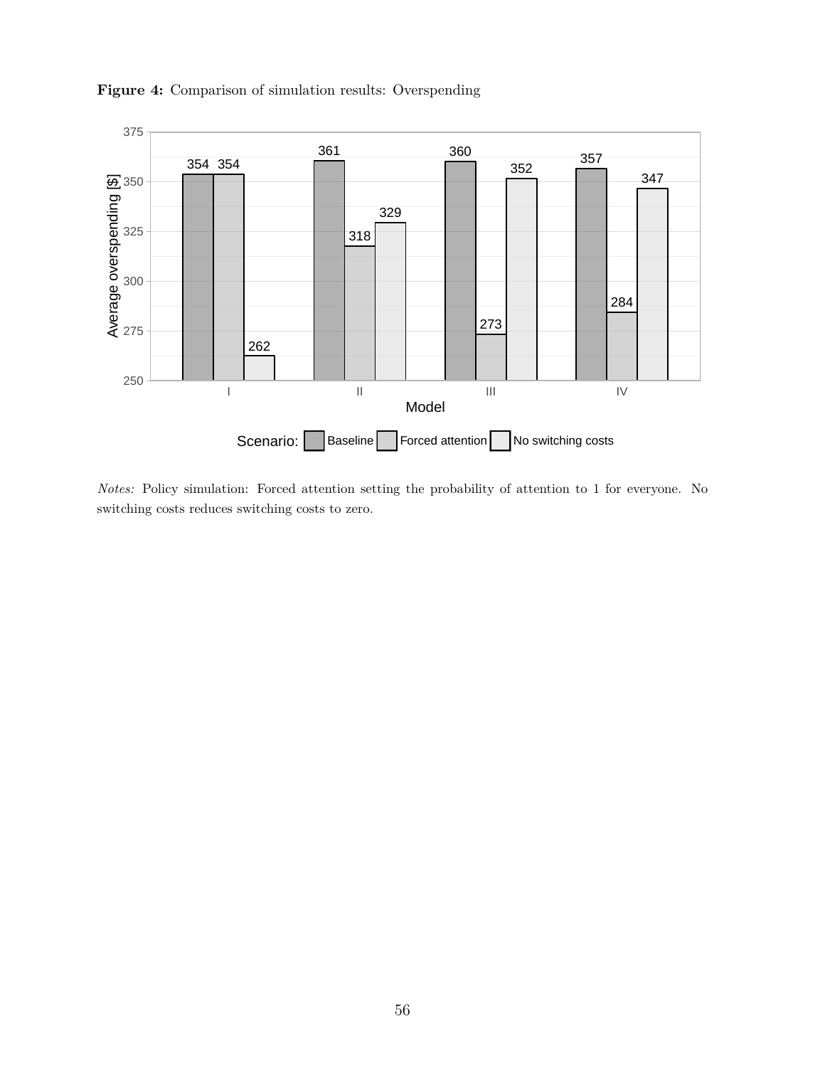**Figure 4:** Comparison of simulation results: Overspending

*Notes:* Policy simulation: Forced attention setting the probability of attention to 1 for everyone. No switching costs reduces switching costs to zero.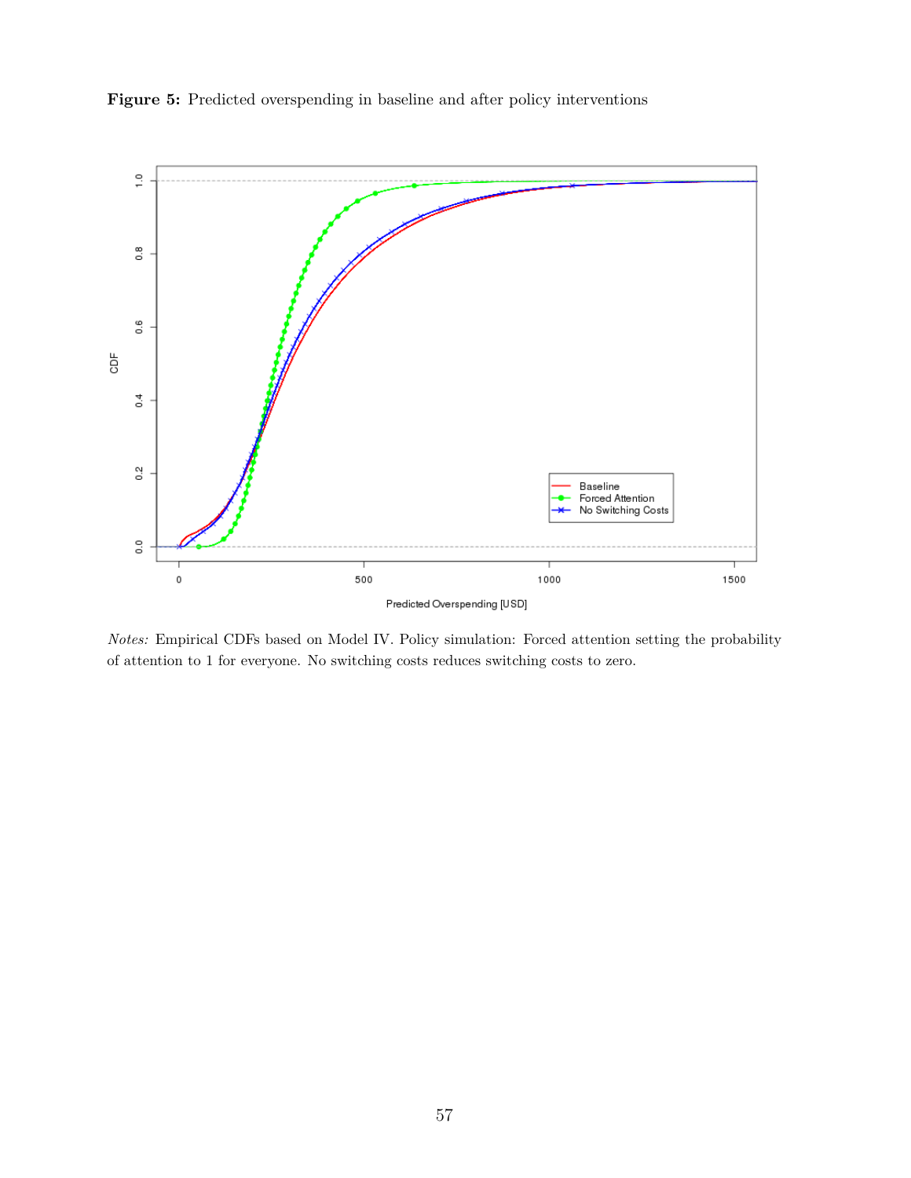**Figure 5:** Predicted overspending in baseline and after policy interventions

*Notes:* Empirical CDFs based on Model IV. Policy simulation: Forced attention setting the probability of attention to 1 for everyone. No switching costs reduces switching costs to zero.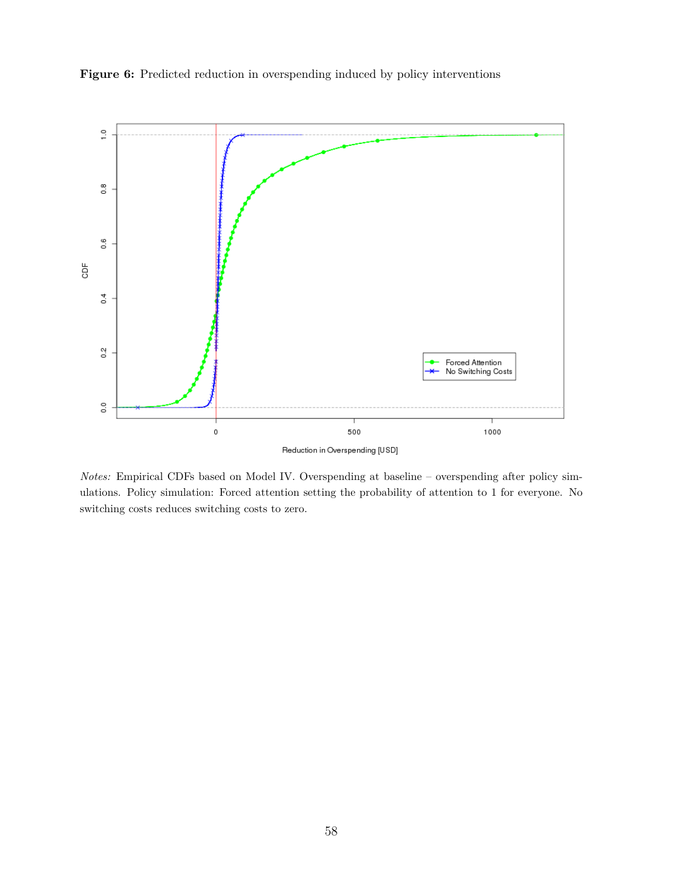**Figure 6:** Predicted reduction in overspending induced by policy interventions

*Notes:* Empirical CDFs based on Model IV. Overspending at baseline – overspending after policy simulations. Policy simulation: Forced attention setting the probability of attention to 1 for everyone. No switching costs reduces switching costs to zero.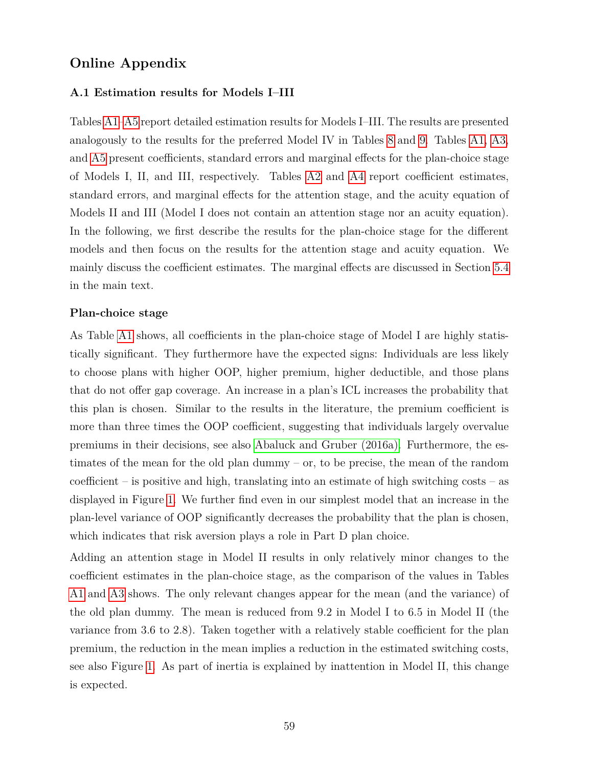# Online Appendix

### A.1 Estimation results for Models I–III

Tables A1–A5 report detailed estimation results for Models I–III. The results are presented analogously to the results for the preferred Model IV in Tables 8 and 9. Tables A1, A3, and A5 present coefficients, standard errors and marginal effects for the plan-choice stage of Models I, II, and III, respectively. Tables A2 and A4 report coefficient estimates, standard errors, and marginal effects for the attention stage, and the acuity equation of Models II and III (Model I does not contain an attention stage nor an acuity equation). In the following, we first describe the results for the plan-choice stage for the different models and then focus on the results for the attention stage and acuity equation. We mainly discuss the coefficient estimates. The marginal effects are discussed in Section 5.4 in the main text.

#### Plan-choice stage

As Table A1 shows, all coefficients in the plan-choice stage of Model I are highly statistically significant. They furthermore have the expected signs: Individuals are less likely to choose plans with higher OOP, higher premium, higher deductible, and those plans that do not offer gap coverage. An increase in a plan's ICL increases the probability that this plan is chosen. Similar to the results in the literature, the premium coefficient is more than three times the OOP coefficient, suggesting that individuals largely overvalue premiums in their decisions, see also Abaluck and Gruber (2016a). Furthermore, the estimates of the mean for the old plan dummy – or, to be precise, the mean of the random coefficient – is positive and high, translating into an estimate of high switching costs – as displayed in Figure 1. We further find even in our simplest model that an increase in the plan-level variance of OOP significantly decreases the probability that the plan is chosen, which indicates that risk aversion plays a role in Part D plan choice.

Adding an attention stage in Model II results in only relatively minor changes to the coefficient estimates in the plan-choice stage, as the comparison of the values in Tables A1 and A3 shows. The only relevant changes appear for the mean (and the variance) of the old plan dummy. The mean is reduced from 9.2 in Model I to 6.5 in Model II (the variance from 3.6 to 2.8). Taken together with a relatively stable coefficient for the plan premium, the reduction in the mean implies a reduction in the estimated switching costs, see also Figure 1. As part of inertia is explained by inattention in Model II, this change is expected.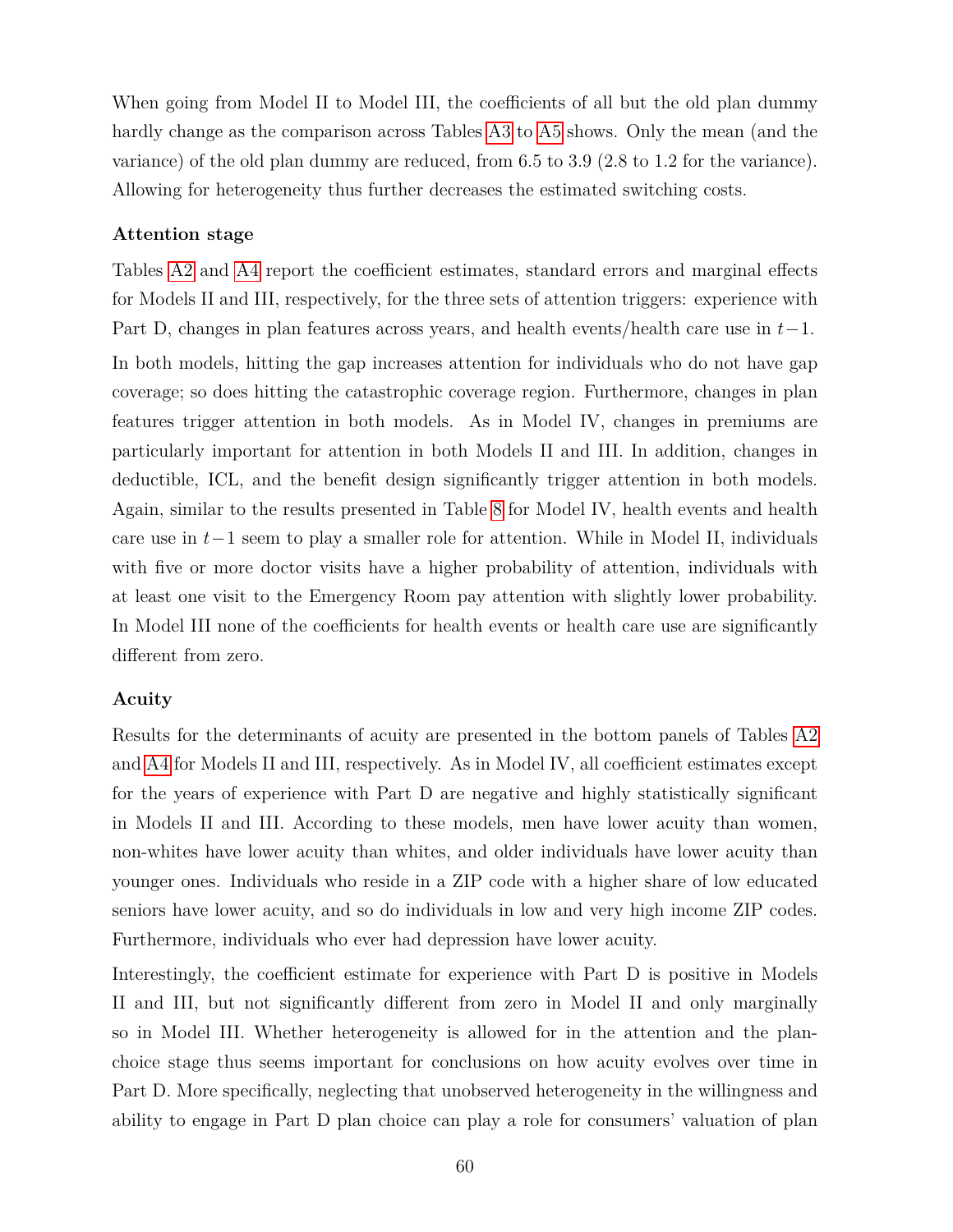When going from Model II to Model III, the coefficients of all but the old plan dummy hardly change as the comparison across Tables A3 to A5 shows. Only the mean (and the variance) of the old plan dummy are reduced, from 6.5 to 3.9 (2.8 to 1.2 for the variance). Allowing for heterogeneity thus further decreases the estimated switching costs.

#### Attention stage

Tables A2 and A4 report the coefficient estimates, standard errors and marginal effects for Models II and III, respectively, for the three sets of attention triggers: experience with Part D, changes in plan features across years, and health events/health care use in $t-1$.

In both models, hitting the gap increases attention for individuals who do not have gap coverage; so does hitting the catastrophic coverage region. Furthermore, changes in plan features trigger attention in both models. As in Model IV, changes in premiums are particularly important for attention in both Models II and III. In addition, changes in deductible, ICL, and the benefit design significantly trigger attention in both models. Again, similar to the results presented in Table 8 for Model IV, health events and health care use in $t-1$ seem to play a smaller role for attention. While in Model II, individuals with five or more doctor visits have a higher probability of attention, individuals with at least one visit to the Emergency Room pay attention with slightly lower probability. In Model III none of the coefficients for health events or health care use are significantly different from zero.

#### Acuity

Results for the determinants of acuity are presented in the bottom panels of Tables A2 and A4 for Models II and III, respectively. As in Model IV, all coefficient estimates except for the years of experience with Part D are negative and highly statistically significant in Models II and III. According to these models, men have lower acuity than women, non-whites have lower acuity than whites, and older individuals have lower acuity than younger ones. Individuals who reside in a ZIP code with a higher share of low educated seniors have lower acuity, and so do individuals in low and very high income ZIP codes. Furthermore, individuals who ever had depression have lower acuity.

Interestingly, the coefficient estimate for experience with Part D is positive in Models II and III, but not significantly different from zero in Model II and only marginally so in Model III. Whether heterogeneity is allowed for in the attention and the plan-choice stage thus seems important for conclusions on how acuity evolves over time in Part D. More specifically, neglecting that unobserved heterogeneity in the willingness and ability to engage in Part D plan choice can play a role for consumers' valuation of plan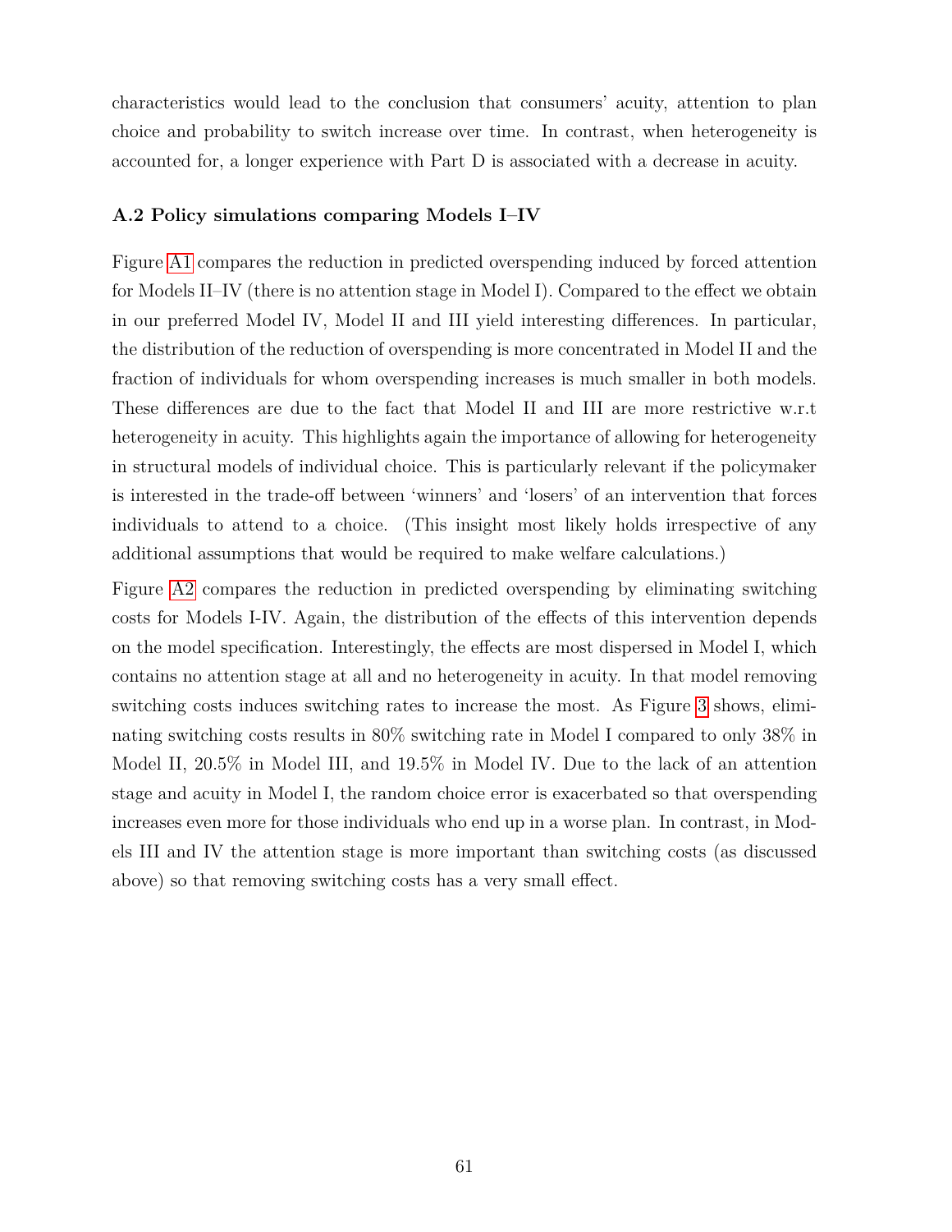characteristics would lead to the conclusion that consumers' acuity, attention to plan choice and probability to switch increase over time. In contrast, when heterogeneity is accounted for, a longer experience with Part D is associated with a decrease in acuity.

### A.2 Policy simulations comparing Models I–IV

Figure A1 compares the reduction in predicted overspending induced by forced attention for Models II–IV (there is no attention stage in Model I). Compared to the effect we obtain in our preferred Model IV, Model II and III yield interesting differences. In particular, the distribution of the reduction of overspending is more concentrated in Model II and the fraction of individuals for whom overspending increases is much smaller in both models. These differences are due to the fact that Model II and III are more restrictive w.r.t heterogeneity in acuity. This highlights again the importance of allowing for heterogeneity in structural models of individual choice. This is particularly relevant if the policymaker is interested in the trade-off between 'winners' and 'losers' of an intervention that forces individuals to attend to a choice. (This insight most likely holds irrespective of any additional assumptions that would be required to make welfare calculations.)

Figure A2 compares the reduction in predicted overspending by eliminating switching costs for Models I-IV. Again, the distribution of the effects of this intervention depends on the model specification. Interestingly, the effects are most dispersed in Model I, which contains no attention stage at all and no heterogeneity in acuity. In that model removing switching costs induces switching rates to increase the most. As Figure 3 shows, eliminating switching costs results in 80% switching rate in Model I compared to only 38% in Model II, 20.5% in Model III, and 19.5% in Model IV. Due to the lack of an attention stage and acuity in Model I, the random choice error is exacerbated so that overspending increases even more for those individuals who end up in a worse plan. In contrast, in Models III and IV the attention stage is more important than switching costs (as discussed above) so that removing switching costs has a very small effect.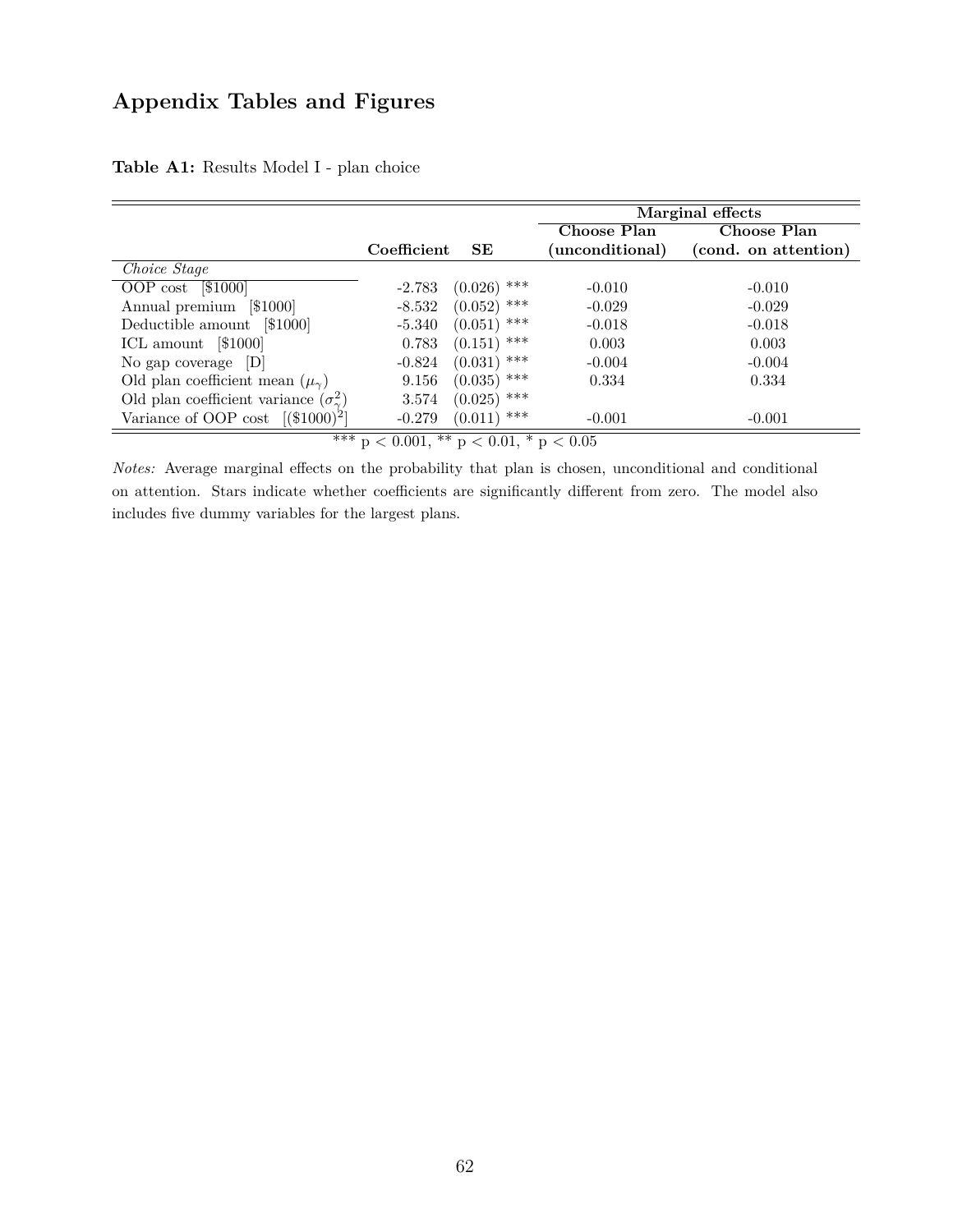## Appendix Tables and Figures

**Table A1:** Results Model I - plan choice

| | Coefficient | SE | Marginal effects: Choose Plan (unconditional) | Marginal effects: Choose Plan (cond. on attention) |
|---|---|---|---|---|
| *Choice Stage* | | | | |
| OOP cost [$1000] | -2.783 | (0.026) *** | -0.010 | -0.010 |
| Annual premium [$1000] | -8.532 | (0.052) *** | -0.029 | -0.029 |
| Deductible amount [$1000] | -5.340 | (0.051) *** | -0.018 | -0.018 |
| ICL amount [$1000] | 0.783 | (0.151) *** | 0.003 | 0.003 |
| No gap coverage [D] | -0.824 | (0.031) *** | -0.004 | -0.004 |
| Old plan coefficient mean ($\mu_\gamma$) | 9.156 | (0.035) *** | 0.334 | 0.334 |
| Old plan coefficient variance ($\sigma^2_\gamma$) | 3.574 | (0.025) *** | | |
| Variance of OOP cost [($1000)$^2$] | -0.279 | (0.011) *** | -0.001 | -0.001 |

*** $p < 0.001$, ** $p < 0.01$, * $p < 0.05$

*Notes:* Average marginal effects on the probability that plan is chosen, unconditional and conditional on attention. Stars indicate whether coefficients are significantly different from zero. The model also includes five dummy variables for the largest plans.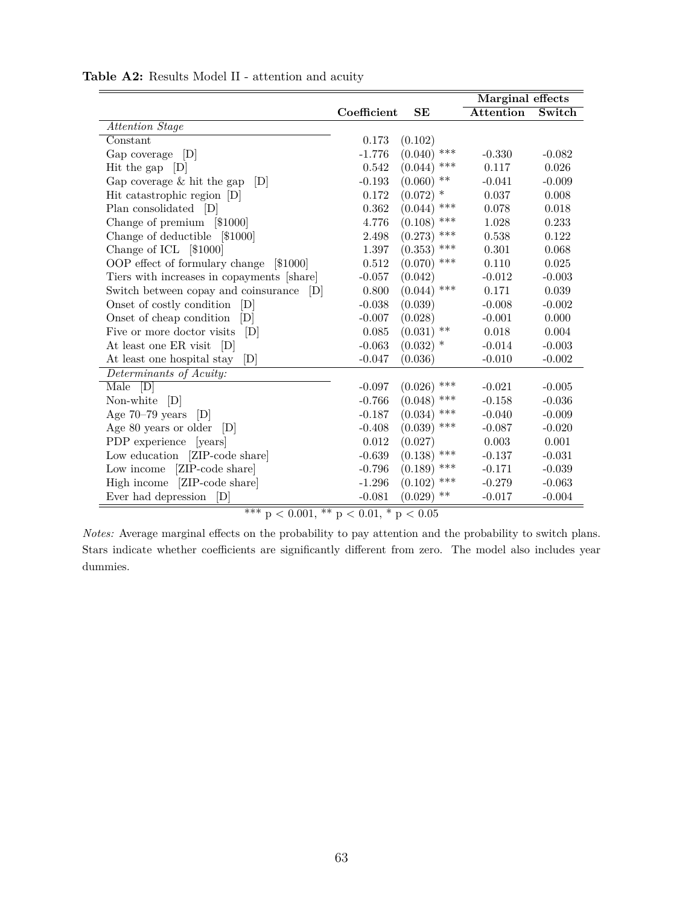**Table A2:** Results Model II - attention and acuity

| | Coefficient | SE | Marginal effects | |
|---|---|---|---|---|
| | | | **Attention** | **Switch** |
| *Attention Stage* | | | | |
| Constant | 0.173 | (0.102) | | |
| Gap coverage [D] | -1.776 | (0.040) *** | -0.330 | -0.082 |
| Hit the gap [D] | 0.542 | (0.044) *** | 0.117 | 0.026 |
| Gap coverage & hit the gap [D] | -0.193 | (0.060) ** | -0.041 | -0.009 |
| Hit catastrophic region [D] | 0.172 | (0.072) * | 0.037 | 0.008 |
| Plan consolidated [D] | 0.362 | (0.044) *** | 0.078 | 0.018 |
| Change of premium [$1000] | 4.776 | (0.108) *** | 1.028 | 0.233 |
| Change of deductible [$1000] | 2.498 | (0.273) *** | 0.538 | 0.122 |
| Change of ICL [$1000] | 1.397 | (0.353) *** | 0.301 | 0.068 |
| OOP effect of formulary change [$1000] | 0.512 | (0.070) *** | 0.110 | 0.025 |
| Tiers with increases in copayments [share] | -0.057 | (0.042) | -0.012 | -0.003 |
| Switch between copay and coinsurance [D] | 0.800 | (0.044) *** | 0.171 | 0.039 |
| Onset of costly condition [D] | -0.038 | (0.039) | -0.008 | -0.002 |
| Onset of cheap condition [D] | -0.007 | (0.028) | -0.001 | 0.000 |
| Five or more doctor visits [D] | 0.085 | (0.031) ** | 0.018 | 0.004 |
| At least one ER visit [D] | -0.063 | (0.032) * | -0.014 | -0.003 |
| At least one hospital stay [D] | -0.047 | (0.036) | -0.010 | -0.002 |
| *Determinants of Acuity:* | | | | |
| Male [D] | -0.097 | (0.026) *** | -0.021 | -0.005 |
| Non-white [D] | -0.766 | (0.048) *** | -0.158 | -0.036 |
| Age 70–79 years [D] | -0.187 | (0.034) *** | -0.040 | -0.009 |
| Age 80 years or older [D] | -0.408 | (0.039) *** | -0.087 | -0.020 |
| PDP experience [years] | 0.012 | (0.027) | 0.003 | 0.001 |
| Low education [ZIP-code share] | -0.639 | (0.138) *** | -0.137 | -0.031 |
| Low income [ZIP-code share] | -0.796 | (0.189) *** | -0.171 | -0.039 |
| High income [ZIP-code share] | -1.296 | (0.102) *** | -0.279 | -0.063 |
| Ever had depression [D] | -0.081 | (0.029) ** | -0.017 | -0.004 |

*** $p < 0.001$, ** $p < 0.01$, * $p < 0.05$

*Notes:* Average marginal effects on the probability to pay attention and the probability to switch plans. Stars indicate whether coefficients are significantly different from zero. The model also includes year dummies.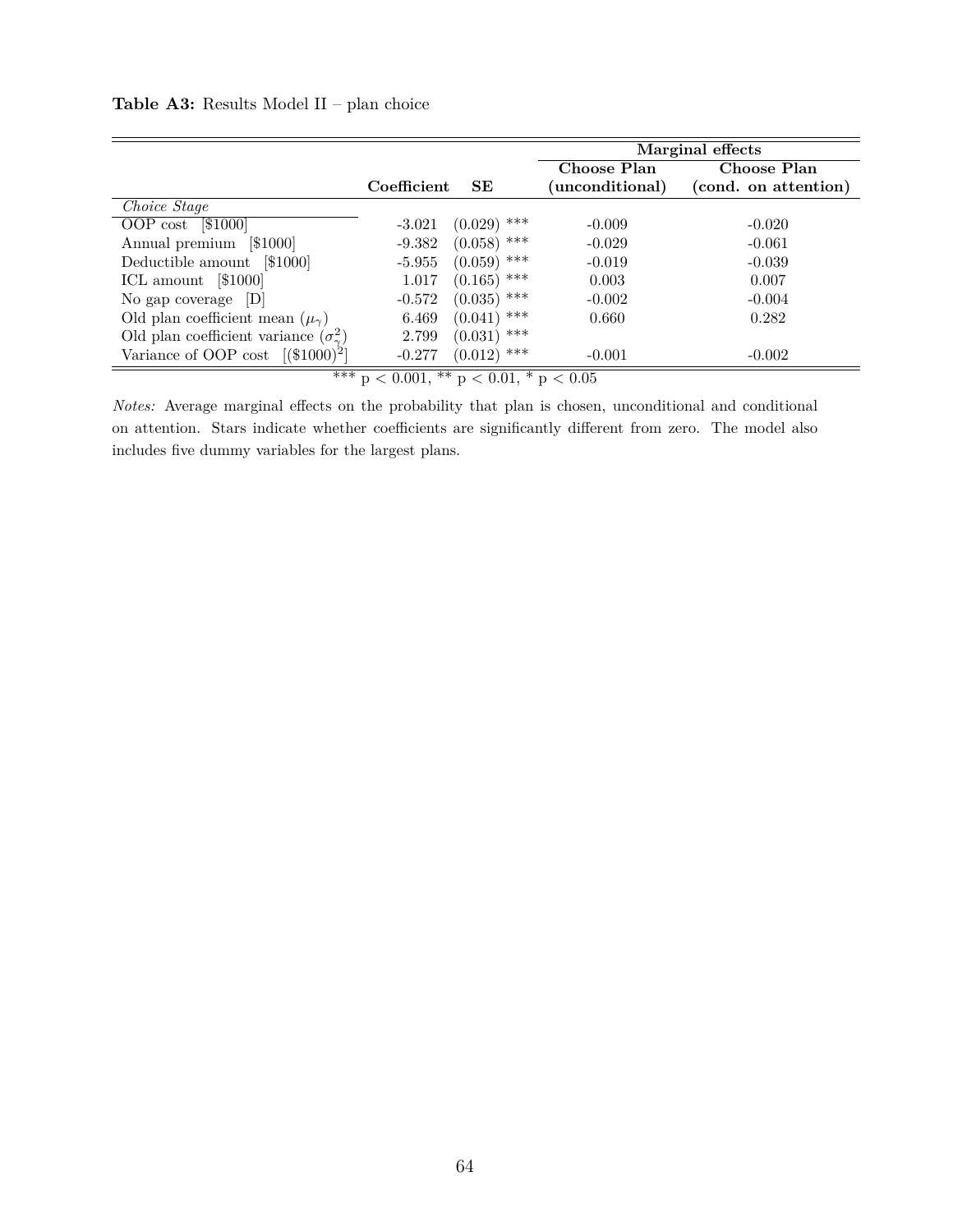**Table A3:** Results Model II – plan choice

| | Coefficient | SE | Marginal effects | |
|---|---|---|---|---|
| | | | Choose Plan (unconditional) | Choose Plan (cond. on attention) |
| *Choice Stage* | | | | |
| OOP cost [$1000] | -3.021 | (0.029) *** | -0.009 | -0.020 |
| Annual premium [$1000] | -9.382 | (0.058) *** | -0.029 | -0.061 |
| Deductible amount [$1000] | -5.955 | (0.059) *** | -0.019 | -0.039 |
| ICL amount [$1000] | 1.017 | (0.165) *** | 0.003 | 0.007 |
| No gap coverage [D] | -0.572 | (0.035) *** | -0.002 | -0.004 |
| Old plan coefficient mean ($\mu_\gamma$) | 6.469 | (0.041) *** | 0.660 | 0.282 |
| Old plan coefficient variance ($\sigma^2_\gamma$) | 2.799 | (0.031) *** | | |
| Variance of OOP cost [($1000)$^2$] | -0.277 | (0.012) *** | -0.001 | -0.002 |

*** $p < 0.001$, ** $p < 0.01$, * $p < 0.05$

*Notes:* Average marginal effects on the probability that plan is chosen, unconditional and conditional on attention. Stars indicate whether coefficients are significantly different from zero. The model also includes five dummy variables for the largest plans.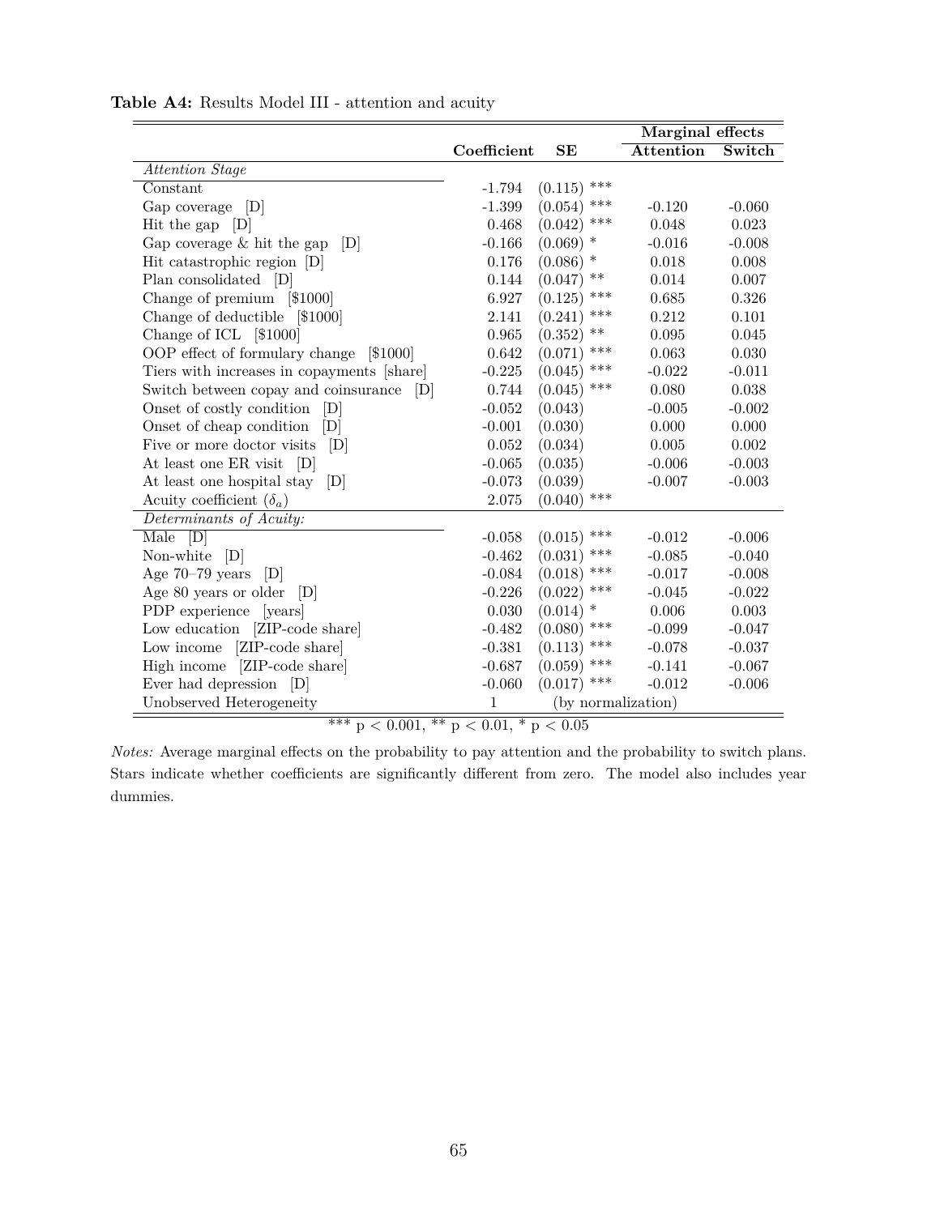**Table A4:** Results Model III - attention and acuity

| | Coefficient | SE | Marginal effects Attention | Marginal effects Switch |
|---|---|---|---|---|
| *Attention Stage* | | | | |
| Constant | -1.794 | (0.115) *** | | |
| Gap coverage [D] | -1.399 | (0.054) *** | -0.120 | -0.060 |
| Hit the gap [D] | 0.468 | (0.042) *** | 0.048 | 0.023 |
| Gap coverage & hit the gap [D] | -0.166 | (0.069) * | -0.016 | -0.008 |
| Hit catastrophic region [D] | 0.176 | (0.086) * | 0.018 | 0.008 |
| Plan consolidated [D] | 0.144 | (0.047) ** | 0.014 | 0.007 |
| Change of premium [$1000] | 6.927 | (0.125) *** | 0.685 | 0.326 |
| Change of deductible [$1000] | 2.141 | (0.241) *** | 0.212 | 0.101 |
| Change of ICL [$1000] | 0.965 | (0.352) ** | 0.095 | 0.045 |
| OOP effect of formulary change [$1000] | 0.642 | (0.071) *** | 0.063 | 0.030 |
| Tiers with increases in copayments [share] | -0.225 | (0.045) *** | -0.022 | -0.011 |
| Switch between copay and coinsurance [D] | 0.744 | (0.045) *** | 0.080 | 0.038 |
| Onset of costly condition [D] | -0.052 | (0.043) | -0.005 | -0.002 |
| Onset of cheap condition [D] | -0.001 | (0.030) | 0.000 | 0.000 |
| Five or more doctor visits [D] | 0.052 | (0.034) | 0.005 | 0.002 |
| At least one ER visit [D] | -0.065 | (0.035) | -0.006 | -0.003 |
| At least one hospital stay [D] | -0.073 | (0.039) | -0.007 | -0.003 |
| Acuity coefficient ($\delta_a$) | 2.075 | (0.040) *** | | |
| *Determinants of Acuity:* | | | | |
| Male [D] | -0.058 | (0.015) *** | -0.012 | -0.006 |
| Non-white [D] | -0.462 | (0.031) *** | -0.085 | -0.040 |
| Age 70–79 years [D] | -0.084 | (0.018) *** | -0.017 | -0.008 |
| Age 80 years or older [D] | -0.226 | (0.022) *** | -0.045 | -0.022 |
| PDP experience [years] | 0.030 | (0.014) * | 0.006 | 0.003 |
| Low education [ZIP-code share] | -0.482 | (0.080) *** | -0.099 | -0.047 |
| Low income [ZIP-code share] | -0.381 | (0.113) *** | -0.078 | -0.037 |
| High income [ZIP-code share] | -0.687 | (0.059) *** | -0.141 | -0.067 |
| Ever had depression [D] | -0.060 | (0.017) *** | -0.012 | -0.006 |
| Unobserved Heterogeneity | 1 | (by normalization) | | |

*** $p < 0.001$, ** $p < 0.01$, * $p < 0.05$

*Notes:* Average marginal effects on the probability to pay attention and the probability to switch plans. Stars indicate whether coefficients are significantly different from zero. The model also includes year dummies.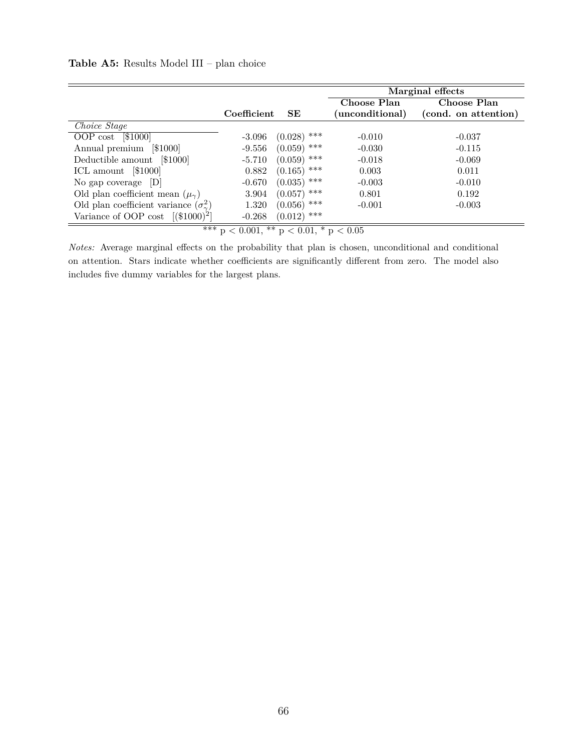**Table A5:** Results Model III – plan choice

| | Coefficient | SE | Marginal effects | |
|---|---|---|---|---|
| | | | **Choose Plan (unconditional)** | **Choose Plan (cond. on attention)** |
| *Choice Stage* | | | | |
| OOP cost [$1000] | -3.096 | (0.028) *** | -0.010 | -0.037 |
| Annual premium [$1000] | -9.556 | (0.059) *** | -0.030 | -0.115 |
| Deductible amount [$1000] | -5.710 | (0.059) *** | -0.018 | -0.069 |
| ICL amount [$1000] | 0.882 | (0.165) *** | 0.003 | 0.011 |
| No gap coverage [D] | -0.670 | (0.035) *** | -0.003 | -0.010 |
| Old plan coefficient mean ($\mu_\gamma$) | 3.904 | (0.057) *** | 0.801 | 0.192 |
| Old plan coefficient variance ($\sigma^2_\gamma$) | 1.320 | (0.056) *** | -0.001 | -0.003 |
| Variance of OOP cost [($1000)$^2$] | -0.268 | (0.012) *** | | |

*** $p < 0.001$, ** $p < 0.01$, * $p < 0.05$

*Notes:* Average marginal effects on the probability that plan is chosen, unconditional and conditional on attention. Stars indicate whether coefficients are significantly different from zero. The model also includes five dummy variables for the largest plans.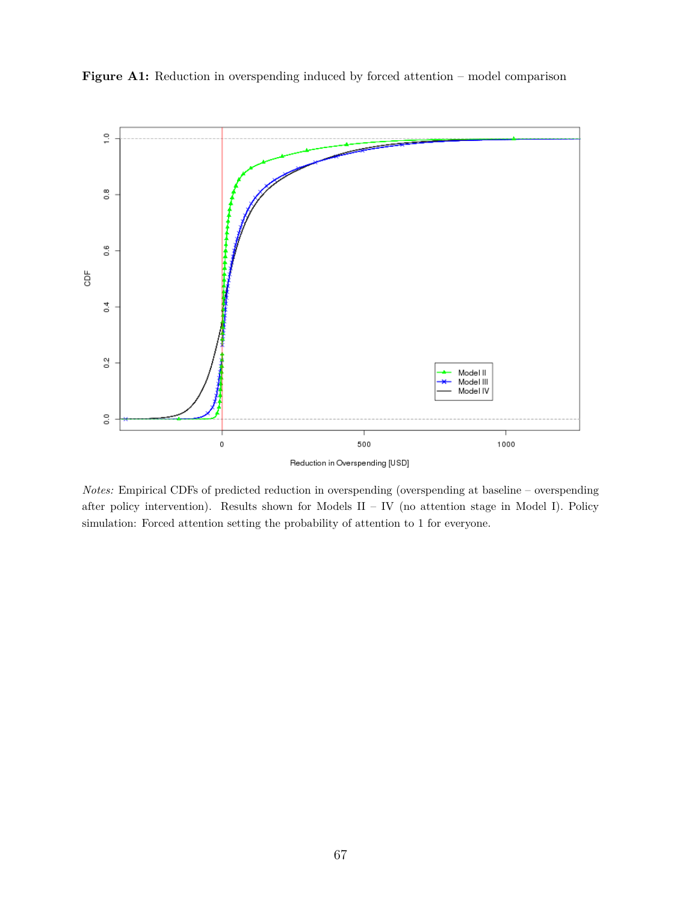**Figure A1:** Reduction in overspending induced by forced attention – model comparison

*Notes:* Empirical CDFs of predicted reduction in overspending (overspending at baseline – overspending after policy intervention). Results shown for Models II – IV (no attention stage in Model I). Policy simulation: Forced attention setting the probability of attention to 1 for everyone.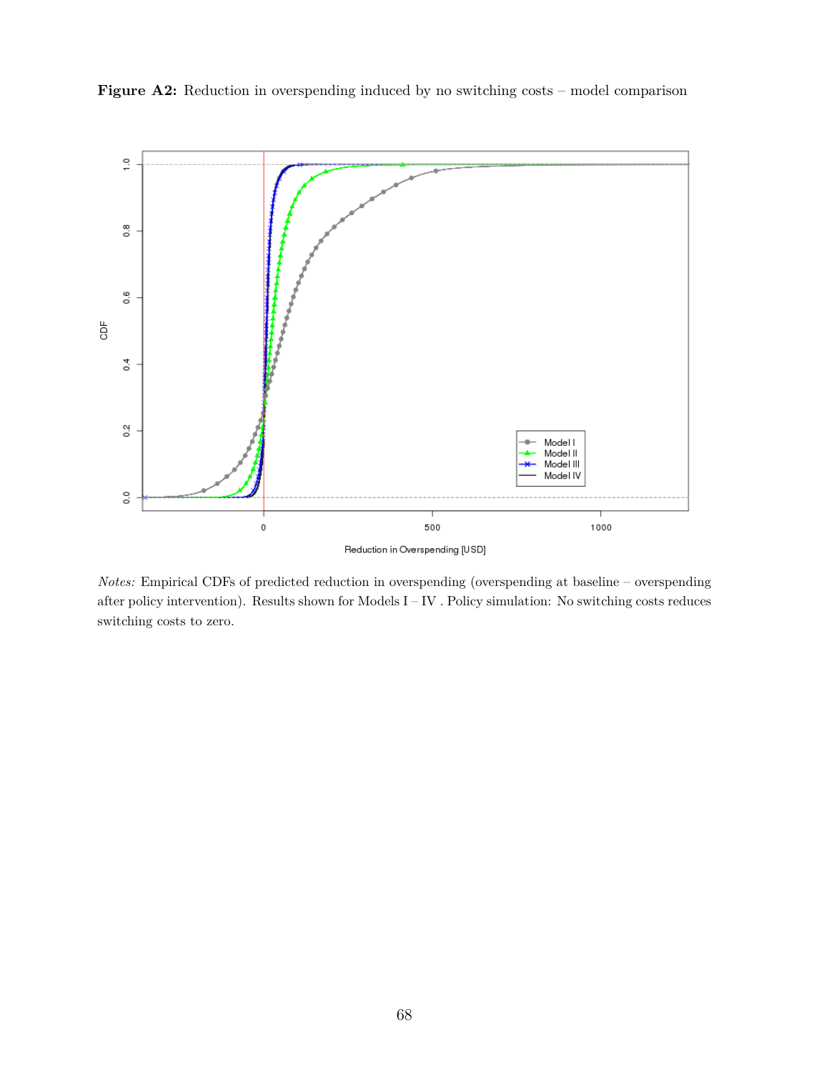**Figure A2:** Reduction in overspending induced by no switching costs – model comparison

CDF

1.0
0.8
0.6
0.4
0.2
0.0

0
500
1000

Reduction in Overspending [USD]

Model I
Model II
Model III
Model IV

*Notes:* Empirical CDFs of predicted reduction in overspending (overspending at baseline – overspending after policy intervention). Results shown for Models I – IV . Policy simulation: No switching costs reduces switching costs to zero.